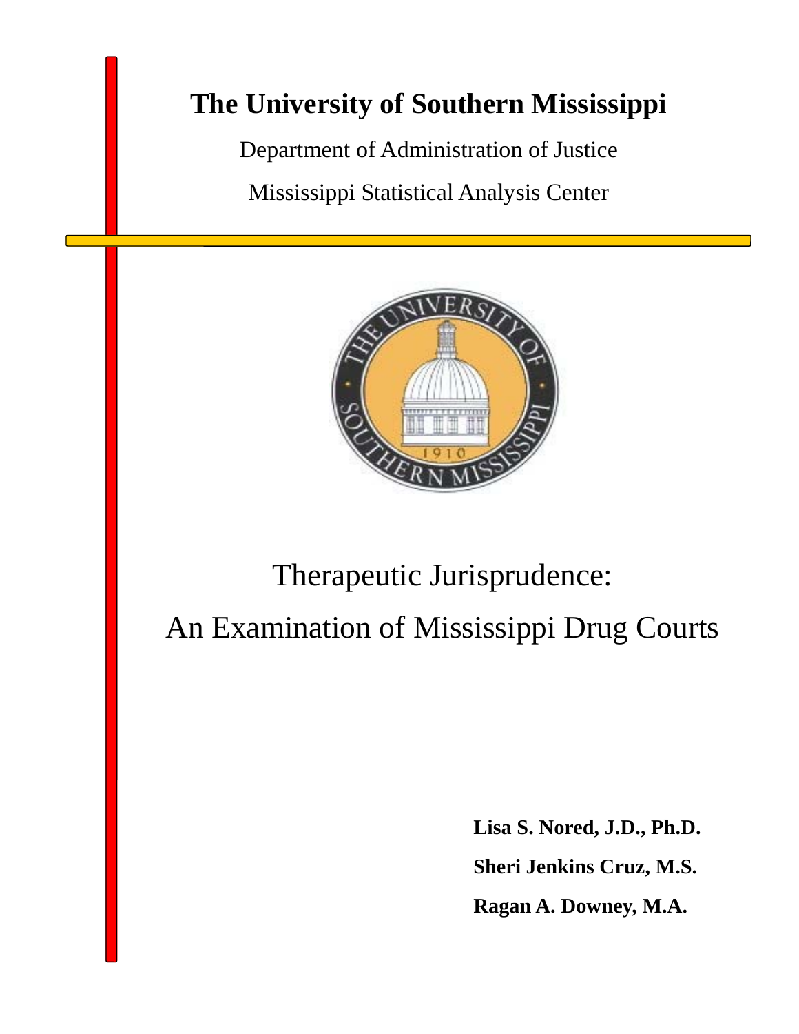# The University of Southern Mississippi

Department of Administration of Justice

Mississippi Statistical Analysis Center

# Therapeutic Jurisprudence: An Examination of Mississippi Drug Courts

**Lisa S. Nored, J.D., Ph.D.**

**Sheri Jenkins Cruz, M.S.**

**Ragan A. Downey, M.A.**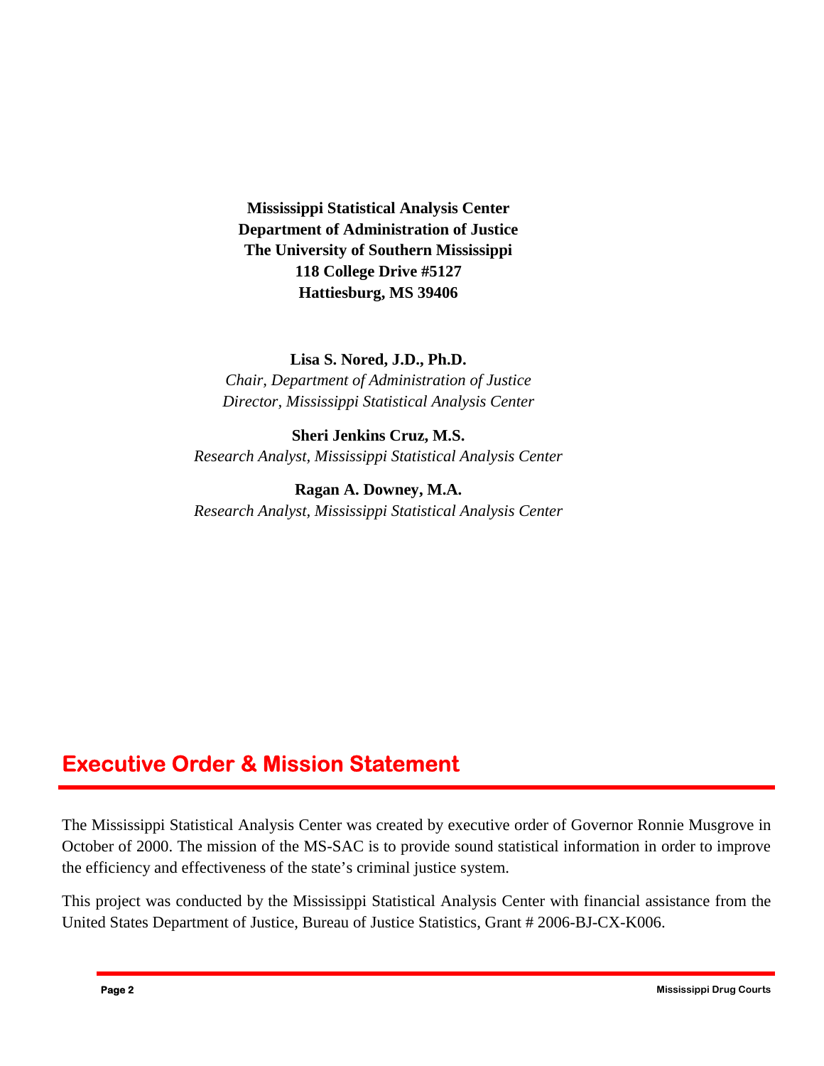**Mississippi Statistical Analysis Center**
**Department of Administration of Justice**
**The University of Southern Mississippi**
**118 College Drive #5127**
**Hattiesburg, MS 39406**

**Lisa S. Nored, J.D., Ph.D.**
*Chair, Department of Administration of Justice*
*Director, Mississippi Statistical Analysis Center*

**Sheri Jenkins Cruz, M.S.**
*Research Analyst, Mississippi Statistical Analysis Center*

**Ragan A. Downey, M.A.**
*Research Analyst, Mississippi Statistical Analysis Center*

## Executive Order & Mission Statement

The Mississippi Statistical Analysis Center was created by executive order of Governor Ronnie Musgrove in October of 2000. The mission of the MS-SAC is to provide sound statistical information in order to improve the efficiency and effectiveness of the state's criminal justice system.

This project was conducted by the Mississippi Statistical Analysis Center with financial assistance from the United States Department of Justice, Bureau of Justice Statistics, Grant # 2006-BJ-CX-K006.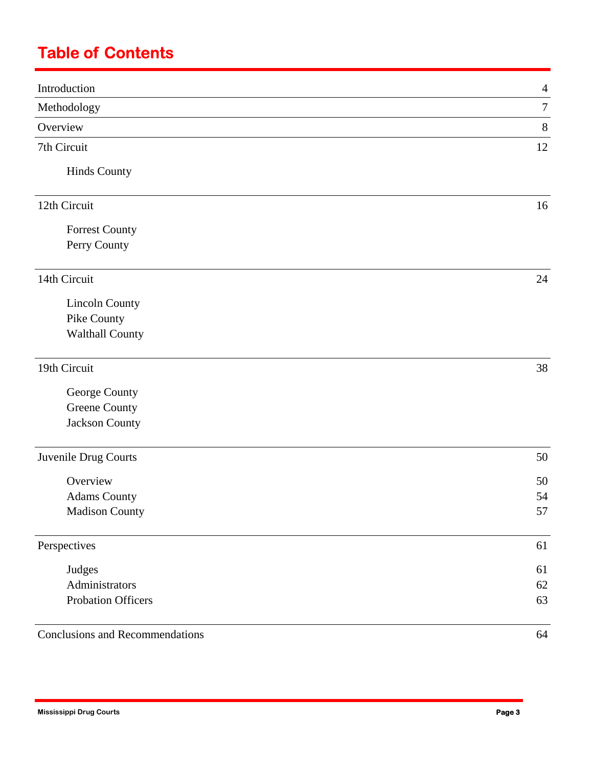# Table of Contents

| | |
|---|---|
| Introduction | 4 |
| Methodology | 7 |
| Overview | 8 |
| 7th Circuit | 12 |
| Hinds County | |
| 12th Circuit | 16 |
| Forrest County | |
| Perry County | |
| 14th Circuit | 24 |
| Lincoln County | |
| Pike County | |
| Walthall County | |
| 19th Circuit | 38 |
| George County | |
| Greene County | |
| Jackson County | |
| Juvenile Drug Courts | 50 |
| Overview | 50 |
| Adams County | 54 |
| Madison County | 57 |
| Perspectives | 61 |
| Judges | 61 |
| Administrators | 62 |
| Probation Officers | 63 |
| Conclusions and Recommendations | 64 |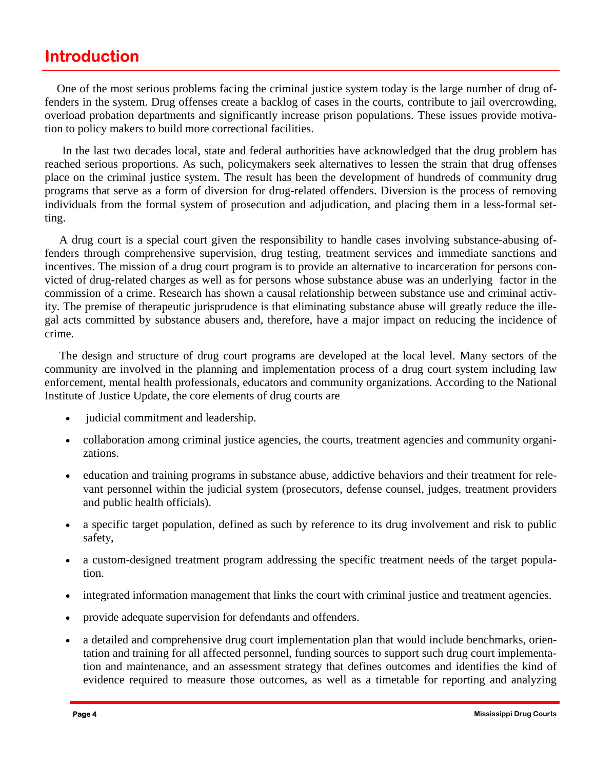# Introduction

One of the most serious problems facing the criminal justice system today is the large number of drug offenders in the system. Drug offenses create a backlog of cases in the courts, contribute to jail overcrowding, overload probation departments and significantly increase prison populations. These issues provide motivation to policy makers to build more correctional facilities.

In the last two decades local, state and federal authorities have acknowledged that the drug problem has reached serious proportions. As such, policymakers seek alternatives to lessen the strain that drug offenses place on the criminal justice system. The result has been the development of hundreds of community drug programs that serve as a form of diversion for drug-related offenders. Diversion is the process of removing individuals from the formal system of prosecution and adjudication, and placing them in a less-formal setting.

A drug court is a special court given the responsibility to handle cases involving substance-abusing offenders through comprehensive supervision, drug testing, treatment services and immediate sanctions and incentives. The mission of a drug court program is to provide an alternative to incarceration for persons convicted of drug-related charges as well as for persons whose substance abuse was an underlying factor in the commission of a crime. Research has shown a causal relationship between substance use and criminal activity. The premise of therapeutic jurisprudence is that eliminating substance abuse will greatly reduce the illegal acts committed by substance abusers and, therefore, have a major impact on reducing the incidence of crime.

The design and structure of drug court programs are developed at the local level. Many sectors of the community are involved in the planning and implementation process of a drug court system including law enforcement, mental health professionals, educators and community organizations. According to the National Institute of Justice Update, the core elements of drug courts are

- judicial commitment and leadership.
- collaboration among criminal justice agencies, the courts, treatment agencies and community organizations.
- education and training programs in substance abuse, addictive behaviors and their treatment for relevant personnel within the judicial system (prosecutors, defense counsel, judges, treatment providers and public health officials).
- a specific target population, defined as such by reference to its drug involvement and risk to public safety,
- a custom-designed treatment program addressing the specific treatment needs of the target population.
- integrated information management that links the court with criminal justice and treatment agencies.
- provide adequate supervision for defendants and offenders.
- a detailed and comprehensive drug court implementation plan that would include benchmarks, orientation and training for all affected personnel, funding sources to support such drug court implementation and maintenance, and an assessment strategy that defines outcomes and identifies the kind of evidence required to measure those outcomes, as well as a timetable for reporting and analyzing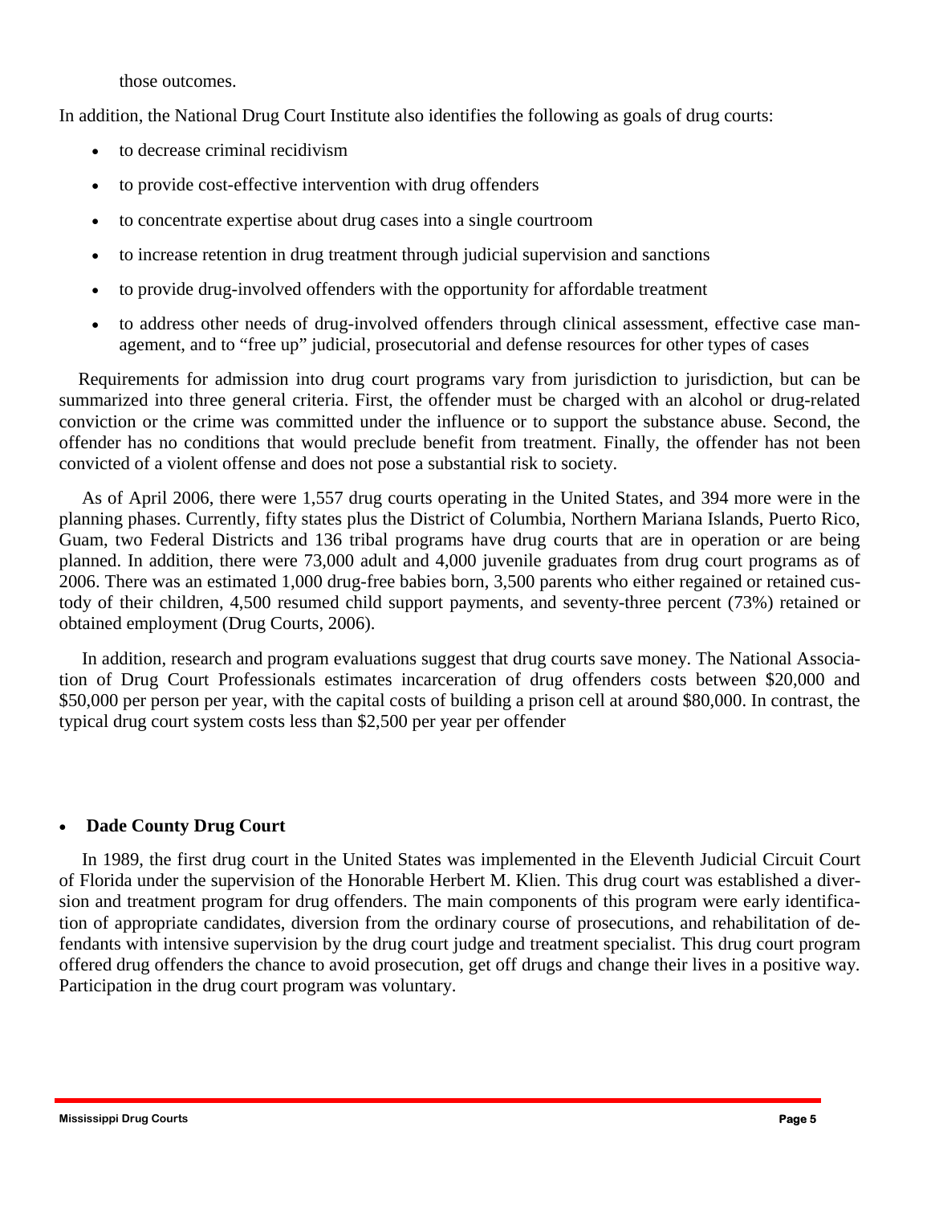those outcomes.

In addition, the National Drug Court Institute also identifies the following as goals of drug courts:

- to decrease criminal recidivism
- to provide cost-effective intervention with drug offenders
- to concentrate expertise about drug cases into a single courtroom
- to increase retention in drug treatment through judicial supervision and sanctions
- to provide drug-involved offenders with the opportunity for affordable treatment
- to address other needs of drug-involved offenders through clinical assessment, effective case management, and to "free up" judicial, prosecutorial and defense resources for other types of cases

Requirements for admission into drug court programs vary from jurisdiction to jurisdiction, but can be summarized into three general criteria. First, the offender must be charged with an alcohol or drug-related conviction or the crime was committed under the influence or to support the substance abuse. Second, the offender has no conditions that would preclude benefit from treatment. Finally, the offender has not been convicted of a violent offense and does not pose a substantial risk to society.

As of April 2006, there were 1,557 drug courts operating in the United States, and 394 more were in the planning phases. Currently, fifty states plus the District of Columbia, Northern Mariana Islands, Puerto Rico, Guam, two Federal Districts and 136 tribal programs have drug courts that are in operation or are being planned. In addition, there were 73,000 adult and 4,000 juvenile graduates from drug court programs as of 2006. There was an estimated 1,000 drug-free babies born, 3,500 parents who either regained or retained custody of their children, 4,500 resumed child support payments, and seventy-three percent (73%) retained or obtained employment (Drug Courts, 2006).

In addition, research and program evaluations suggest that drug courts save money. The National Association of Drug Court Professionals estimates incarceration of drug offenders costs between $20,000 and $50,000 per person per year, with the capital costs of building a prison cell at around $80,000. In contrast, the typical drug court system costs less than $2,500 per year per offender

- **Dade County Drug Court**

In 1989, the first drug court in the United States was implemented in the Eleventh Judicial Circuit Court of Florida under the supervision of the Honorable Herbert M. Klien. This drug court was established a diversion and treatment program for drug offenders. The main components of this program were early identification of appropriate candidates, diversion from the ordinary course of prosecutions, and rehabilitation of defendants with intensive supervision by the drug court judge and treatment specialist. This drug court program offered drug offenders the chance to avoid prosecution, get off drugs and change their lives in a positive way. Participation in the drug court program was voluntary.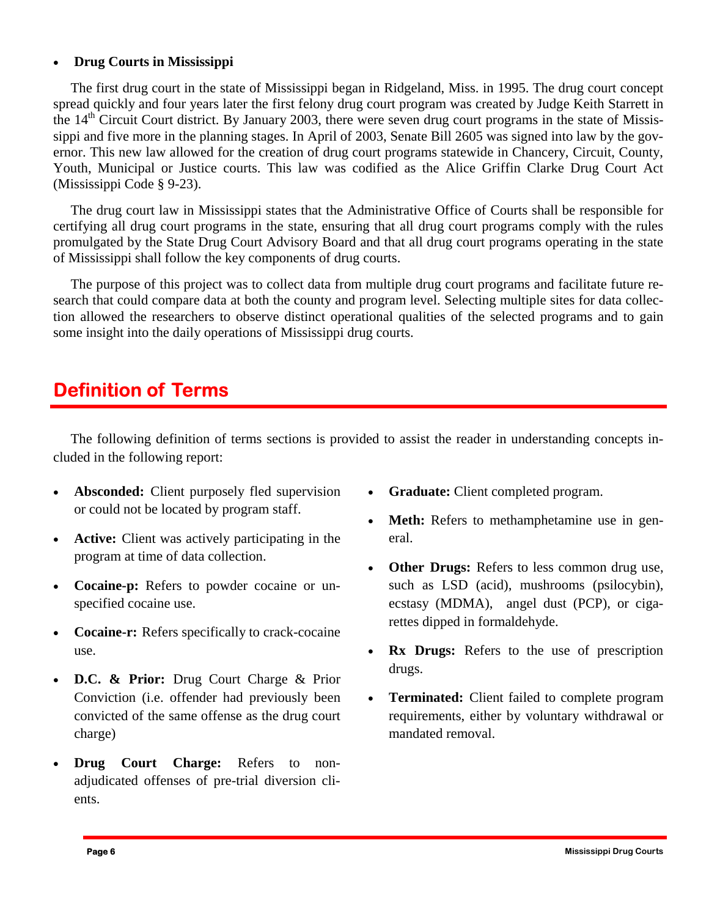- **Drug Courts in Mississippi**

The first drug court in the state of Mississippi began in Ridgeland, Miss. in 1995. The drug court concept spread quickly and four years later the first felony drug court program was created by Judge Keith Starrett in the 14th Circuit Court district. By January 2003, there were seven drug court programs in the state of Mississippi and five more in the planning stages. In April of 2003, Senate Bill 2605 was signed into law by the governor. This new law allowed for the creation of drug court programs statewide in Chancery, Circuit, County, Youth, Municipal or Justice courts. This law was codified as the Alice Griffin Clarke Drug Court Act (Mississippi Code § 9-23).

The drug court law in Mississippi states that the Administrative Office of Courts shall be responsible for certifying all drug court programs in the state, ensuring that all drug court programs comply with the rules promulgated by the State Drug Court Advisory Board and that all drug court programs operating in the state of Mississippi shall follow the key components of drug courts.

The purpose of this project was to collect data from multiple drug court programs and facilitate future research that could compare data at both the county and program level. Selecting multiple sites for data collection allowed the researchers to observe distinct operational qualities of the selected programs and to gain some insight into the daily operations of Mississippi drug courts.

## Definition of Terms

The following definition of terms sections is provided to assist the reader in understanding concepts included in the following report:

- **Absconded:** Client purposely fled supervision or could not be located by program staff.
- **Active:** Client was actively participating in the program at time of data collection.
- **Cocaine-p:** Refers to powder cocaine or unspecified cocaine use.
- **Cocaine-r:** Refers specifically to crack-cocaine use.
- **D.C. & Prior:** Drug Court Charge & Prior Conviction (i.e. offender had previously been convicted of the same offense as the drug court charge)
- **Drug Court Charge:** Refers to non-adjudicated offenses of pre-trial diversion clients.
- **Graduate:** Client completed program.
- **Meth:** Refers to methamphetamine use in general.
- **Other Drugs:** Refers to less common drug use, such as LSD (acid), mushrooms (psilocybin), ecstasy (MDMA), angel dust (PCP), or cigarettes dipped in formaldehyde.
- **Rx Drugs:** Refers to the use of prescription drugs.
- **Terminated:** Client failed to complete program requirements, either by voluntary withdrawal or mandated removal.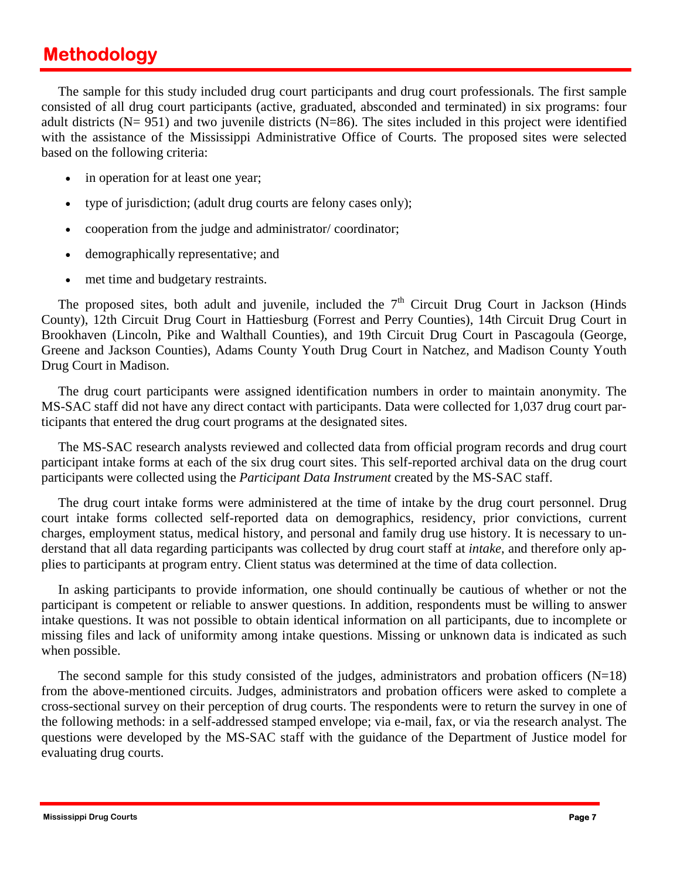# Methodology

The sample for this study included drug court participants and drug court professionals. The first sample consisted of all drug court participants (active, graduated, absconded and terminated) in six programs: four adult districts (N= 951) and two juvenile districts (N=86). The sites included in this project were identified with the assistance of the Mississippi Administrative Office of Courts. The proposed sites were selected based on the following criteria:

- in operation for at least one year;
- type of jurisdiction; (adult drug courts are felony cases only);
- cooperation from the judge and administrator/ coordinator;
- demographically representative; and
- met time and budgetary restraints.

The proposed sites, both adult and juvenile, included the 7th Circuit Drug Court in Jackson (Hinds County), 12th Circuit Drug Court in Hattiesburg (Forrest and Perry Counties), 14th Circuit Drug Court in Brookhaven (Lincoln, Pike and Walthall Counties), and 19th Circuit Drug Court in Pascagoula (George, Greene and Jackson Counties), Adams County Youth Drug Court in Natchez, and Madison County Youth Drug Court in Madison.

The drug court participants were assigned identification numbers in order to maintain anonymity. The MS-SAC staff did not have any direct contact with participants. Data were collected for 1,037 drug court participants that entered the drug court programs at the designated sites.

The MS-SAC research analysts reviewed and collected data from official program records and drug court participant intake forms at each of the six drug court sites. This self-reported archival data on the drug court participants were collected using the *Participant Data Instrument* created by the MS-SAC staff.

The drug court intake forms were administered at the time of intake by the drug court personnel. Drug court intake forms collected self-reported data on demographics, residency, prior convictions, current charges, employment status, medical history, and personal and family drug use history. It is necessary to understand that all data regarding participants was collected by drug court staff at *intake*, and therefore only applies to participants at program entry. Client status was determined at the time of data collection.

In asking participants to provide information, one should continually be cautious of whether or not the participant is competent or reliable to answer questions. In addition, respondents must be willing to answer intake questions. It was not possible to obtain identical information on all participants, due to incomplete or missing files and lack of uniformity among intake questions. Missing or unknown data is indicated as such when possible.

The second sample for this study consisted of the judges, administrators and probation officers (N=18) from the above-mentioned circuits. Judges, administrators and probation officers were asked to complete a cross-sectional survey on their perception of drug courts. The respondents were to return the survey in one of the following methods: in a self-addressed stamped envelope; via e-mail, fax, or via the research analyst. The questions were developed by the MS-SAC staff with the guidance of the Department of Justice model for evaluating drug courts.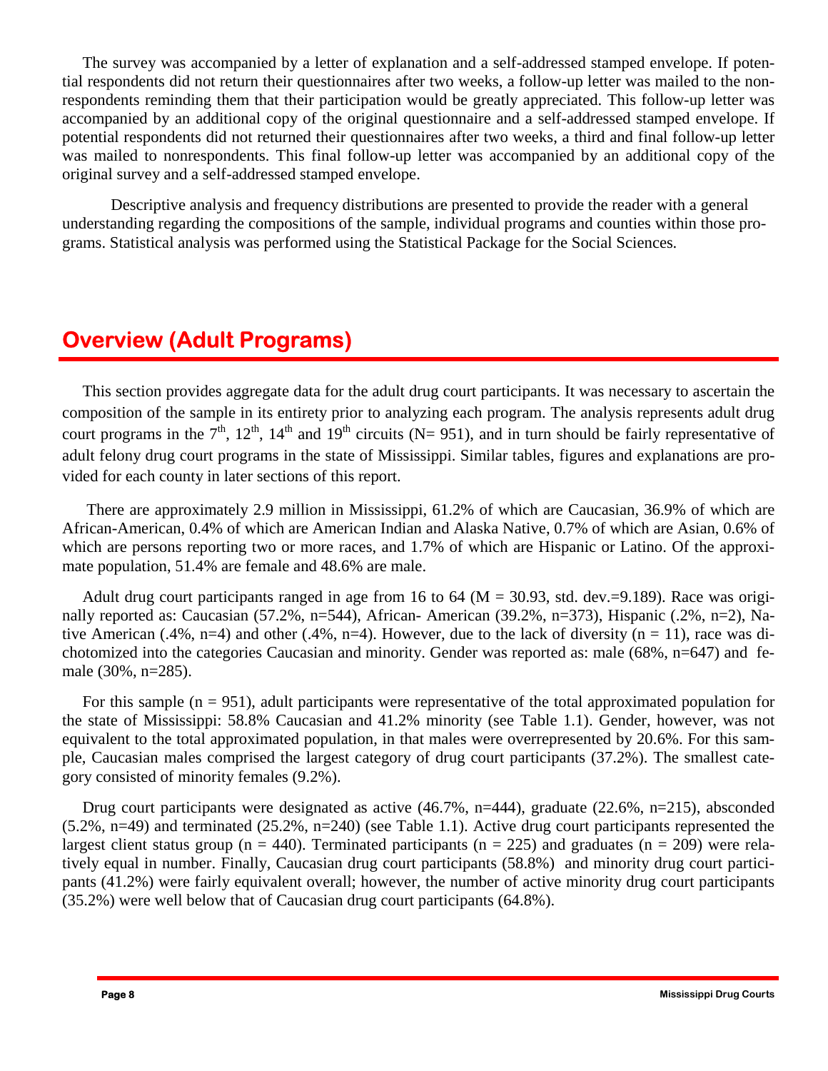The survey was accompanied by a letter of explanation and a self-addressed stamped envelope. If potential respondents did not return their questionnaires after two weeks, a follow-up letter was mailed to the nonrespondents reminding them that their participation would be greatly appreciated. This follow-up letter was accompanied by an additional copy of the original questionnaire and a self-addressed stamped envelope. If potential respondents did not returned their questionnaires after two weeks, a third and final follow-up letter was mailed to nonrespondents. This final follow-up letter was accompanied by an additional copy of the original survey and a self-addressed stamped envelope.

Descriptive analysis and frequency distributions are presented to provide the reader with a general understanding regarding the compositions of the sample, individual programs and counties within those programs. Statistical analysis was performed using the Statistical Package for the Social Sciences.

## Overview (Adult Programs)

This section provides aggregate data for the adult drug court participants. It was necessary to ascertain the composition of the sample in its entirety prior to analyzing each program. The analysis represents adult drug court programs in the 7$^{th}$, 12$^{th}$, 14$^{th}$ and 19$^{th}$ circuits (N= 951), and in turn should be fairly representative of adult felony drug court programs in the state of Mississippi. Similar tables, figures and explanations are provided for each county in later sections of this report.

There are approximately 2.9 million in Mississippi, 61.2% of which are Caucasian, 36.9% of which are African-American, 0.4% of which are American Indian and Alaska Native, 0.7% of which are Asian, 0.6% of which are persons reporting two or more races, and 1.7% of which are Hispanic or Latino. Of the approximate population, 51.4% are female and 48.6% are male.

Adult drug court participants ranged in age from 16 to 64 (M = 30.93, std. dev.=9.189). Race was originally reported as: Caucasian (57.2%, n=544), African- American (39.2%, n=373), Hispanic (.2%, n=2), Native American (.4%, n=4) and other (.4%, n=4). However, due to the lack of diversity (n = 11), race was dichotomized into the categories Caucasian and minority. Gender was reported as: male (68%, n=647) and female (30%, n=285).

For this sample (n = 951), adult participants were representative of the total approximated population for the state of Mississippi: 58.8% Caucasian and 41.2% minority (see Table 1.1). Gender, however, was not equivalent to the total approximated population, in that males were overrepresented by 20.6%. For this sample, Caucasian males comprised the largest category of drug court participants (37.2%). The smallest category consisted of minority females (9.2%).

Drug court participants were designated as active (46.7%, n=444), graduate (22.6%, n=215), absconded (5.2%, n=49) and terminated (25.2%, n=240) (see Table 1.1). Active drug court participants represented the largest client status group (n = 440). Terminated participants (n = 225) and graduates (n = 209) were relatively equal in number. Finally, Caucasian drug court participants (58.8%) and minority drug court participants (41.2%) were fairly equivalent overall; however, the number of active minority drug court participants (35.2%) were well below that of Caucasian drug court participants (64.8%).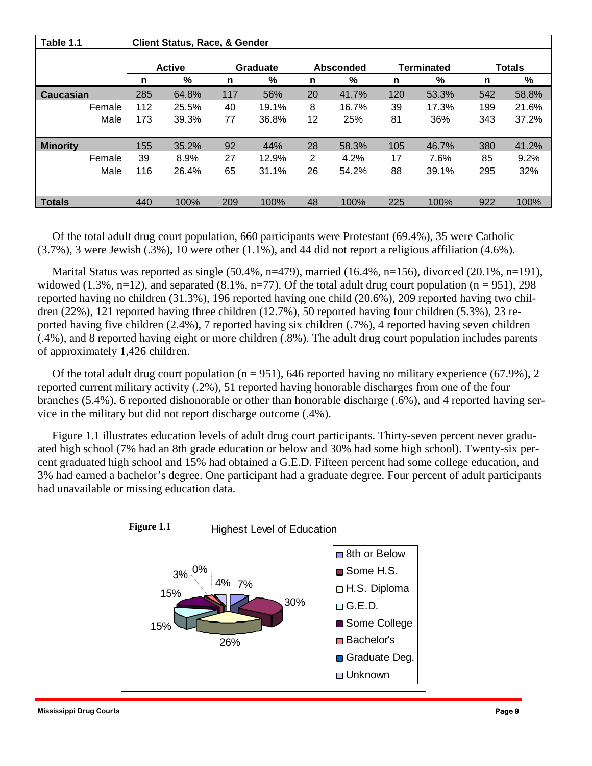| Table 1.1 | Client Status, Race, & Gender | | | | | | | | | |
|---|---|---|---|---|---|---|---|---|---|---|
| | Active | | Graduate | | Absconded | | Terminated | | Totals | |
| | n | % | n | % | n | % | n | % | n | % |
| **Caucasian** | 285 | 64.8% | 117 | 56% | 20 | 41.7% | 120 | 53.3% | 542 | 58.8% |
| Female | 112 | 25.5% | 40 | 19.1% | 8 | 16.7% | 39 | 17.3% | 199 | 21.6% |
| Male | 173 | 39.3% | 77 | 36.8% | 12 | 25% | 81 | 36% | 343 | 37.2% |
| **Minority** | 155 | 35.2% | 92 | 44% | 28 | 58.3% | 105 | 46.7% | 380 | 41.2% |
| Female | 39 | 8.9% | 27 | 12.9% | 2 | 4.2% | 17 | 7.6% | 85 | 9.2% |
| Male | 116 | 26.4% | 65 | 31.1% | 26 | 54.2% | 88 | 39.1% | 295 | 32% |
| **Totals** | 440 | 100% | 209 | 100% | 48 | 100% | 225 | 100% | 922 | 100% |

Of the total adult drug court population, 660 participants were Protestant (69.4%), 35 were Catholic (3.7%), 3 were Jewish (.3%), 10 were other (1.1%), and 44 did not report a religious affiliation (4.6%).

Marital Status was reported as single (50.4%, n=479), married (16.4%, n=156), divorced (20.1%, n=191), widowed (1.3%, n=12), and separated (8.1%, n=77). Of the total adult drug court population (n = 951), 298 reported having no children (31.3%), 196 reported having one child (20.6%), 209 reported having two children (22%), 121 reported having three children (12.7%), 50 reported having four children (5.3%), 23 reported having five children (2.4%), 7 reported having six children (.7%), 4 reported having seven children (.4%), and 8 reported having eight or more children (.8%). The adult drug court population includes parents of approximately 1,426 children.

Of the total adult drug court population (n = 951), 646 reported having no military experience (67.9%), 2 reported current military activity (.2%), 51 reported having honorable discharges from one of the four branches (5.4%), 6 reported dishonorable or other than honorable discharge (.6%), and 4 reported having service in the military but did not report discharge outcome (.4%).

Figure 1.1 illustrates education levels of adult drug court participants. Thirty-seven percent never graduated high school (7% had an 8th grade education or below and 30% had some high school). Twenty-six percent graduated high school and 15% had obtained a G.E.D. Fifteen percent had some college education, and 3% had earned a bachelor's degree. One participant had a graduate degree. Four percent of adult participants had unavailable or missing education data.

**Figure 1.1** Highest Level of Education

- 8th or Below: 7%
- Some H.S.: 30%
- H.S. Diploma: 26%
- G.E.D.: 15%
- Some College: 15%
- Bachelor's: 3%
- Graduate Deg.: 0%
- Unknown: 4%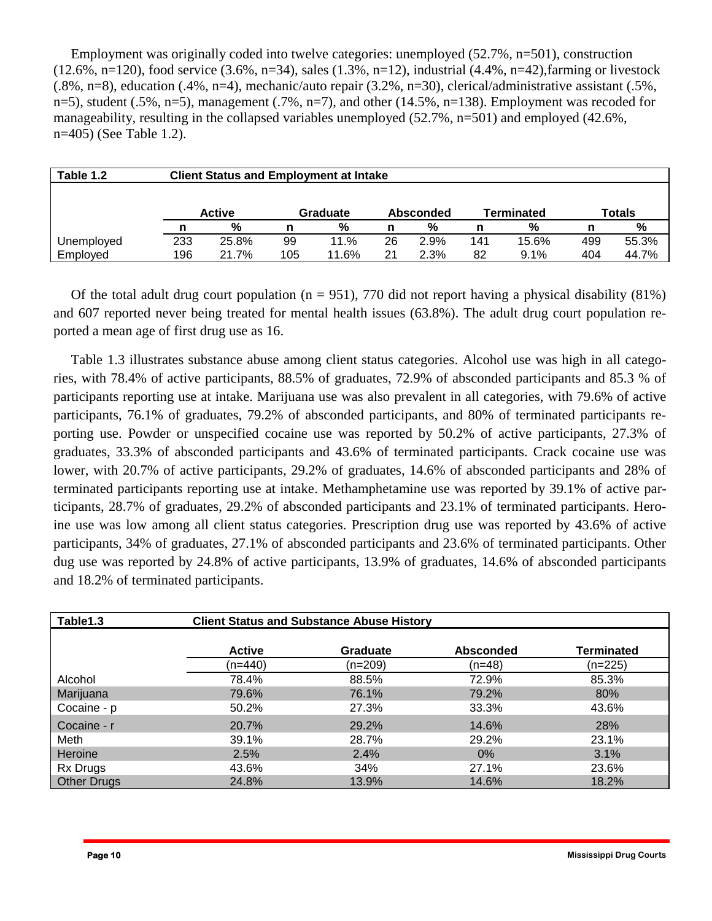Employment was originally coded into twelve categories: unemployed (52.7%, n=501), construction (12.6%, n=120), food service (3.6%, n=34), sales (1.3%, n=12), industrial (4.4%, n=42),farming or livestock (.8%, n=8), education (.4%, n=4), mechanic/auto repair (3.2%, n=30), clerical/administrative assistant (.5%, n=5), student (.5%, n=5), management (.7%, n=7), and other (14.5%, n=138). Employment was recoded for manageability, resulting in the collapsed variables unemployed (52.7%, n=501) and employed (42.6%, n=405) (See Table 1.2).

| **Table 1.2** | **Client Status and Employment at Intake** | | | | | | | | | |
|---|---|---|---|---|---|---|---|---|---|---|
| | **Active** | | **Graduate** | | **Absconded** | | **Terminated** | | **Totals** | |
| | **n** | **%** | **n** | **%** | **n** | **%** | **n** | **%** | **n** | **%** |
| Unemployed | 233 | 25.8% | 99 | 11.% | 26 | 2.9% | 141 | 15.6% | 499 | 55.3% |
| Employed | 196 | 21.7% | 105 | 11.6% | 21 | 2.3% | 82 | 9.1% | 404 | 44.7% |

Of the total adult drug court population (n = 951), 770 did not report having a physical disability (81%) and 607 reported never being treated for mental health issues (63.8%). The adult drug court population reported a mean age of first drug use as 16.

Table 1.3 illustrates substance abuse among client status categories. Alcohol use was high in all categories, with 78.4% of active participants, 88.5% of graduates, 72.9% of absconded participants and 85.3 % of participants reporting use at intake. Marijuana use was also prevalent in all categories, with 79.6% of active participants, 76.1% of graduates, 79.2% of absconded participants, and 80% of terminated participants reporting use. Powder or unspecified cocaine use was reported by 50.2% of active participants, 27.3% of graduates, 33.3% of absconded participants and 43.6% of terminated participants. Crack cocaine use was lower, with 20.7% of active participants, 29.2% of graduates, 14.6% of absconded participants and 28% of terminated participants reporting use at intake. Methamphetamine use was reported by 39.1% of active participants, 28.7% of graduates, 29.2% of absconded participants and 23.1% of terminated participants. Heroine use was low among all client status categories. Prescription drug use was reported by 43.6% of active participants, 34% of graduates, 27.1% of absconded participants and 23.6% of terminated participants. Other dug use was reported by 24.8% of active participants, 13.9% of graduates, 14.6% of absconded participants and 18.2% of terminated participants.

| **Table1.3** | **Client Status and Substance Abuse History** | | | |
|---|---|---|---|---|
| | **Active** | **Graduate** | **Absconded** | **Terminated** |
| | (n=440) | (n=209) | (n=48) | (n=225) |
| Alcohol | 78.4% | 88.5% | 72.9% | 85.3% |
| Marijuana | 79.6% | 76.1% | 79.2% | 80% |
| Cocaine - p | 50.2% | 27.3% | 33.3% | 43.6% |
| Cocaine - r | 20.7% | 29.2% | 14.6% | 28% |
| Meth | 39.1% | 28.7% | 29.2% | 23.1% |
| Heroine | 2.5% | 2.4% | 0% | 3.1% |
| Rx Drugs | 43.6% | 34% | 27.1% | 23.6% |
| Other Drugs | 24.8% | 13.9% | 14.6% | 18.2% |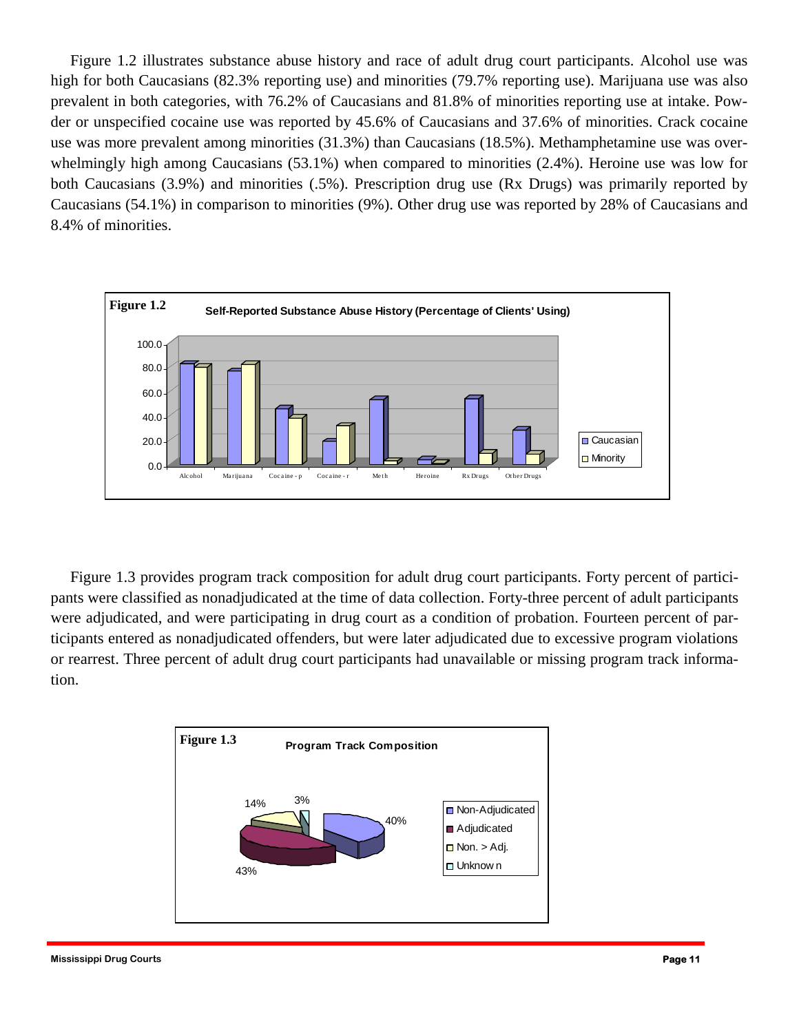Figure 1.2 illustrates substance abuse history and race of adult drug court participants. Alcohol use was high for both Caucasians (82.3% reporting use) and minorities (79.7% reporting use). Marijuana use was also prevalent in both categories, with 76.2% of Caucasians and 81.8% of minorities reporting use at intake. Powder or unspecified cocaine use was reported by 45.6% of Caucasians and 37.6% of minorities. Crack cocaine use was more prevalent among minorities (31.3%) than Caucasians (18.5%). Methamphetamine use was overwhelmingly high among Caucasians (53.1%) when compared to minorities (2.4%). Heroine use was low for both Caucasians (3.9%) and minorities (.5%). Prescription drug use (Rx Drugs) was primarily reported by Caucasians (54.1%) in comparison to minorities (9%). Other drug use was reported by 28% of Caucasians and 8.4% of minorities.

**Figure 1.2** Self-Reported Substance Abuse History (Percentage of Clients' Using)

| | Caucasian | Minority |
|---|---|---|
| Alcohol | 82.3 | 79.7 |
| Marijuana | 76.2 | 81.8 |
| Cocaine - p | 45.6 | 37.6 |
| Cocaine - r | 18.5 | 31.3 |
| Meth | 53.1 | 2.4 |
| Heroine | 3.9 | .5 |
| Rx Drugs | 54.1 | 9 |
| Other Drugs | 28 | 8.4 |

Figure 1.3 provides program track composition for adult drug court participants. Forty percent of participants were classified as nonadjudicated at the time of data collection. Forty-three percent of adult participants were adjudicated, and were participating in drug court as a condition of probation. Fourteen percent of participants entered as nonadjudicated offenders, but were later adjudicated due to excessive program violations or rearrest. Three percent of adult drug court participants had unavailable or missing program track information.

**Figure 1.3** Program Track Composition

| Track | Percent |
|---|---|
| Non-Adjudicated | 40% |
| Adjudicated | 43% |
| Non. > Adj. | 14% |
| Unknown | 3% |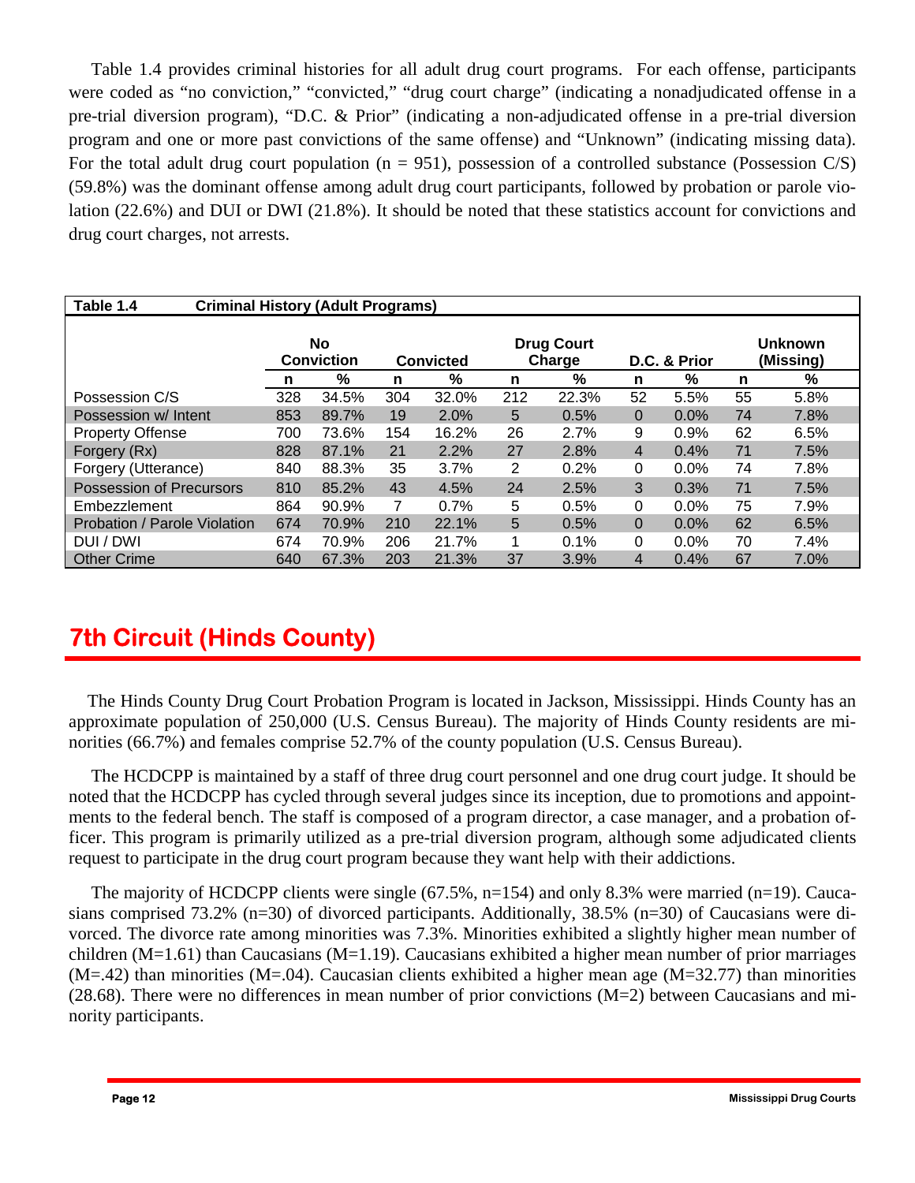Table 1.4 provides criminal histories for all adult drug court programs. For each offense, participants were coded as "no conviction," "convicted," "drug court charge" (indicating a nonadjudicated offense in a pre-trial diversion program), "D.C. & Prior" (indicating a non-adjudicated offense in a pre-trial diversion program and one or more past convictions of the same offense) and "Unknown" (indicating missing data). For the total adult drug court population (n = 951), possession of a controlled substance (Possession C/S) (59.8%) was the dominant offense among adult drug court participants, followed by probation or parole violation (22.6%) and DUI or DWI (21.8%). It should be noted that these statistics account for convictions and drug court charges, not arrests.

**Table 1.4 Criminal History (Adult Programs)**

| | No Conviction | | Convicted | | Drug Court Charge | | D.C. & Prior | | Unknown (Missing) | |
|---|---|---|---|---|---|---|---|---|---|---|
| | n | % | n | % | n | % | n | % | n | % |
| Possession C/S | 328 | 34.5% | 304 | 32.0% | 212 | 22.3% | 52 | 5.5% | 55 | 5.8% |
| Possession w/ Intent | 853 | 89.7% | 19 | 2.0% | 5 | 0.5% | 0 | 0.0% | 74 | 7.8% |
| Property Offense | 700 | 73.6% | 154 | 16.2% | 26 | 2.7% | 9 | 0.9% | 62 | 6.5% |
| Forgery (Rx) | 828 | 87.1% | 21 | 2.2% | 27 | 2.8% | 4 | 0.4% | 71 | 7.5% |
| Forgery (Utterance) | 840 | 88.3% | 35 | 3.7% | 2 | 0.2% | 0 | 0.0% | 74 | 7.8% |
| Possession of Precursors | 810 | 85.2% | 43 | 4.5% | 24 | 2.5% | 3 | 0.3% | 71 | 7.5% |
| Embezzlement | 864 | 90.9% | 7 | 0.7% | 5 | 0.5% | 0 | 0.0% | 75 | 7.9% |
| Probation / Parole Violation | 674 | 70.9% | 210 | 22.1% | 5 | 0.5% | 0 | 0.0% | 62 | 6.5% |
| DUI / DWI | 674 | 70.9% | 206 | 21.7% | 1 | 0.1% | 0 | 0.0% | 70 | 7.4% |
| Other Crime | 640 | 67.3% | 203 | 21.3% | 37 | 3.9% | 4 | 0.4% | 67 | 7.0% |

## 7th Circuit (Hinds County)

The Hinds County Drug Court Probation Program is located in Jackson, Mississippi. Hinds County has an approximate population of 250,000 (U.S. Census Bureau). The majority of Hinds County residents are minorities (66.7%) and females comprise 52.7% of the county population (U.S. Census Bureau).

The HCDCPP is maintained by a staff of three drug court personnel and one drug court judge. It should be noted that the HCDCPP has cycled through several judges since its inception, due to promotions and appointments to the federal bench. The staff is composed of a program director, a case manager, and a probation officer. This program is primarily utilized as a pre-trial diversion program, although some adjudicated clients request to participate in the drug court program because they want help with their addictions.

The majority of HCDCPP clients were single (67.5%, n=154) and only 8.3% were married (n=19). Caucasians comprised 73.2% (n=30) of divorced participants. Additionally, 38.5% (n=30) of Caucasians were divorced. The divorce rate among minorities was 7.3%. Minorities exhibited a slightly higher mean number of children (M=1.61) than Caucasians (M=1.19). Caucasians exhibited a higher mean number of prior marriages (M=.42) than minorities (M=.04). Caucasian clients exhibited a higher mean age (M=32.77) than minorities (28.68). There were no differences in mean number of prior convictions (M=2) between Caucasians and minority participants.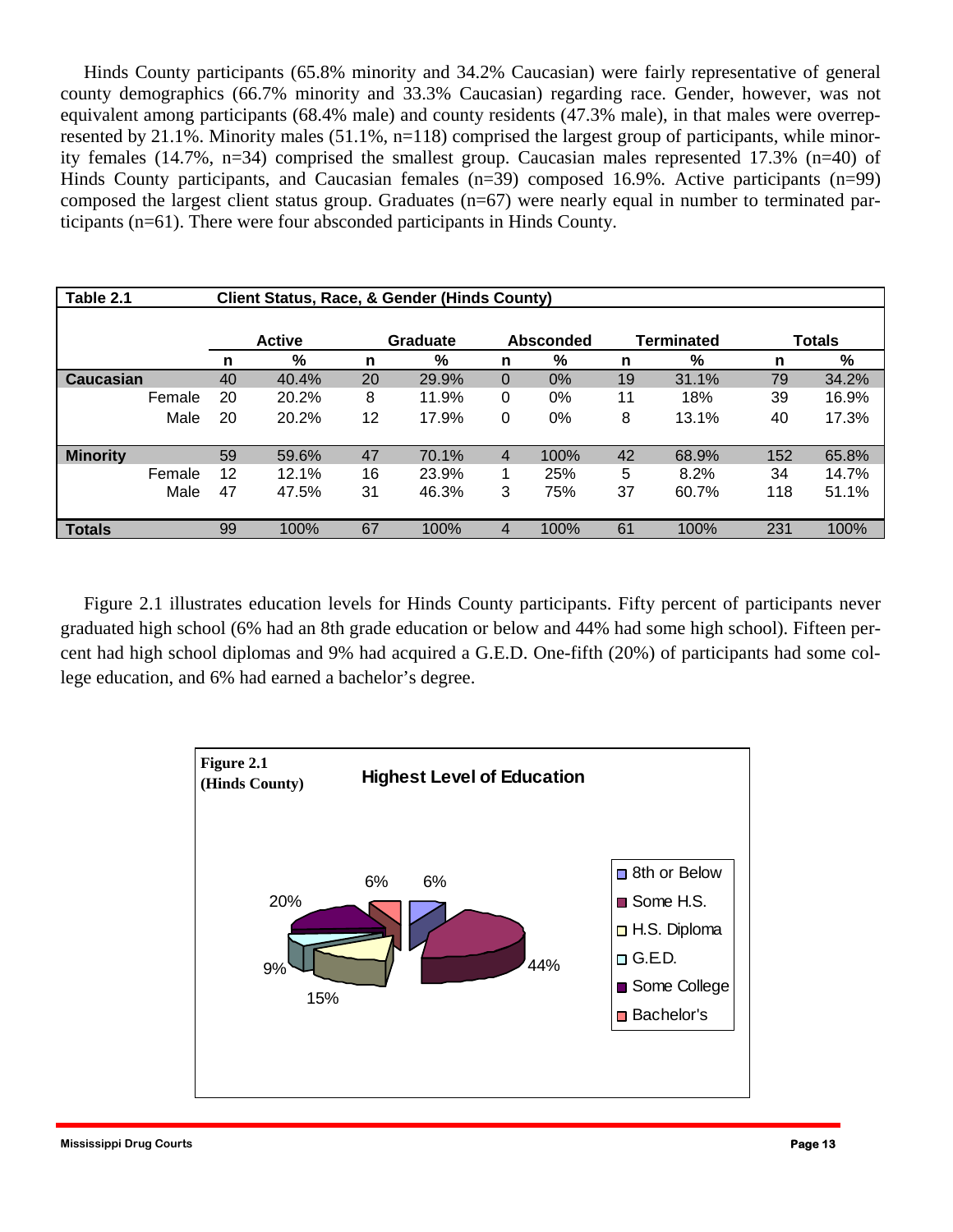Hinds County participants (65.8% minority and 34.2% Caucasian) were fairly representative of general county demographics (66.7% minority and 33.3% Caucasian) regarding race. Gender, however, was not equivalent among participants (68.4% male) and county residents (47.3% male), in that males were overrepresented by 21.1%. Minority males (51.1%, n=118) comprised the largest group of participants, while minority females (14.7%, n=34) comprised the smallest group. Caucasian males represented 17.3% (n=40) of Hinds County participants, and Caucasian females (n=39) composed 16.9%. Active participants (n=99) composed the largest client status group. Graduates (n=67) were nearly equal in number to terminated participants (n=61). There were four absconded participants in Hinds County.

**Table 2.1 Client Status, Race, & Gender (Hinds County)**

| | | Active | | Graduate | | Absconded | | Terminated | | Totals | |
|---|---|---|---|---|---|---|---|---|---|---|---|
| | | n | % | n | % | n | % | n | % | n | % |
| **Caucasian** | | 40 | 40.4% | 20 | 29.9% | 0 | 0% | 19 | 31.1% | 79 | 34.2% |
| | Female | 20 | 20.2% | 8 | 11.9% | 0 | 0% | 11 | 18% | 39 | 16.9% |
| | Male | 20 | 20.2% | 12 | 17.9% | 0 | 0% | 8 | 13.1% | 40 | 17.3% |
| **Minority** | | 59 | 59.6% | 47 | 70.1% | 4 | 100% | 42 | 68.9% | 152 | 65.8% |
| | Female | 12 | 12.1% | 16 | 23.9% | 1 | 25% | 5 | 8.2% | 34 | 14.7% |
| | Male | 47 | 47.5% | 31 | 46.3% | 3 | 75% | 37 | 60.7% | 118 | 51.1% |
| **Totals** | | 99 | 100% | 67 | 100% | 4 | 100% | 61 | 100% | 231 | 100% |

Figure 2.1 illustrates education levels for Hinds County participants. Fifty percent of participants never graduated high school (6% had an 8th grade education or below and 44% had some high school). Fifteen percent had high school diplomas and 9% had acquired a G.E.D. One-fifth (20%) of participants had some college education, and 6% had earned a bachelor's degree.

**Figure 2.1 (Hinds County)** Highest Level of Education

| Level | % |
|---|---|
| 8th or Below | 6% |
| Some H.S. | 44% |
| H.S. Diploma | 15% |
| G.E.D. | 9% |
| Some College | 20% |
| Bachelor's | 6% |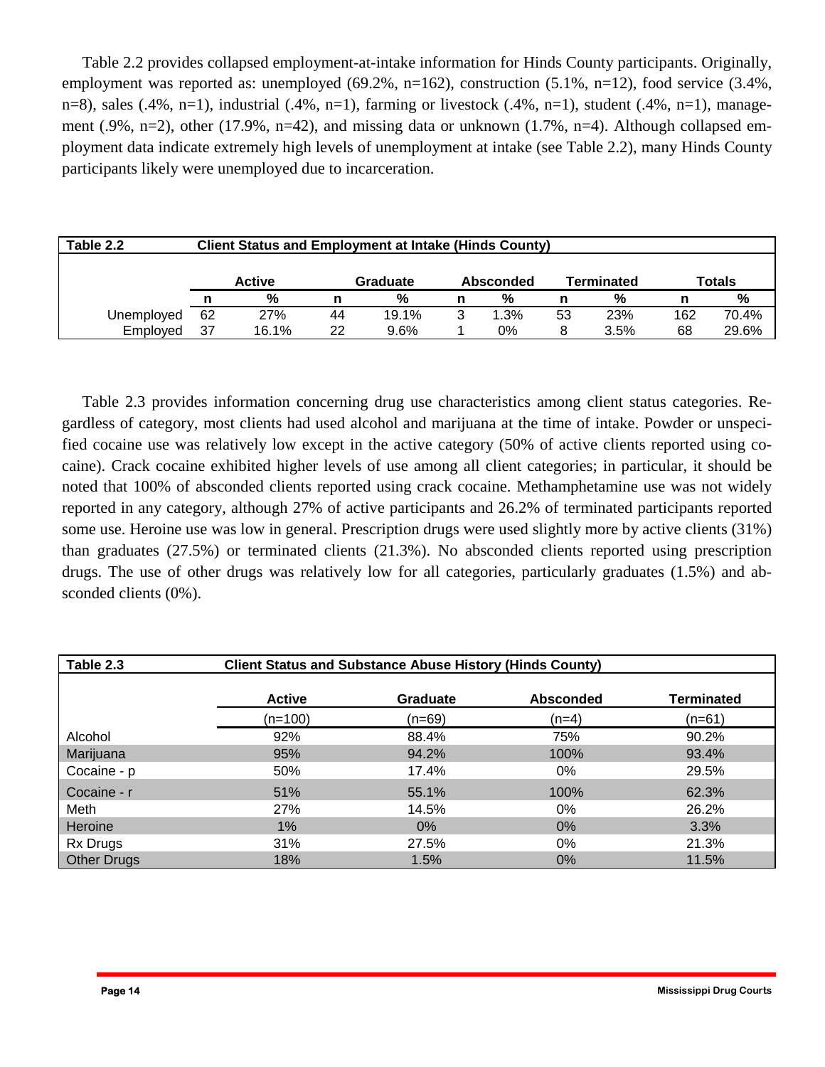Table 2.2 provides collapsed employment-at-intake information for Hinds County participants. Originally, employment was reported as: unemployed (69.2%, n=162), construction (5.1%, n=12), food service (3.4%, n=8), sales (.4%, n=1), industrial (.4%, n=1), farming or livestock (.4%, n=1), student (.4%, n=1), management (.9%, n=2), other (17.9%, n=42), and missing data or unknown (1.7%, n=4). Although collapsed employment data indicate extremely high levels of unemployment at intake (see Table 2.2), many Hinds County participants likely were unemployed due to incarceration.

**Table 2.2 Client Status and Employment at Intake (Hinds County)**

| | Active | | Graduate | | Absconded | | Terminated | | Totals | |
|---|---|---|---|---|---|---|---|---|---|---|
| | n | % | n | % | n | % | n | % | n | % |
| Unemployed | 62 | 27% | 44 | 19.1% | 3 | 1.3% | 53 | 23% | 162 | 70.4% |
| Employed | 37 | 16.1% | 22 | 9.6% | 1 | 0% | 8 | 3.5% | 68 | 29.6% |

Table 2.3 provides information concerning drug use characteristics among client status categories. Regardless of category, most clients had used alcohol and marijuana at the time of intake. Powder or unspecified cocaine use was relatively low except in the active category (50% of active clients reported using cocaine). Crack cocaine exhibited higher levels of use among all client categories; in particular, it should be noted that 100% of absconded clients reported using crack cocaine. Methamphetamine use was not widely reported in any category, although 27% of active participants and 26.2% of terminated participants reported some use. Heroine use was low in general. Prescription drugs were used slightly more by active clients (31%) than graduates (27.5%) or terminated clients (21.3%). No absconded clients reported using prescription drugs. The use of other drugs was relatively low for all categories, particularly graduates (1.5%) and absconded clients (0%).

**Table 2.3 Client Status and Substance Abuse History (Hinds County)**

| | Active | Graduate | Absconded | Terminated |
|---|---|---|---|---|
| | (n=100) | (n=69) | (n=4) | (n=61) |
| Alcohol | 92% | 88.4% | 75% | 90.2% |
| Marijuana | 95% | 94.2% | 100% | 93.4% |
| Cocaine - p | 50% | 17.4% | 0% | 29.5% |
| Cocaine - r | 51% | 55.1% | 100% | 62.3% |
| Meth | 27% | 14.5% | 0% | 26.2% |
| Heroine | 1% | 0% | 0% | 3.3% |
| Rx Drugs | 31% | 27.5% | 0% | 21.3% |
| Other Drugs | 18% | 1.5% | 0% | 11.5% |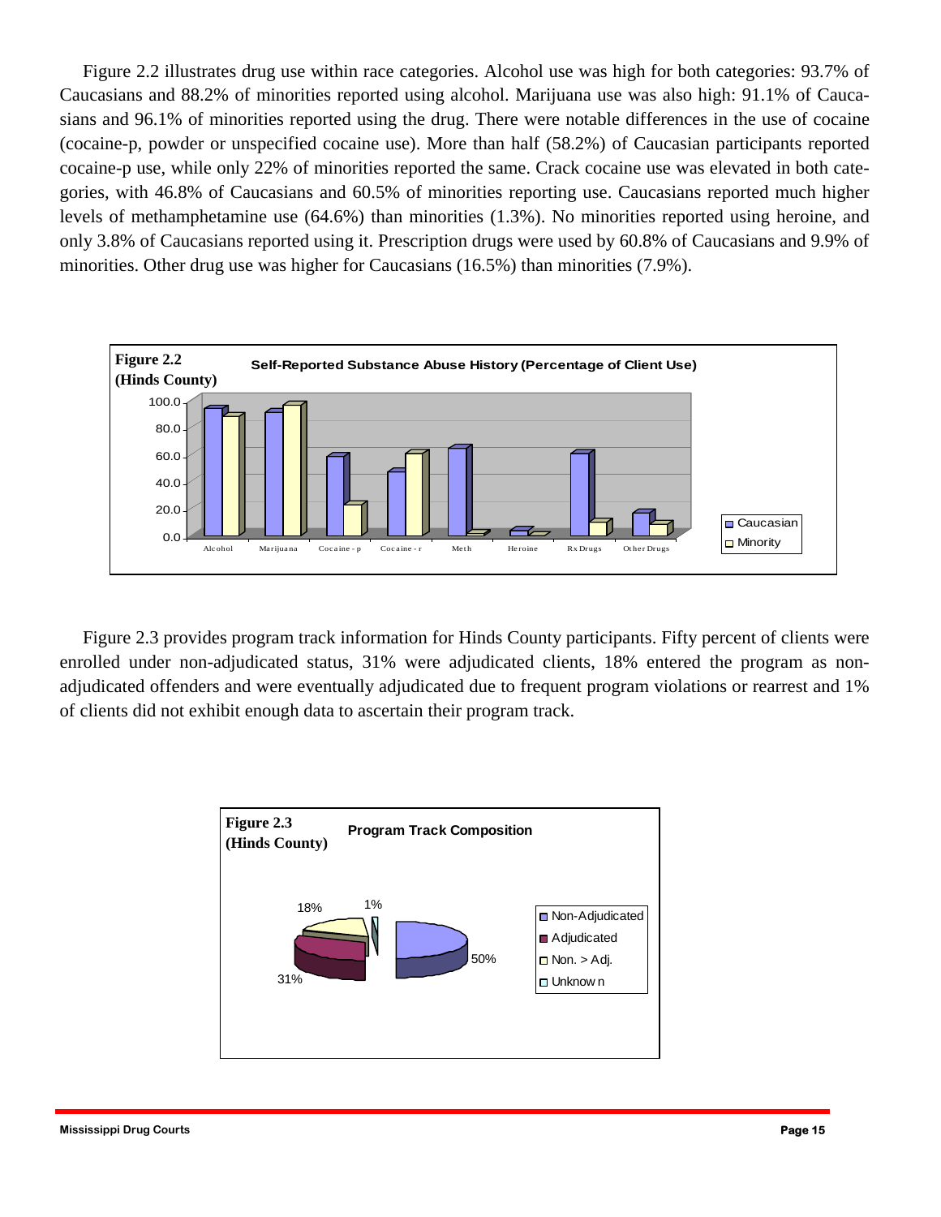Figure 2.2 illustrates drug use within race categories. Alcohol use was high for both categories: 93.7% of Caucasians and 88.2% of minorities reported using alcohol. Marijuana use was also high: 91.1% of Caucasians and 96.1% of minorities reported using the drug. There were notable differences in the use of cocaine (cocaine-p, powder or unspecified cocaine use). More than half (58.2%) of Caucasian participants reported cocaine-p use, while only 22% of minorities reported the same. Crack cocaine use was elevated in both categories, with 46.8% of Caucasians and 60.5% of minorities reporting use. Caucasians reported much higher levels of methamphetamine use (64.6%) than minorities (1.3%). No minorities reported using heroine, and only 3.8% of Caucasians reported using it. Prescription drugs were used by 60.8% of Caucasians and 9.9% of minorities. Other drug use was higher for Caucasians (16.5%) than minorities (7.9%).

**Figure 2.2 (Hinds County)** — Self-Reported Substance Abuse History (Percentage of Client Use)

Figure 2.3 provides program track information for Hinds County participants. Fifty percent of clients were enrolled under non-adjudicated status, 31% were adjudicated clients, 18% entered the program as non-adjudicated offenders and were eventually adjudicated due to frequent program violations or rearrest and 1% of clients did not exhibit enough data to ascertain their program track.

**Figure 2.3 (Hinds County)** — Program Track Composition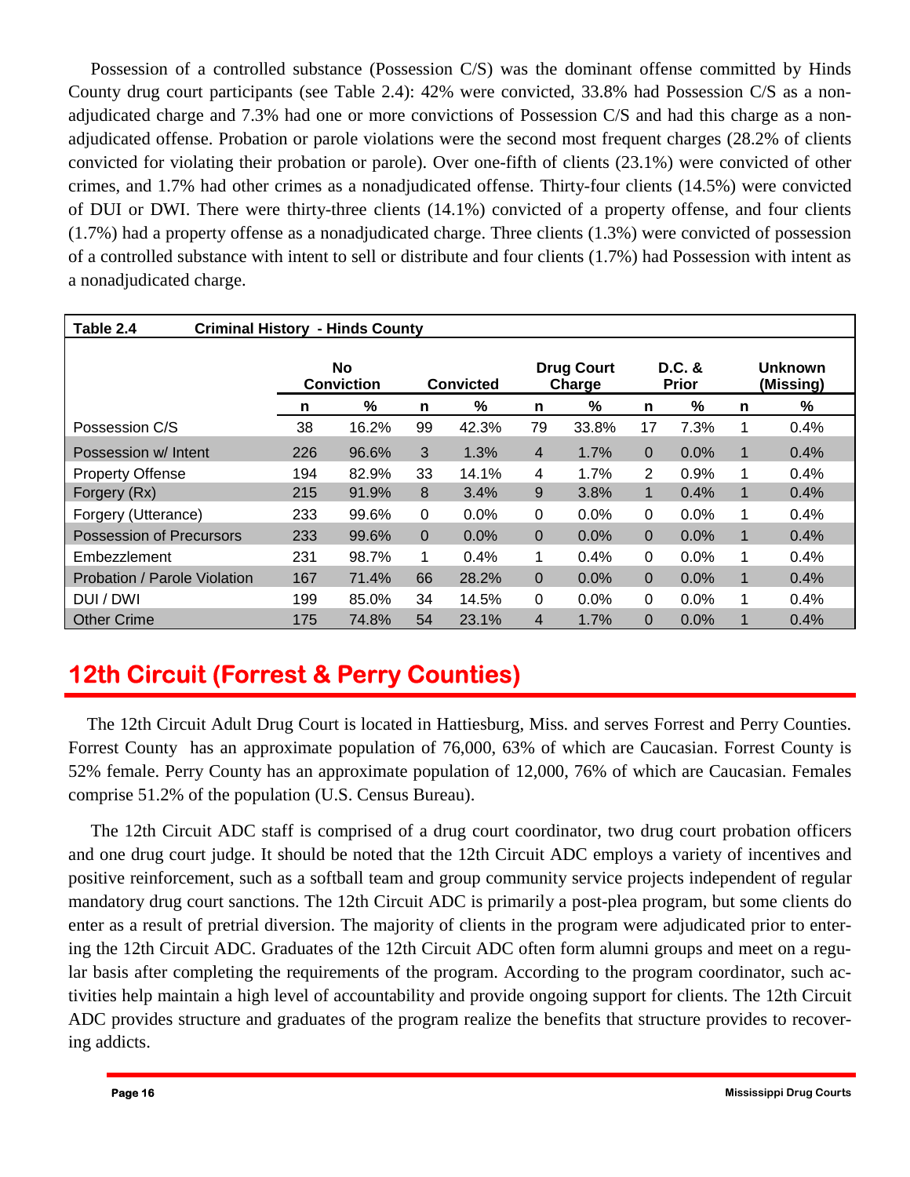Possession of a controlled substance (Possession C/S) was the dominant offense committed by Hinds County drug court participants (see Table 2.4): 42% were convicted, 33.8% had Possession C/S as a non-adjudicated charge and 7.3% had one or more convictions of Possession C/S and had this charge as a non-adjudicated offense. Probation or parole violations were the second most frequent charges (28.2% of clients convicted for violating their probation or parole). Over one-fifth of clients (23.1%) were convicted of other crimes, and 1.7% had other crimes as a nonadjudicated offense. Thirty-four clients (14.5%) were convicted of DUI or DWI. There were thirty-three clients (14.1%) convicted of a property offense, and four clients (1.7%) had a property offense as a nonadjudicated charge. Three clients (1.3%) were convicted of possession of a controlled substance with intent to sell or distribute and four clients (1.7%) had Possession with intent as a nonadjudicated charge.

**Table 2.4 Criminal History - Hinds County**

| | No Conviction | | Convicted | | Drug Court Charge | | D.C. & Prior | | Unknown (Missing) | |
|---|---|---|---|---|---|---|---|---|---|---|
| | n | % | n | % | n | % | n | % | n | % |
| Possession C/S | 38 | 16.2% | 99 | 42.3% | 79 | 33.8% | 17 | 7.3% | 1 | 0.4% |
| Possession w/ Intent | 226 | 96.6% | 3 | 1.3% | 4 | 1.7% | 0 | 0.0% | 1 | 0.4% |
| Property Offense | 194 | 82.9% | 33 | 14.1% | 4 | 1.7% | 2 | 0.9% | 1 | 0.4% |
| Forgery (Rx) | 215 | 91.9% | 8 | 3.4% | 9 | 3.8% | 1 | 0.4% | 1 | 0.4% |
| Forgery (Utterance) | 233 | 99.6% | 0 | 0.0% | 0 | 0.0% | 0 | 0.0% | 1 | 0.4% |
| Possession of Precursors | 233 | 99.6% | 0 | 0.0% | 0 | 0.0% | 0 | 0.0% | 1 | 0.4% |
| Embezzlement | 231 | 98.7% | 1 | 0.4% | 1 | 0.4% | 0 | 0.0% | 1 | 0.4% |
| Probation / Parole Violation | 167 | 71.4% | 66 | 28.2% | 0 | 0.0% | 0 | 0.0% | 1 | 0.4% |
| DUI / DWI | 199 | 85.0% | 34 | 14.5% | 0 | 0.0% | 0 | 0.0% | 1 | 0.4% |
| Other Crime | 175 | 74.8% | 54 | 23.1% | 4 | 1.7% | 0 | 0.0% | 1 | 0.4% |

## 12th Circuit (Forrest & Perry Counties)

The 12th Circuit Adult Drug Court is located in Hattiesburg, Miss. and serves Forrest and Perry Counties. Forrest County has an approximate population of 76,000, 63% of which are Caucasian. Forrest County is 52% female. Perry County has an approximate population of 12,000, 76% of which are Caucasian. Females comprise 51.2% of the population (U.S. Census Bureau).

The 12th Circuit ADC staff is comprised of a drug court coordinator, two drug court probation officers and one drug court judge. It should be noted that the 12th Circuit ADC employs a variety of incentives and positive reinforcement, such as a softball team and group community service projects independent of regular mandatory drug court sanctions. The 12th Circuit ADC is primarily a post-plea program, but some clients do enter as a result of pretrial diversion. The majority of clients in the program were adjudicated prior to entering the 12th Circuit ADC. Graduates of the 12th Circuit ADC often form alumni groups and meet on a regular basis after completing the requirements of the program. According to the program coordinator, such activities help maintain a high level of accountability and provide ongoing support for clients. The 12th Circuit ADC provides structure and graduates of the program realize the benefits that structure provides to recovering addicts.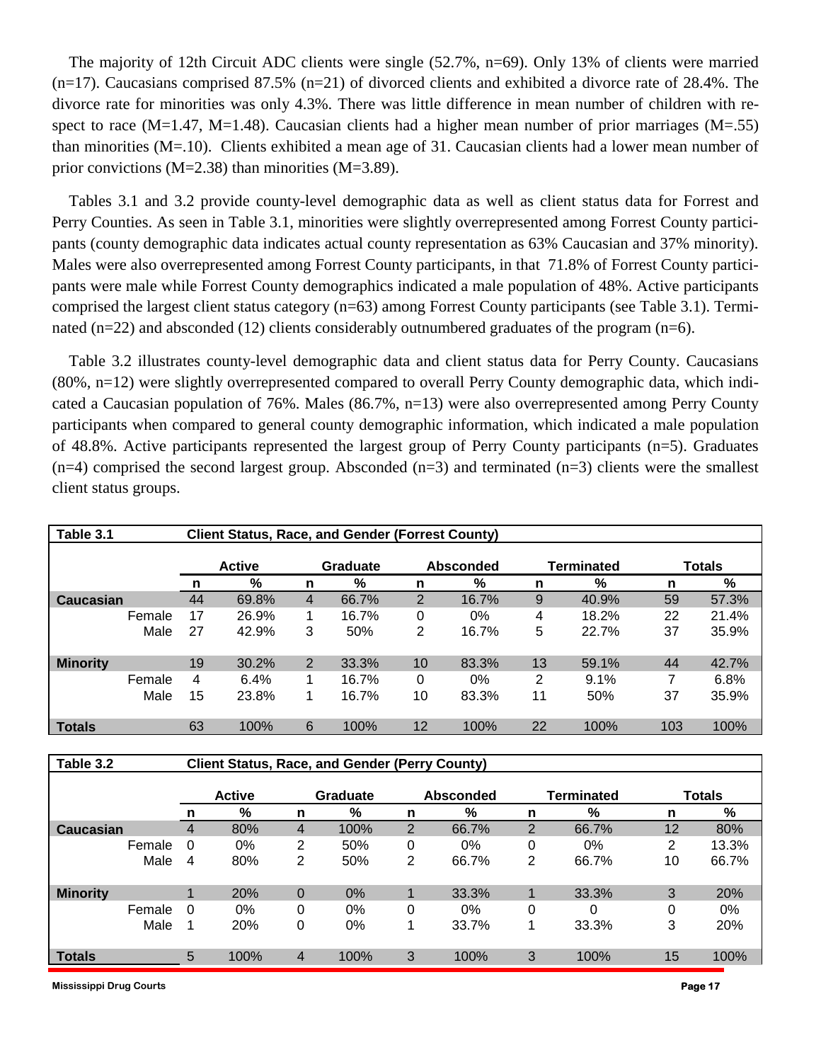The majority of 12th Circuit ADC clients were single (52.7%, n=69). Only 13% of clients were married (n=17). Caucasians comprised 87.5% (n=21) of divorced clients and exhibited a divorce rate of 28.4%. The divorce rate for minorities was only 4.3%. There was little difference in mean number of children with respect to race (M=1.47, M=1.48). Caucasian clients had a higher mean number of prior marriages (M=.55) than minorities (M=.10). Clients exhibited a mean age of 31. Caucasian clients had a lower mean number of prior convictions (M=2.38) than minorities (M=3.89).

Tables 3.1 and 3.2 provide county-level demographic data as well as client status data for Forrest and Perry Counties. As seen in Table 3.1, minorities were slightly overrepresented among Forrest County participants (county demographic data indicates actual county representation as 63% Caucasian and 37% minority). Males were also overrepresented among Forrest County participants, in that 71.8% of Forrest County participants were male while Forrest County demographics indicated a male population of 48%. Active participants comprised the largest client status category (n=63) among Forrest County participants (see Table 3.1). Terminated (n=22) and absconded (12) clients considerably outnumbered graduates of the program (n=6).

Table 3.2 illustrates county-level demographic data and client status data for Perry County. Caucasians (80%, n=12) were slightly overrepresented compared to overall Perry County demographic data, which indicated a Caucasian population of 76%. Males (86.7%, n=13) were also overrepresented among Perry County participants when compared to general county demographic information, which indicated a male population of 48.8%. Active participants represented the largest group of Perry County participants (n=5). Graduates (n=4) comprised the second largest group. Absconded (n=3) and terminated (n=3) clients were the smallest client status groups.

**Table 3.1 Client Status, Race, and Gender (Forrest County)**

| | | Active | | Graduate | | Absconded | | Terminated | | Totals | |
|---|---|---|---|---|---|---|---|---|---|---|---|
| | | n | % | n | % | n | % | n | % | n | % |
| **Caucasian** | | 44 | 69.8% | 4 | 66.7% | 2 | 16.7% | 9 | 40.9% | 59 | 57.3% |
| | Female | 17 | 26.9% | 1 | 16.7% | 0 | 0% | 4 | 18.2% | 22 | 21.4% |
| | Male | 27 | 42.9% | 3 | 50% | 2 | 16.7% | 5 | 22.7% | 37 | 35.9% |
| **Minority** | | 19 | 30.2% | 2 | 33.3% | 10 | 83.3% | 13 | 59.1% | 44 | 42.7% |
| | Female | 4 | 6.4% | 1 | 16.7% | 0 | 0% | 2 | 9.1% | 7 | 6.8% |
| | Male | 15 | 23.8% | 1 | 16.7% | 10 | 83.3% | 11 | 50% | 37 | 35.9% |
| **Totals** | | 63 | 100% | 6 | 100% | 12 | 100% | 22 | 100% | 103 | 100% |

**Table 3.2 Client Status, Race, and Gender (Perry County)**

| | | Active | | Graduate | | Absconded | | Terminated | | Totals | |
|---|---|---|---|---|---|---|---|---|---|---|---|
| | | n | % | n | % | n | % | n | % | n | % |
| **Caucasian** | | 4 | 80% | 4 | 100% | 2 | 66.7% | 2 | 66.7% | 12 | 80% |
| | Female | 0 | 0% | 2 | 50% | 0 | 0% | 0 | 0% | 2 | 13.3% |
| | Male | 4 | 80% | 2 | 50% | 2 | 66.7% | 2 | 66.7% | 10 | 66.7% |
| **Minority** | | 1 | 20% | 0 | 0% | 1 | 33.3% | 1 | 33.3% | 3 | 20% |
| | Female | 0 | 0% | 0 | 0% | 0 | 0% | 0 | 0 | 0 | 0% |
| | Male | 1 | 20% | 0 | 0% | 1 | 33.7% | 1 | 33.3% | 3 | 20% |
| **Totals** | | 5 | 100% | 4 | 100% | 3 | 100% | 3 | 100% | 15 | 100% |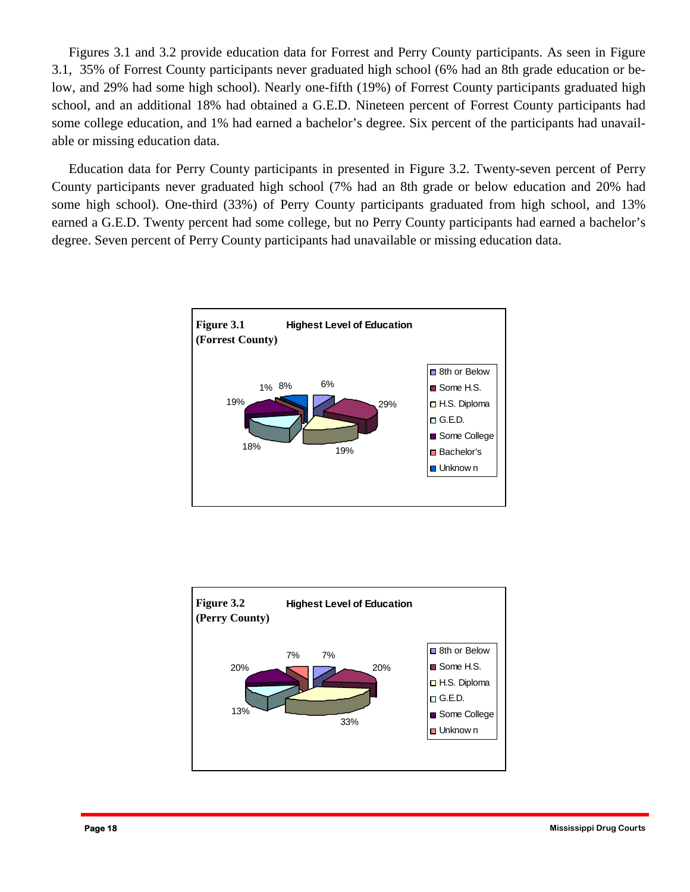Figures 3.1 and 3.2 provide education data for Forrest and Perry County participants. As seen in Figure 3.1, 35% of Forrest County participants never graduated high school (6% had an 8th grade education or below, and 29% had some high school). Nearly one-fifth (19%) of Forrest County participants graduated high school, and an additional 18% had obtained a G.E.D. Nineteen percent of Forrest County participants had some college education, and 1% had earned a bachelor's degree. Six percent of the participants had unavailable or missing education data.

Education data for Perry County participants in presented in Figure 3.2. Twenty-seven percent of Perry County participants never graduated high school (7% had an 8th grade or below education and 20% had some high school). One-third (33%) of Perry County participants graduated from high school, and 13% earned a G.E.D. Twenty percent had some college, but no Perry County participants had earned a bachelor's degree. Seven percent of Perry County participants had unavailable or missing education data.

**Figure 3.1 (Forrest County)** Highest Level of Education

| Education | Percent |
|---|---|
| 8th or Below | 6% |
| Some H.S. | 29% |
| H.S. Diploma | 19% |
| G.E.D. | 18% |
| Some College | 19% |
| Bachelor's | 1% |
| Unknown | 8% |

**Figure 3.2 (Perry County)** Highest Level of Education

| Education | Percent |
|---|---|
| 8th or Below | 7% |
| Some H.S. | 20% |
| H.S. Diploma | 33% |
| G.E.D. | 13% |
| Some College | 20% |
| Unknown | 7% |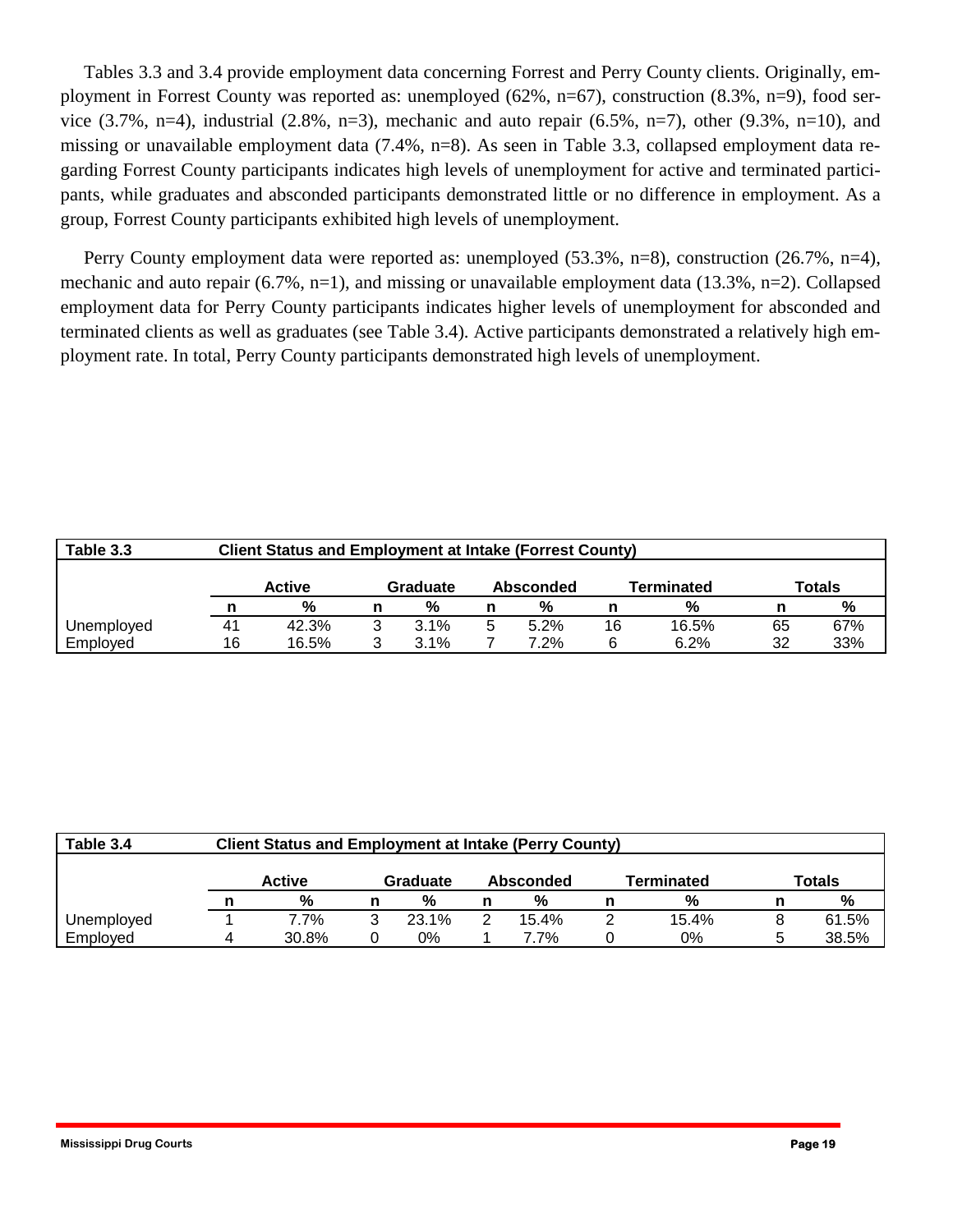Tables 3.3 and 3.4 provide employment data concerning Forrest and Perry County clients. Originally, employment in Forrest County was reported as: unemployed (62%, n=67), construction (8.3%, n=9), food service (3.7%, n=4), industrial (2.8%, n=3), mechanic and auto repair (6.5%, n=7), other (9.3%, n=10), and missing or unavailable employment data (7.4%, n=8). As seen in Table 3.3, collapsed employment data regarding Forrest County participants indicates high levels of unemployment for active and terminated participants, while graduates and absconded participants demonstrated little or no difference in employment. As a group, Forrest County participants exhibited high levels of unemployment.

Perry County employment data were reported as: unemployed (53.3%, n=8), construction (26.7%, n=4), mechanic and auto repair (6.7%, n=1), and missing or unavailable employment data (13.3%, n=2). Collapsed employment data for Perry County participants indicates higher levels of unemployment for absconded and terminated clients as well as graduates (see Table 3.4). Active participants demonstrated a relatively high employment rate. In total, Perry County participants demonstrated high levels of unemployment.

**Table 3.3 Client Status and Employment at Intake (Forrest County)**

| | Active | | Graduate | | Absconded | | Terminated | | Totals | |
|---|---|---|---|---|---|---|---|---|---|---|
| | n | % | n | % | n | % | n | % | n | % |
| Unemployed | 41 | 42.3% | 3 | 3.1% | 5 | 5.2% | 16 | 16.5% | 65 | 67% |
| Employed | 16 | 16.5% | 3 | 3.1% | 7 | 7.2% | 6 | 6.2% | 32 | 33% |

**Table 3.4 Client Status and Employment at Intake (Perry County)**

| | Active | | Graduate | | Absconded | | Terminated | | Totals | |
|---|---|---|---|---|---|---|---|---|---|---|
| | n | % | n | % | n | % | n | % | n | % |
| Unemployed | 1 | 7.7% | 3 | 23.1% | 2 | 15.4% | 2 | 15.4% | 8 | 61.5% |
| Employed | 4 | 30.8% | 0 | 0% | 1 | 7.7% | 0 | 0% | 5 | 38.5% |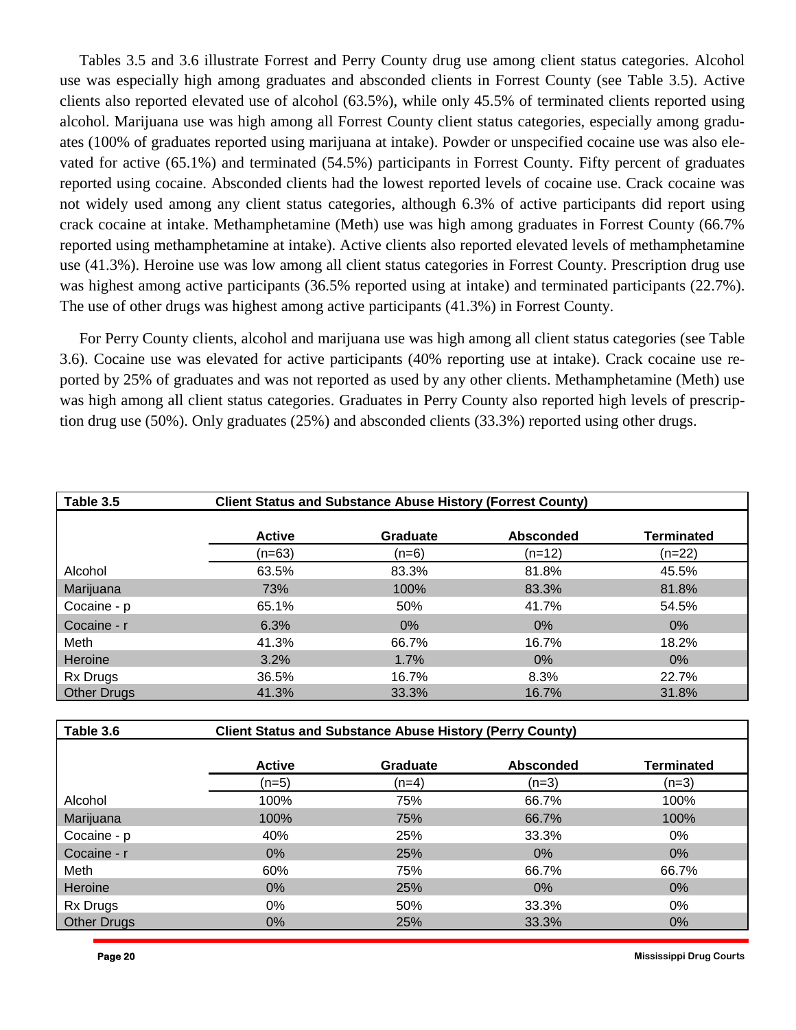Tables 3.5 and 3.6 illustrate Forrest and Perry County drug use among client status categories. Alcohol use was especially high among graduates and absconded clients in Forrest County (see Table 3.5). Active clients also reported elevated use of alcohol (63.5%), while only 45.5% of terminated clients reported using alcohol. Marijuana use was high among all Forrest County client status categories, especially among graduates (100% of graduates reported using marijuana at intake). Powder or unspecified cocaine use was also elevated for active (65.1%) and terminated (54.5%) participants in Forrest County. Fifty percent of graduates reported using cocaine. Absconded clients had the lowest reported levels of cocaine use. Crack cocaine was not widely used among any client status categories, although 6.3% of active participants did report using crack cocaine at intake. Methamphetamine (Meth) use was high among graduates in Forrest County (66.7% reported using methamphetamine at intake). Active clients also reported elevated levels of methamphetamine use (41.3%). Heroine use was low among all client status categories in Forrest County. Prescription drug use was highest among active participants (36.5% reported using at intake) and terminated participants (22.7%). The use of other drugs was highest among active participants (41.3%) in Forrest County.

For Perry County clients, alcohol and marijuana use was high among all client status categories (see Table 3.6). Cocaine use was elevated for active participants (40% reporting use at intake). Crack cocaine use reported by 25% of graduates and was not reported as used by any other clients. Methamphetamine (Meth) use was high among all client status categories. Graduates in Perry County also reported high levels of prescription drug use (50%). Only graduates (25%) and absconded clients (33.3%) reported using other drugs.

**Table 3.5 — Client Status and Substance Abuse History (Forrest County)**

| | Active | Graduate | Absconded | Terminated |
|---|---|---|---|---|
| | (n=63) | (n=6) | (n=12) | (n=22) |
| Alcohol | 63.5% | 83.3% | 81.8% | 45.5% |
| Marijuana | 73% | 100% | 83.3% | 81.8% |
| Cocaine - p | 65.1% | 50% | 41.7% | 54.5% |
| Cocaine - r | 6.3% | 0% | 0% | 0% |
| Meth | 41.3% | 66.7% | 16.7% | 18.2% |
| Heroine | 3.2% | 1.7% | 0% | 0% |
| Rx Drugs | 36.5% | 16.7% | 8.3% | 22.7% |
| Other Drugs | 41.3% | 33.3% | 16.7% | 31.8% |

**Table 3.6 — Client Status and Substance Abuse History (Perry County)**

| | Active | Graduate | Absconded | Terminated |
|---|---|---|---|---|
| | (n=5) | (n=4) | (n=3) | (n=3) |
| Alcohol | 100% | 75% | 66.7% | 100% |
| Marijuana | 100% | 75% | 66.7% | 100% |
| Cocaine - p | 40% | 25% | 33.3% | 0% |
| Cocaine - r | 0% | 25% | 0% | 0% |
| Meth | 60% | 75% | 66.7% | 66.7% |
| Heroine | 0% | 25% | 0% | 0% |
| Rx Drugs | 0% | 50% | 33.3% | 0% |
| Other Drugs | 0% | 25% | 33.3% | 0% |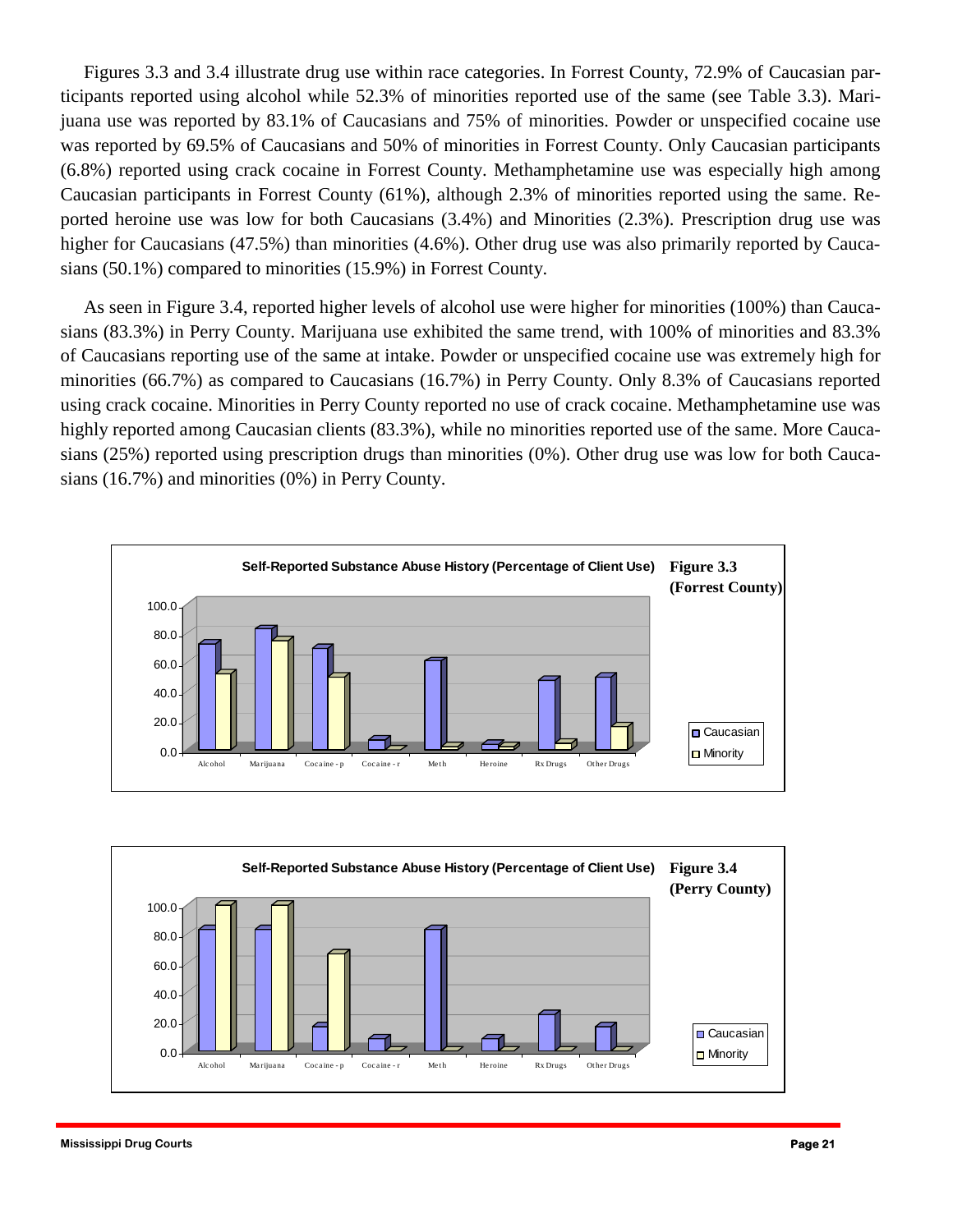Figures 3.3 and 3.4 illustrate drug use within race categories. In Forrest County, 72.9% of Caucasian participants reported using alcohol while 52.3% of minorities reported use of the same (see Table 3.3). Marijuana use was reported by 83.1% of Caucasians and 75% of minorities. Powder or unspecified cocaine use was reported by 69.5% of Caucasians and 50% of minorities in Forrest County. Only Caucasian participants (6.8%) reported using crack cocaine in Forrest County. Methamphetamine use was especially high among Caucasian participants in Forrest County (61%), although 2.3% of minorities reported using the same. Reported heroine use was low for both Caucasians (3.4%) and Minorities (2.3%). Prescription drug use was higher for Caucasians (47.5%) than minorities (4.6%). Other drug use was also primarily reported by Caucasians (50.1%) compared to minorities (15.9%) in Forrest County.

As seen in Figure 3.4, reported higher levels of alcohol use were higher for minorities (100%) than Caucasians (83.3%) in Perry County. Marijuana use exhibited the same trend, with 100% of minorities and 83.3% of Caucasians reporting use of the same at intake. Powder or unspecified cocaine use was extremely high for minorities (66.7%) as compared to Caucasians (16.7%) in Perry County. Only 8.3% of Caucasians reported using crack cocaine. Minorities in Perry County reported no use of crack cocaine. Methamphetamine use was highly reported among Caucasian clients (83.3%), while no minorities reported use of the same. More Caucasians (25%) reported using prescription drugs than minorities (0%). Other drug use was low for both Caucasians (16.7%) and minorities (0%) in Perry County.

**Self-Reported Substance Abuse History (Percentage of Client Use)**

**Figure 3.3 (Forrest County)**

| | Alcohol | Marijuana | Cocaine - p | Cocaine - r | Meth | Heroine | Rx Drugs | Other Drugs |
|---|---|---|---|---|---|---|---|---|
| Caucasian | 72.9 | 83.1 | 69.5 | 6.8 | 61.0 | 3.4 | 47.5 | 50.1 |
| Minority | 52.3 | 75.0 | 50.0 | 0.0 | 2.3 | 2.3 | 4.6 | 15.9 |

**Self-Reported Substance Abuse History (Percentage of Client Use)**

**Figure 3.4 (Perry County)**

| | Alcohol | Marijuana | Cocaine - p | Cocaine - r | Meth | Heroine | Rx Drugs | Other Drugs |
|---|---|---|---|---|---|---|---|---|
| Caucasian | 83.3 | 83.3 | 16.7 | 8.3 | 83.3 | 8.3 | 25.0 | 16.7 |
| Minority | 100.0 | 100.0 | 66.7 | 0.0 | 0.0 | 0.0 | 0.0 | 0.0 |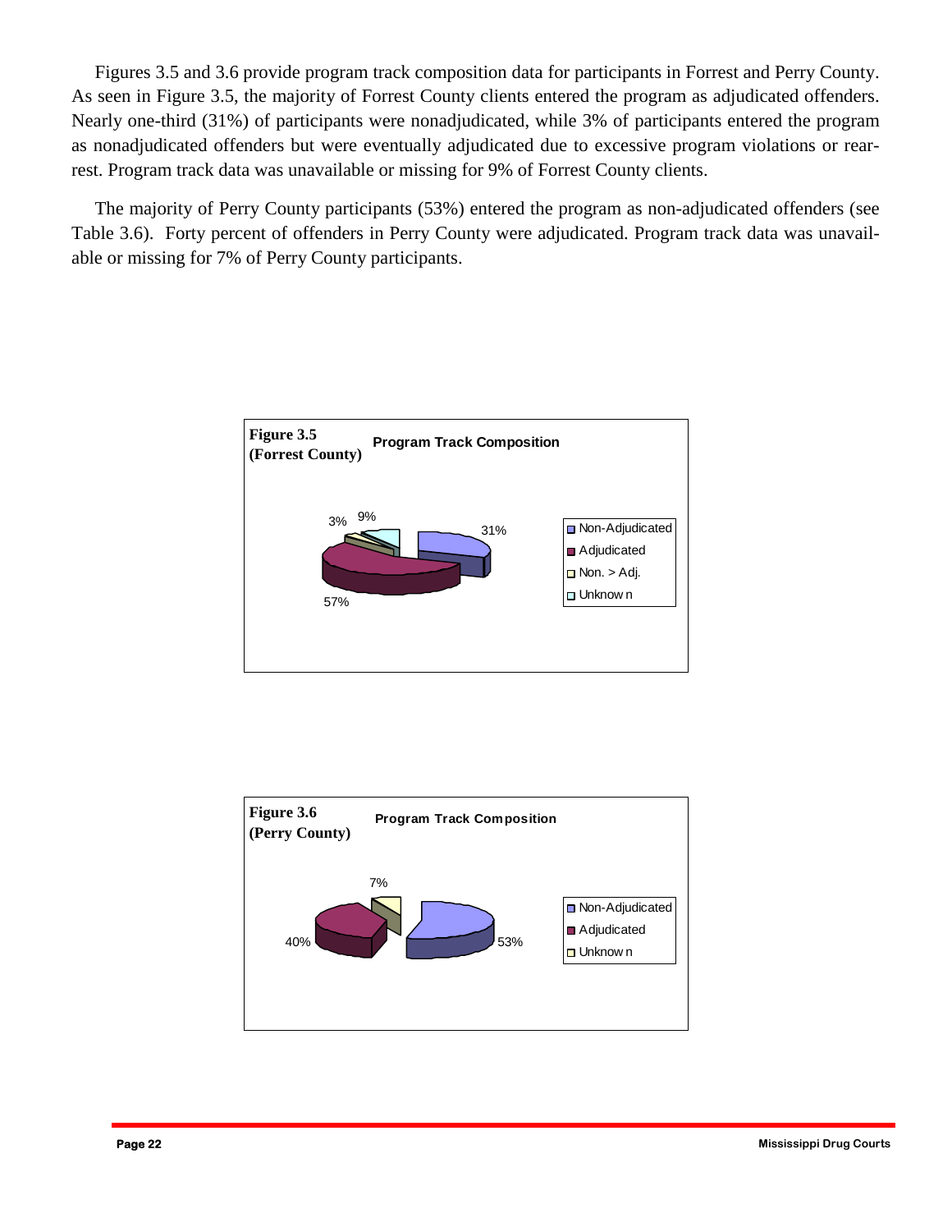Figures 3.5 and 3.6 provide program track composition data for participants in Forrest and Perry County. As seen in Figure 3.5, the majority of Forrest County clients entered the program as adjudicated offenders. Nearly one-third (31%) of participants were nonadjudicated, while 3% of participants entered the program as nonadjudicated offenders but were eventually adjudicated due to excessive program violations or rearrest. Program track data was unavailable or missing for 9% of Forrest County clients.

The majority of Perry County participants (53%) entered the program as non-adjudicated offenders (see Table 3.6). Forty percent of offenders in Perry County were adjudicated. Program track data was unavailable or missing for 7% of Perry County participants.

**Figure 3.5 (Forrest County)** **Program Track Composition**

| Track | Percent |
| --- | --- |
| Non-Adjudicated | 31% |
| Adjudicated | 57% |
| Non. > Adj. | 3% |
| Unknown | 9% |

**Figure 3.6 (Perry County)** **Program Track Composition**

| Track | Percent |
| --- | --- |
| Non-Adjudicated | 53% |
| Adjudicated | 40% |
| Unknown | 7% |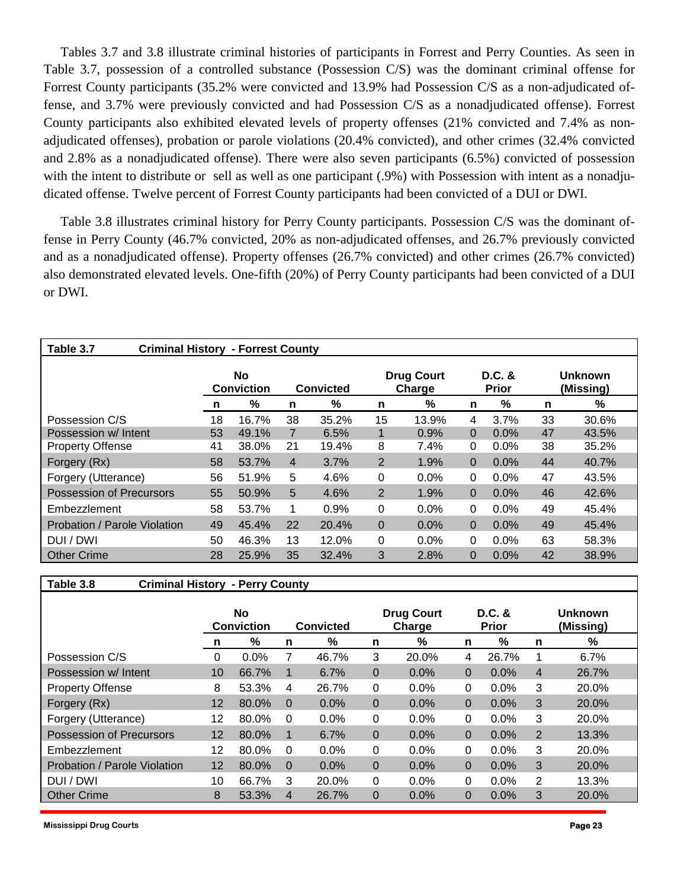Tables 3.7 and 3.8 illustrate criminal histories of participants in Forrest and Perry Counties. As seen in Table 3.7, possession of a controlled substance (Possession C/S) was the dominant criminal offense for Forrest County participants (35.2% were convicted and 13.9% had Possession C/S as a non-adjudicated offense, and 3.7% were previously convicted and had Possession C/S as a nonadjudicated offense). Forrest County participants also exhibited elevated levels of property offenses (21% convicted and 7.4% as non-adjudicated offenses), probation or parole violations (20.4% convicted), and other crimes (32.4% convicted and 2.8% as a nonadjudicated offense). There were also seven participants (6.5%) convicted of possession with the intent to distribute or sell as well as one participant (.9%) with Possession with intent as a nonadjudicated offense. Twelve percent of Forrest County participants had been convicted of a DUI or DWI.

Table 3.8 illustrates criminal history for Perry County participants. Possession C/S was the dominant offense in Perry County (46.7% convicted, 20% as non-adjudicated offenses, and 26.7% previously convicted and as a nonadjudicated offense). Property offenses (26.7% convicted) and other crimes (26.7% convicted) also demonstrated elevated levels. One-fifth (20%) of Perry County participants had been convicted of a DUI or DWI.

**Table 3.7 Criminal History - Forrest County**

| | No Conviction | | Convicted | | Drug Court Charge | | D.C. & Prior | | Unknown (Missing) | |
|---|---|---|---|---|---|---|---|---|---|---|
| | n | % | n | % | n | % | n | % | n | % |
| Possession C/S | 18 | 16.7% | 38 | 35.2% | 15 | 13.9% | 4 | 3.7% | 33 | 30.6% |
| Possession w/ Intent | 53 | 49.1% | 7 | 6.5% | 1 | 0.9% | 0 | 0.0% | 47 | 43.5% |
| Property Offense | 41 | 38.0% | 21 | 19.4% | 8 | 7.4% | 0 | 0.0% | 38 | 35.2% |
| Forgery (Rx) | 58 | 53.7% | 4 | 3.7% | 2 | 1.9% | 0 | 0.0% | 44 | 40.7% |
| Forgery (Utterance) | 56 | 51.9% | 5 | 4.6% | 0 | 0.0% | 0 | 0.0% | 47 | 43.5% |
| Possession of Precursors | 55 | 50.9% | 5 | 4.6% | 2 | 1.9% | 0 | 0.0% | 46 | 42.6% |
| Embezzlement | 58 | 53.7% | 1 | 0.9% | 0 | 0.0% | 0 | 0.0% | 49 | 45.4% |
| Probation / Parole Violation | 49 | 45.4% | 22 | 20.4% | 0 | 0.0% | 0 | 0.0% | 49 | 45.4% |
| DUI / DWI | 50 | 46.3% | 13 | 12.0% | 0 | 0.0% | 0 | 0.0% | 63 | 58.3% |
| Other Crime | 28 | 25.9% | 35 | 32.4% | 3 | 2.8% | 0 | 0.0% | 42 | 38.9% |

**Table 3.8 Criminal History - Perry County**

| | No Conviction | | Convicted | | Drug Court Charge | | D.C. & Prior | | Unknown (Missing) | |
|---|---|---|---|---|---|---|---|---|---|---|
| | n | % | n | % | n | % | n | % | n | % |
| Possession C/S | 0 | 0.0% | 7 | 46.7% | 3 | 20.0% | 4 | 26.7% | 1 | 6.7% |
| Possession w/ Intent | 10 | 66.7% | 1 | 6.7% | 0 | 0.0% | 0 | 0.0% | 4 | 26.7% |
| Property Offense | 8 | 53.3% | 4 | 26.7% | 0 | 0.0% | 0 | 0.0% | 3 | 20.0% |
| Forgery (Rx) | 12 | 80.0% | 0 | 0.0% | 0 | 0.0% | 0 | 0.0% | 3 | 20.0% |
| Forgery (Utterance) | 12 | 80.0% | 0 | 0.0% | 0 | 0.0% | 0 | 0.0% | 3 | 20.0% |
| Possession of Precursors | 12 | 80.0% | 1 | 6.7% | 0 | 0.0% | 0 | 0.0% | 2 | 13.3% |
| Embezzlement | 12 | 80.0% | 0 | 0.0% | 0 | 0.0% | 0 | 0.0% | 3 | 20.0% |
| Probation / Parole Violation | 12 | 80.0% | 0 | 0.0% | 0 | 0.0% | 0 | 0.0% | 3 | 20.0% |
| DUI / DWI | 10 | 66.7% | 3 | 20.0% | 0 | 0.0% | 0 | 0.0% | 2 | 13.3% |
| Other Crime | 8 | 53.3% | 4 | 26.7% | 0 | 0.0% | 0 | 0.0% | 3 | 20.0% |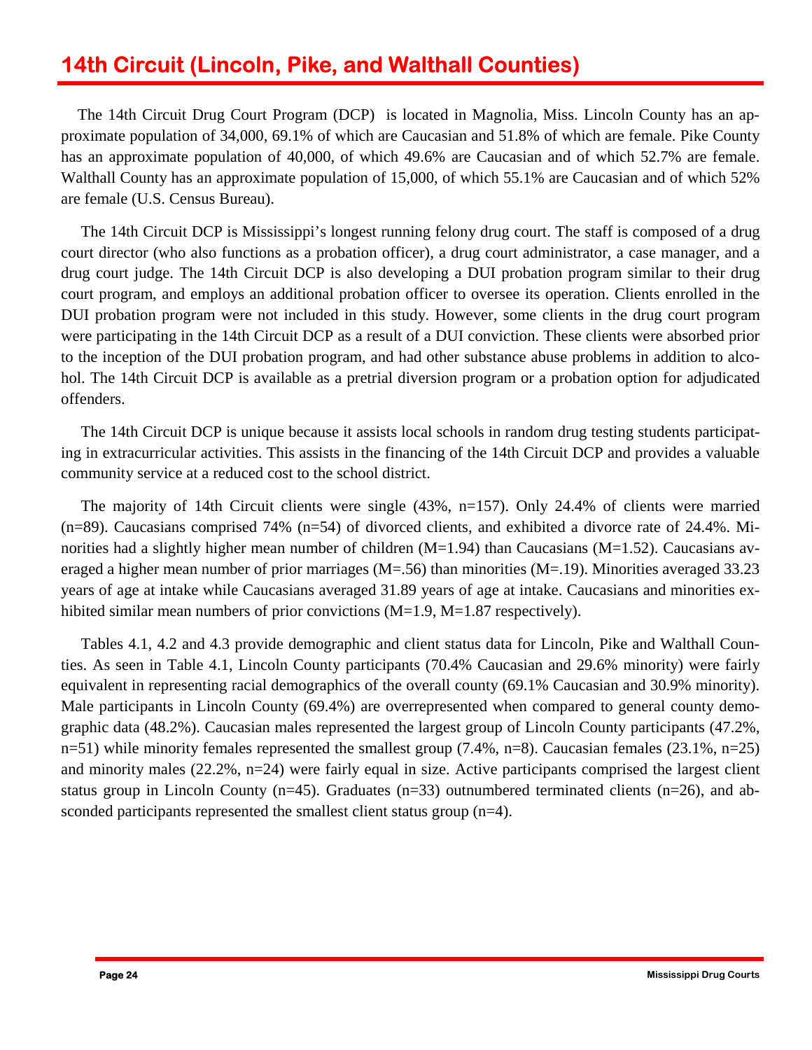## 14th Circuit (Lincoln, Pike, and Walthall Counties)

The 14th Circuit Drug Court Program (DCP) is located in Magnolia, Miss. Lincoln County has an approximate population of 34,000, 69.1% of which are Caucasian and 51.8% of which are female. Pike County has an approximate population of 40,000, of which 49.6% are Caucasian and of which 52.7% are female. Walthall County has an approximate population of 15,000, of which 55.1% are Caucasian and of which 52% are female (U.S. Census Bureau).

The 14th Circuit DCP is Mississippi's longest running felony drug court. The staff is composed of a drug court director (who also functions as a probation officer), a drug court administrator, a case manager, and a drug court judge. The 14th Circuit DCP is also developing a DUI probation program similar to their drug court program, and employs an additional probation officer to oversee its operation. Clients enrolled in the DUI probation program were not included in this study. However, some clients in the drug court program were participating in the 14th Circuit DCP as a result of a DUI conviction. These clients were absorbed prior to the inception of the DUI probation program, and had other substance abuse problems in addition to alcohol. The 14th Circuit DCP is available as a pretrial diversion program or a probation option for adjudicated offenders.

The 14th Circuit DCP is unique because it assists local schools in random drug testing students participating in extracurricular activities. This assists in the financing of the 14th Circuit DCP and provides a valuable community service at a reduced cost to the school district.

The majority of 14th Circuit clients were single (43%, n=157). Only 24.4% of clients were married (n=89). Caucasians comprised 74% (n=54) of divorced clients, and exhibited a divorce rate of 24.4%. Minorities had a slightly higher mean number of children (M=1.94) than Caucasians (M=1.52). Caucasians averaged a higher mean number of prior marriages (M=.56) than minorities (M=.19). Minorities averaged 33.23 years of age at intake while Caucasians averaged 31.89 years of age at intake. Caucasians and minorities exhibited similar mean numbers of prior convictions (M=1.9, M=1.87 respectively).

Tables 4.1, 4.2 and 4.3 provide demographic and client status data for Lincoln, Pike and Walthall Counties. As seen in Table 4.1, Lincoln County participants (70.4% Caucasian and 29.6% minority) were fairly equivalent in representing racial demographics of the overall county (69.1% Caucasian and 30.9% minority). Male participants in Lincoln County (69.4%) are overrepresented when compared to general county demographic data (48.2%). Caucasian males represented the largest group of Lincoln County participants (47.2%, n=51) while minority females represented the smallest group (7.4%, n=8). Caucasian females (23.1%, n=25) and minority males (22.2%, n=24) were fairly equal in size. Active participants comprised the largest client status group in Lincoln County (n=45). Graduates (n=33) outnumbered terminated clients (n=26), and absconded participants represented the smallest client status group (n=4).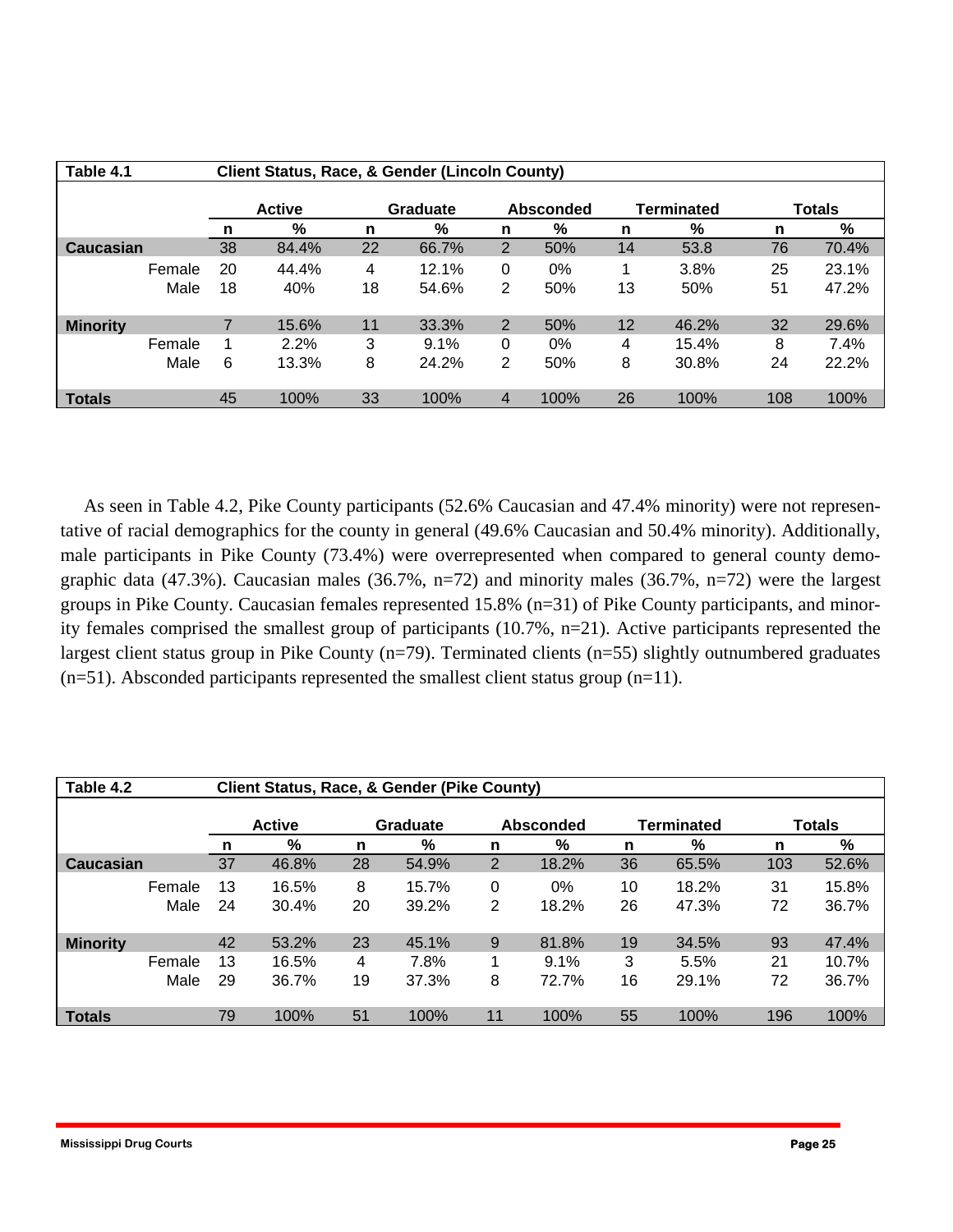| Table 4.1 | | Client Status, Race, & Gender (Lincoln County) | | | | | | | | | |
|---|---|---|---|---|---|---|---|---|---|---|---|
| | | Active | | Graduate | | Absconded | | Terminated | | Totals | |
| | | n | % | n | % | n | % | n | % | n | % |
| **Caucasian** | | 38 | 84.4% | 22 | 66.7% | 2 | 50% | 14 | 53.8 | 76 | 70.4% |
| | Female | 20 | 44.4% | 4 | 12.1% | 0 | 0% | 1 | 3.8% | 25 | 23.1% |
| | Male | 18 | 40% | 18 | 54.6% | 2 | 50% | 13 | 50% | 51 | 47.2% |
| **Minority** | | 7 | 15.6% | 11 | 33.3% | 2 | 50% | 12 | 46.2% | 32 | 29.6% |
| | Female | 1 | 2.2% | 3 | 9.1% | 0 | 0% | 4 | 15.4% | 8 | 7.4% |
| | Male | 6 | 13.3% | 8 | 24.2% | 2 | 50% | 8 | 30.8% | 24 | 22.2% |
| **Totals** | | 45 | 100% | 33 | 100% | 4 | 100% | 26 | 100% | 108 | 100% |

As seen in Table 4.2, Pike County participants (52.6% Caucasian and 47.4% minority) were not representative of racial demographics for the county in general (49.6% Caucasian and 50.4% minority). Additionally, male participants in Pike County (73.4%) were overrepresented when compared to general county demographic data (47.3%). Caucasian males (36.7%, n=72) and minority males (36.7%, n=72) were the largest groups in Pike County. Caucasian females represented 15.8% (n=31) of Pike County participants, and minority females comprised the smallest group of participants (10.7%, n=21). Active participants represented the largest client status group in Pike County (n=79). Terminated clients (n=55) slightly outnumbered graduates (n=51). Absconded participants represented the smallest client status group (n=11).

| Table 4.2 | | Client Status, Race, & Gender (Pike County) | | | | | | | | | |
|---|---|---|---|---|---|---|---|---|---|---|---|
| | | Active | | Graduate | | Absconded | | Terminated | | Totals | |
| | | n | % | n | % | n | % | n | % | n | % |
| **Caucasian** | | 37 | 46.8% | 28 | 54.9% | 2 | 18.2% | 36 | 65.5% | 103 | 52.6% |
| | Female | 13 | 16.5% | 8 | 15.7% | 0 | 0% | 10 | 18.2% | 31 | 15.8% |
| | Male | 24 | 30.4% | 20 | 39.2% | 2 | 18.2% | 26 | 47.3% | 72 | 36.7% |
| **Minority** | | 42 | 53.2% | 23 | 45.1% | 9 | 81.8% | 19 | 34.5% | 93 | 47.4% |
| | Female | 13 | 16.5% | 4 | 7.8% | 1 | 9.1% | 3 | 5.5% | 21 | 10.7% |
| | Male | 29 | 36.7% | 19 | 37.3% | 8 | 72.7% | 16 | 29.1% | 72 | 36.7% |
| **Totals** | | 79 | 100% | 51 | 100% | 11 | 100% | 55 | 100% | 196 | 100% |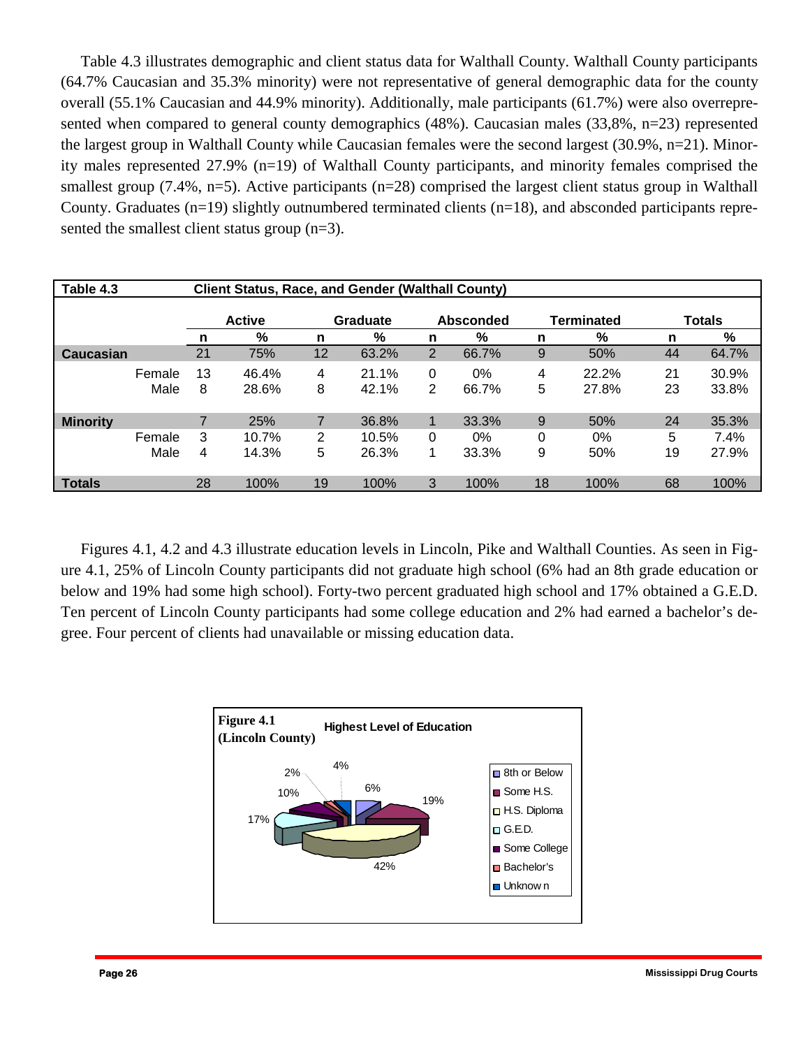Table 4.3 illustrates demographic and client status data for Walthall County. Walthall County participants (64.7% Caucasian and 35.3% minority) were not representative of general demographic data for the county overall (55.1% Caucasian and 44.9% minority). Additionally, male participants (61.7%) were also overrepresented when compared to general county demographics (48%). Caucasian males (33,8%, n=23) represented the largest group in Walthall County while Caucasian females were the second largest (30.9%, n=21). Minority males represented 27.9% (n=19) of Walthall County participants, and minority females comprised the smallest group (7.4%, n=5). Active participants (n=28) comprised the largest client status group in Walthall County. Graduates (n=19) slightly outnumbered terminated clients (n=18), and absconded participants represented the smallest client status group (n=3).

**Table 4.3 Client Status, Race, and Gender (Walthall County)**

| | | Active | | Graduate | | Absconded | | Terminated | | Totals | |
|---|---|---|---|---|---|---|---|---|---|---|---|
| | | n | % | n | % | n | % | n | % | n | % |
| **Caucasian** | | 21 | 75% | 12 | 63.2% | 2 | 66.7% | 9 | 50% | 44 | 64.7% |
| | Female | 13 | 46.4% | 4 | 21.1% | 0 | 0% | 4 | 22.2% | 21 | 30.9% |
| | Male | 8 | 28.6% | 8 | 42.1% | 2 | 66.7% | 5 | 27.8% | 23 | 33.8% |
| **Minority** | | 7 | 25% | 7 | 36.8% | 1 | 33.3% | 9 | 50% | 24 | 35.3% |
| | Female | 3 | 10.7% | 2 | 10.5% | 0 | 0% | 0 | 0% | 5 | 7.4% |
| | Male | 4 | 14.3% | 5 | 26.3% | 1 | 33.3% | 9 | 50% | 19 | 27.9% |
| **Totals** | | 28 | 100% | 19 | 100% | 3 | 100% | 18 | 100% | 68 | 100% |

Figures 4.1, 4.2 and 4.3 illustrate education levels in Lincoln, Pike and Walthall Counties. As seen in Figure 4.1, 25% of Lincoln County participants did not graduate high school (6% had an 8th grade education or below and 19% had some high school). Forty-two percent graduated high school and 17% obtained a G.E.D. Ten percent of Lincoln County participants had some college education and 2% had earned a bachelor's degree. Four percent of clients had unavailable or missing education data.

**Figure 4.1 (Lincoln County)** Highest Level of Education

| Education Level | % |
|---|---|
| 8th or Below | 6% |
| Some H.S. | 19% |
| H.S. Diploma | 42% |
| G.E.D. | 17% |
| Some College | 10% |
| Bachelor's | 2% |
| Unknown | 4% |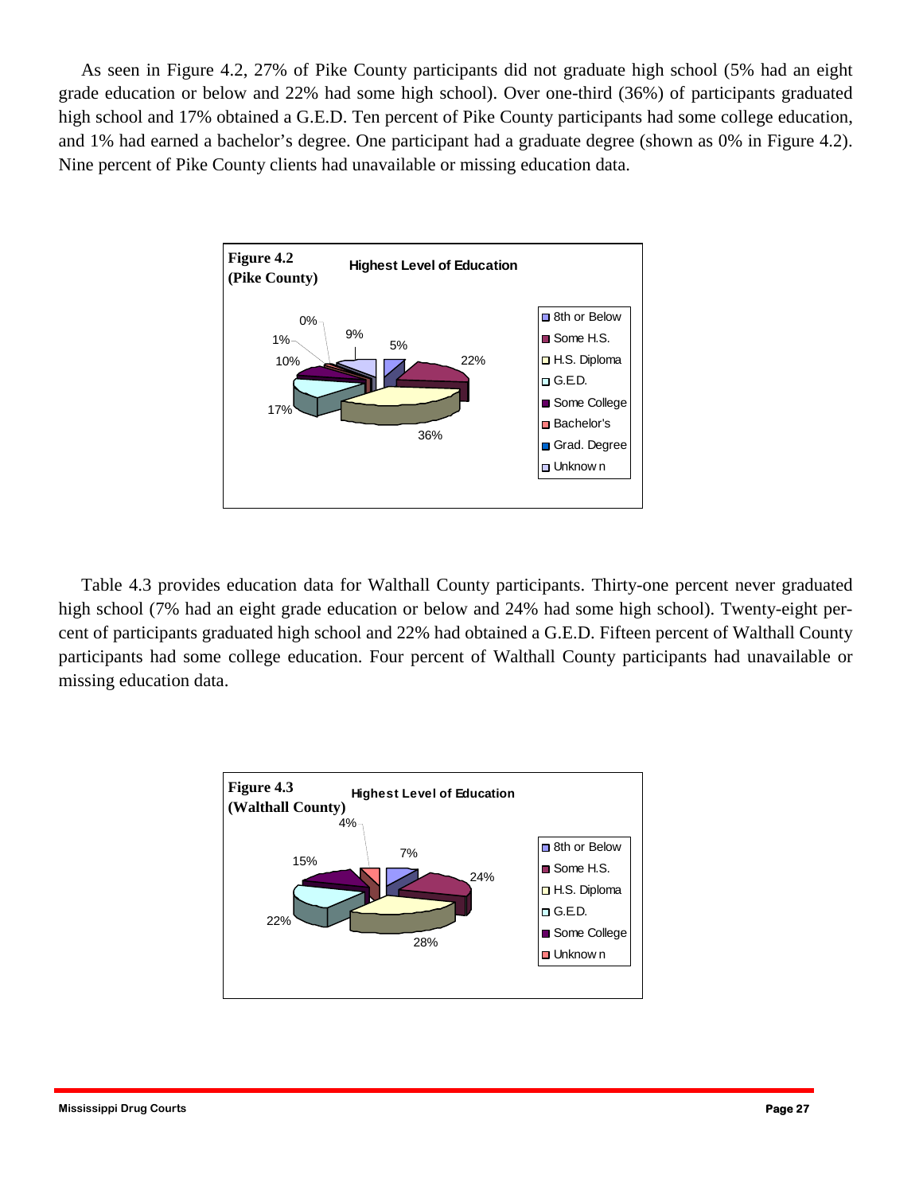As seen in Figure 4.2, 27% of Pike County participants did not graduate high school (5% had an eight grade education or below and 22% had some high school). Over one-third (36%) of participants graduated high school and 17% obtained a G.E.D. Ten percent of Pike County participants had some college education, and 1% had earned a bachelor's degree. One participant had a graduate degree (shown as 0% in Figure 4.2). Nine percent of Pike County clients had unavailable or missing education data.

**Figure 4.2 (Pike County)** Highest Level of Education

| Highest Level of Education | Percent |
|---|---|
| 8th or Below | 5% |
| Some H.S. | 22% |
| H.S. Diploma | 36% |
| G.E.D. | 17% |
| Some College | 10% |
| Bachelor's | 1% |
| Grad. Degree | 0% |
| Unknown | 9% |

Table 4.3 provides education data for Walthall County participants. Thirty-one percent never graduated high school (7% had an eight grade education or below and 24% had some high school). Twenty-eight percent of participants graduated high school and 22% had obtained a G.E.D. Fifteen percent of Walthall County participants had some college education. Four percent of Walthall County participants had unavailable or missing education data.

**Figure 4.3 (Walthall County)** Highest Level of Education

| Highest Level of Education | Percent |
|---|---|
| 8th or Below | 7% |
| Some H.S. | 24% |
| H.S. Diploma | 28% |
| G.E.D. | 22% |
| Some College | 15% |
| Unknown | 4% |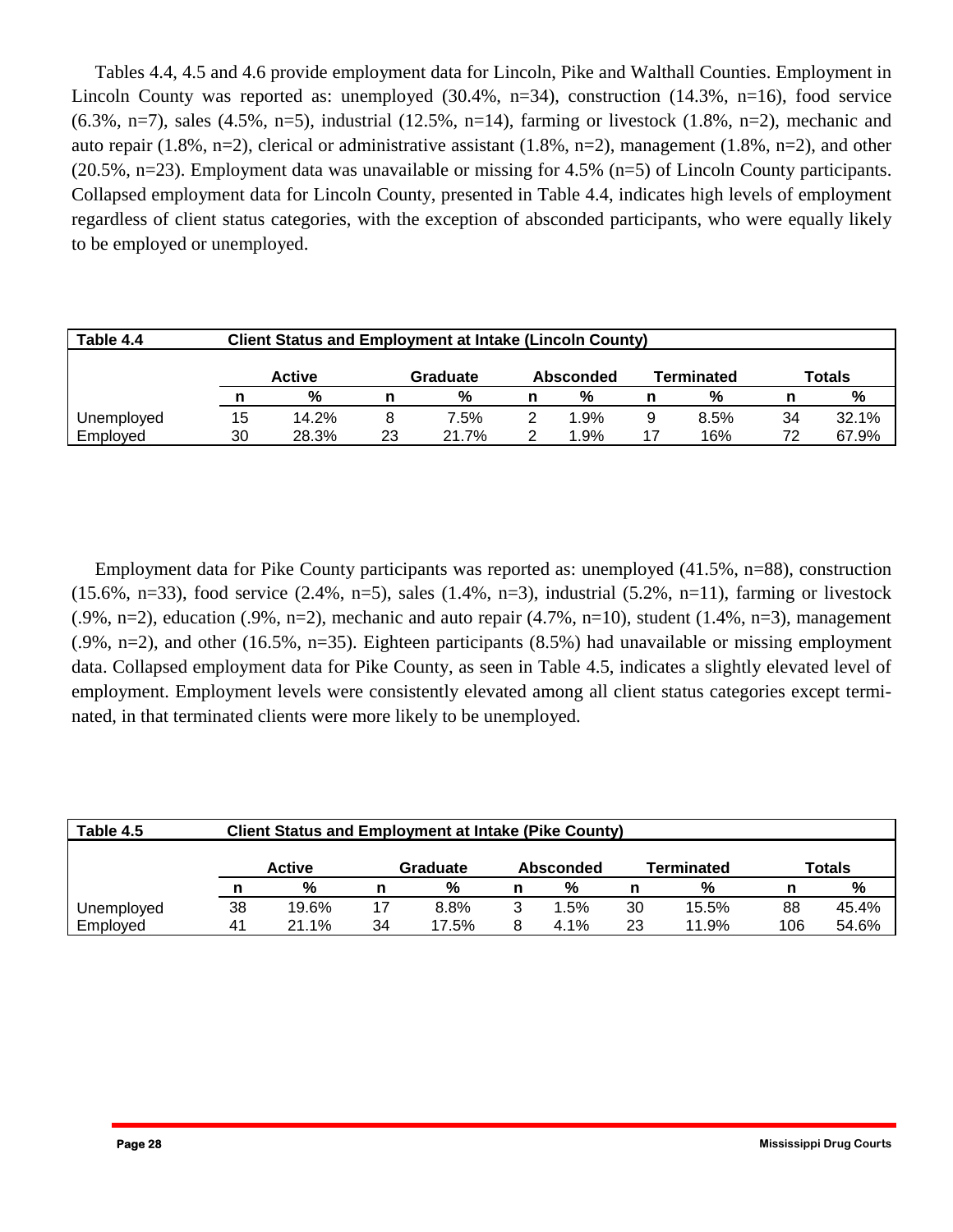Tables 4.4, 4.5 and 4.6 provide employment data for Lincoln, Pike and Walthall Counties. Employment in Lincoln County was reported as: unemployed (30.4%, n=34), construction (14.3%, n=16), food service (6.3%, n=7), sales (4.5%, n=5), industrial (12.5%, n=14), farming or livestock (1.8%, n=2), mechanic and auto repair (1.8%, n=2), clerical or administrative assistant (1.8%, n=2), management (1.8%, n=2), and other (20.5%, n=23). Employment data was unavailable or missing for 4.5% (n=5) of Lincoln County participants. Collapsed employment data for Lincoln County, presented in Table 4.4, indicates high levels of employment regardless of client status categories, with the exception of absconded participants, who were equally likely to be employed or unemployed.

| Table 4.4 | Client Status and Employment at Intake (Lincoln County) | | | | | | | | | |
|---|---|---|---|---|---|---|---|---|---|---|
| | Active | | Graduate | | Absconded | | Terminated | | Totals | |
| | n | % | n | % | n | % | n | % | n | % |
| Unemployed | 15 | 14.2% | 8 | 7.5% | 2 | 1.9% | 9 | 8.5% | 34 | 32.1% |
| Employed | 30 | 28.3% | 23 | 21.7% | 2 | 1.9% | 17 | 16% | 72 | 67.9% |

Employment data for Pike County participants was reported as: unemployed (41.5%, n=88), construction (15.6%, n=33), food service (2.4%, n=5), sales (1.4%, n=3), industrial (5.2%, n=11), farming or livestock (.9%, n=2), education (.9%, n=2), mechanic and auto repair (4.7%, n=10), student (1.4%, n=3), management (.9%, n=2), and other (16.5%, n=35). Eighteen participants (8.5%) had unavailable or missing employment data. Collapsed employment data for Pike County, as seen in Table 4.5, indicates a slightly elevated level of employment. Employment levels were consistently elevated among all client status categories except terminated, in that terminated clients were more likely to be unemployed.

| Table 4.5 | Client Status and Employment at Intake (Pike County) | | | | | | | | | |
|---|---|---|---|---|---|---|---|---|---|---|
| | Active | | Graduate | | Absconded | | Terminated | | Totals | |
| | n | % | n | % | n | % | n | % | n | % |
| Unemployed | 38 | 19.6% | 17 | 8.8% | 3 | 1.5% | 30 | 15.5% | 88 | 45.4% |
| Employed | 41 | 21.1% | 34 | 17.5% | 8 | 4.1% | 23 | 11.9% | 106 | 54.6% |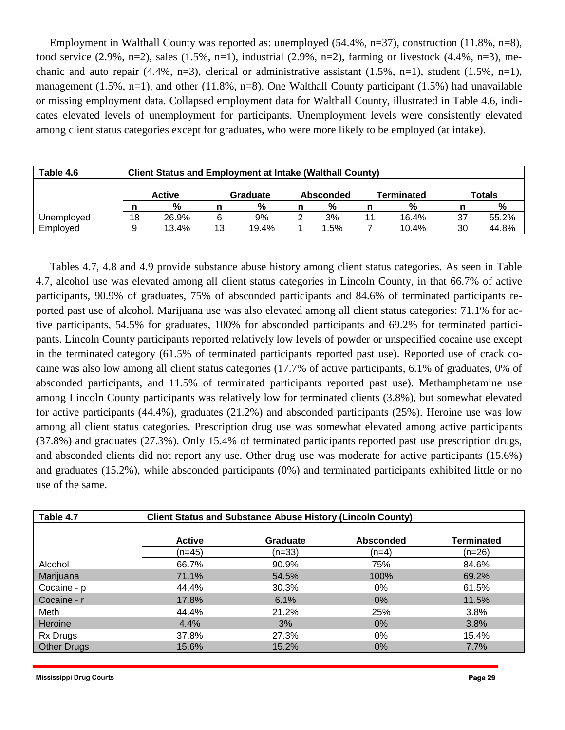Employment in Walthall County was reported as: unemployed (54.4%, n=37), construction (11.8%, n=8), food service (2.9%, n=2), sales (1.5%, n=1), industrial (2.9%, n=2), farming or livestock (4.4%, n=3), mechanic and auto repair (4.4%, n=3), clerical or administrative assistant (1.5%, n=1), student (1.5%, n=1), management (1.5%, n=1), and other (11.8%, n=8). One Walthall County participant (1.5%) had unavailable or missing employment data. Collapsed employment data for Walthall County, illustrated in Table 4.6, indicates elevated levels of unemployment for participants. Unemployment levels were consistently elevated among client status categories except for graduates, who were more likely to be employed (at intake).

**Table 4.6 Client Status and Employment at Intake (Walthall County)**

| | Active | | Graduate | | Absconded | | Terminated | | Totals | |
|---|---|---|---|---|---|---|---|---|---|---|
| | n | % | n | % | n | % | n | % | n | % |
| Unemployed | 18 | 26.9% | 6 | 9% | 2 | 3% | 11 | 16.4% | 37 | 55.2% |
| Employed | 9 | 13.4% | 13 | 19.4% | 1 | 1.5% | 7 | 10.4% | 30 | 44.8% |

Tables 4.7, 4.8 and 4.9 provide substance abuse history among client status categories. As seen in Table 4.7, alcohol use was elevated among all client status categories in Lincoln County, in that 66.7% of active participants, 90.9% of graduates, 75% of absconded participants and 84.6% of terminated participants reported past use of alcohol. Marijuana use was also elevated among all client status categories: 71.1% for active participants, 54.5% for graduates, 100% for absconded participants and 69.2% for terminated participants. Lincoln County participants reported relatively low levels of powder or unspecified cocaine use except in the terminated category (61.5% of terminated participants reported past use). Reported use of crack cocaine was also low among all client status categories (17.7% of active participants, 6.1% of graduates, 0% of absconded participants, and 11.5% of terminated participants reported past use). Methamphetamine use among Lincoln County participants was relatively low for terminated clients (3.8%), but somewhat elevated for active participants (44.4%), graduates (21.2%) and absconded participants (25%). Heroine use was low among all client status categories. Prescription drug use was somewhat elevated among active participants (37.8%) and graduates (27.3%). Only 15.4% of terminated participants reported past use prescription drugs, and absconded clients did not report any use. Other drug use was moderate for active participants (15.6%) and graduates (15.2%), while absconded participants (0%) and terminated participants exhibited little or no use of the same.

**Table 4.7 Client Status and Substance Abuse History (Lincoln County)**

| | Active (n=45) | Graduate (n=33) | Absconded (n=4) | Terminated (n=26) |
|---|---|---|---|---|
| Alcohol | 66.7% | 90.9% | 75% | 84.6% |
| Marijuana | 71.1% | 54.5% | 100% | 69.2% |
| Cocaine - p | 44.4% | 30.3% | 0% | 61.5% |
| Cocaine - r | 17.8% | 6.1% | 0% | 11.5% |
| Meth | 44.4% | 21.2% | 25% | 3.8% |
| Heroine | 4.4% | 3% | 0% | 3.8% |
| Rx Drugs | 37.8% | 27.3% | 0% | 15.4% |
| Other Drugs | 15.6% | 15.2% | 0% | 7.7% |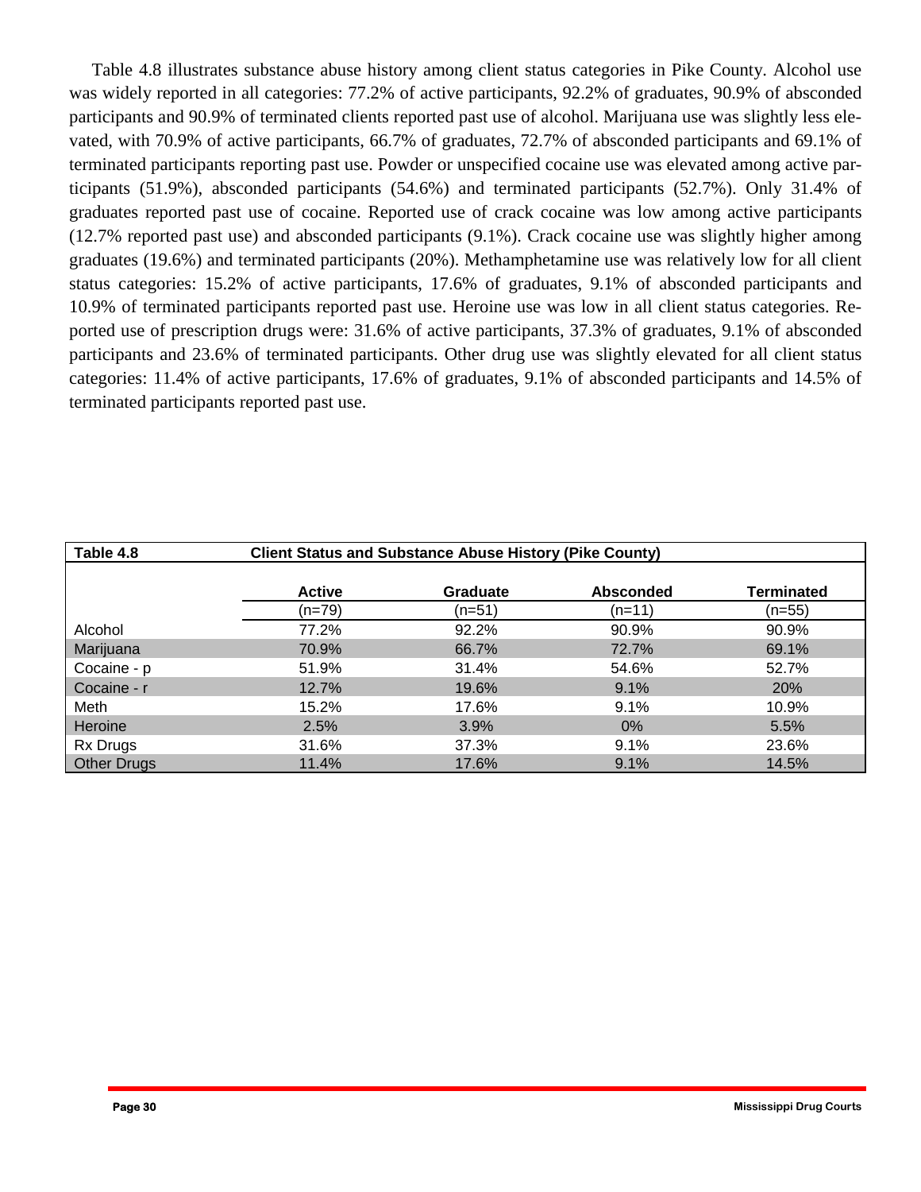Table 4.8 illustrates substance abuse history among client status categories in Pike County. Alcohol use was widely reported in all categories: 77.2% of active participants, 92.2% of graduates, 90.9% of absconded participants and 90.9% of terminated clients reported past use of alcohol. Marijuana use was slightly less elevated, with 70.9% of active participants, 66.7% of graduates, 72.7% of absconded participants and 69.1% of terminated participants reporting past use. Powder or unspecified cocaine use was elevated among active participants (51.9%), absconded participants (54.6%) and terminated participants (52.7%). Only 31.4% of graduates reported past use of cocaine. Reported use of crack cocaine was low among active participants (12.7% reported past use) and absconded participants (9.1%). Crack cocaine use was slightly higher among graduates (19.6%) and terminated participants (20%). Methamphetamine use was relatively low for all client status categories: 15.2% of active participants, 17.6% of graduates, 9.1% of absconded participants and 10.9% of terminated participants reported past use. Heroine use was low in all client status categories. Reported use of prescription drugs were: 31.6% of active participants, 37.3% of graduates, 9.1% of absconded participants and 23.6% of terminated participants. Other drug use was slightly elevated for all client status categories: 11.4% of active participants, 17.6% of graduates, 9.1% of absconded participants and 14.5% of terminated participants reported past use.

**Table 4.8 Client Status and Substance Abuse History (Pike County)**

| | Active (n=79) | Graduate (n=51) | Absconded (n=11) | Terminated (n=55) |
|---|---|---|---|---|
| Alcohol | 77.2% | 92.2% | 90.9% | 90.9% |
| Marijuana | 70.9% | 66.7% | 72.7% | 69.1% |
| Cocaine - p | 51.9% | 31.4% | 54.6% | 52.7% |
| Cocaine - r | 12.7% | 19.6% | 9.1% | 20% |
| Meth | 15.2% | 17.6% | 9.1% | 10.9% |
| Heroine | 2.5% | 3.9% | 0% | 5.5% |
| Rx Drugs | 31.6% | 37.3% | 9.1% | 23.6% |
| Other Drugs | 11.4% | 17.6% | 9.1% | 14.5% |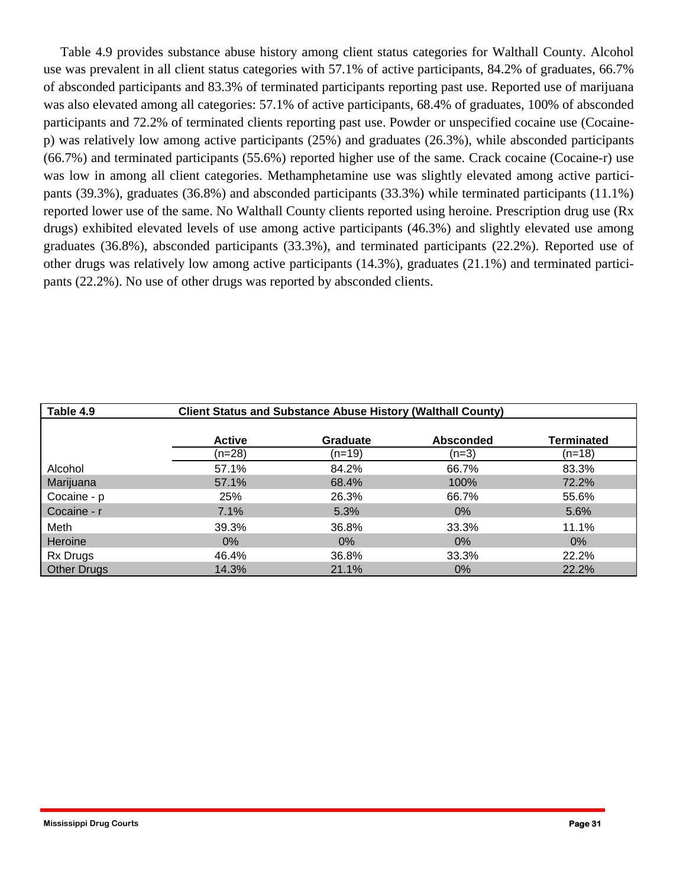Table 4.9 provides substance abuse history among client status categories for Walthall County. Alcohol use was prevalent in all client status categories with 57.1% of active participants, 84.2% of graduates, 66.7% of absconded participants and 83.3% of terminated participants reporting past use. Reported use of marijuana was also elevated among all categories: 57.1% of active participants, 68.4% of graduates, 100% of absconded participants and 72.2% of terminated clients reporting past use. Powder or unspecified cocaine use (Cocaine-p) was relatively low among active participants (25%) and graduates (26.3%), while absconded participants (66.7%) and terminated participants (55.6%) reported higher use of the same. Crack cocaine (Cocaine-r) use was low in among all client categories. Methamphetamine use was slightly elevated among active participants (39.3%), graduates (36.8%) and absconded participants (33.3%) while terminated participants (11.1%) reported lower use of the same. No Walthall County clients reported using heroine. Prescription drug use (Rx drugs) exhibited elevated levels of use among active participants (46.3%) and slightly elevated use among graduates (36.8%), absconded participants (33.3%), and terminated participants (22.2%). Reported use of other drugs was relatively low among active participants (14.3%), graduates (21.1%) and terminated participants (22.2%). No use of other drugs was reported by absconded clients.

**Table 4.9 Client Status and Substance Abuse History (Walthall County)**

| | Active (n=28) | Graduate (n=19) | Absconded (n=3) | Terminated (n=18) |
|---|---|---|---|---|
| Alcohol | 57.1% | 84.2% | 66.7% | 83.3% |
| Marijuana | 57.1% | 68.4% | 100% | 72.2% |
| Cocaine - p | 25% | 26.3% | 66.7% | 55.6% |
| Cocaine - r | 7.1% | 5.3% | 0% | 5.6% |
| Meth | 39.3% | 36.8% | 33.3% | 11.1% |
| Heroine | 0% | 0% | 0% | 0% |
| Rx Drugs | 46.4% | 36.8% | 33.3% | 22.2% |
| Other Drugs | 14.3% | 21.1% | 0% | 22.2% |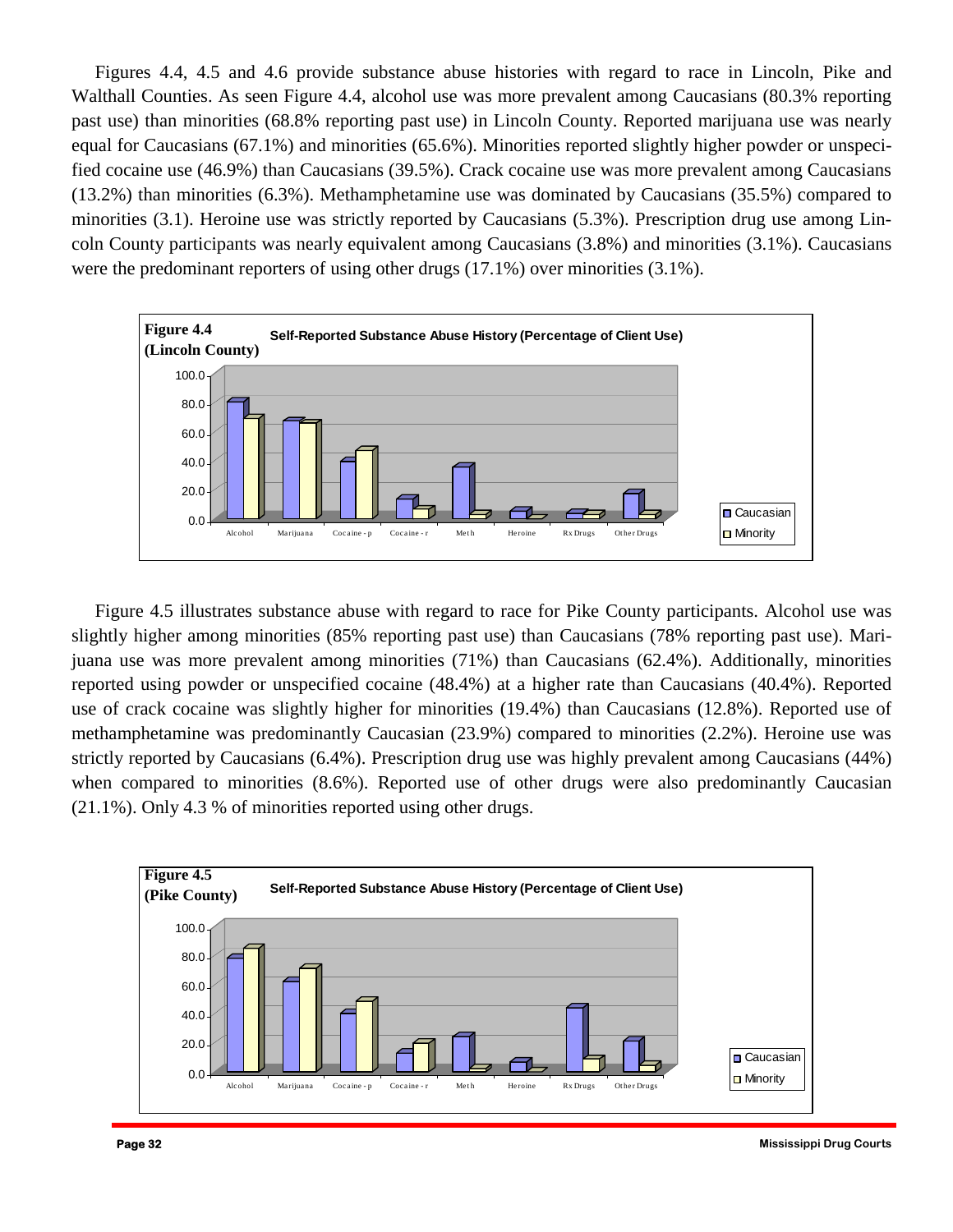Figures 4.4, 4.5 and 4.6 provide substance abuse histories with regard to race in Lincoln, Pike and Walthall Counties. As seen Figure 4.4, alcohol use was more prevalent among Caucasians (80.3% reporting past use) than minorities (68.8% reporting past use) in Lincoln County. Reported marijuana use was nearly equal for Caucasians (67.1%) and minorities (65.6%). Minorities reported slightly higher powder or unspecified cocaine use (46.9%) than Caucasians (39.5%). Crack cocaine use was more prevalent among Caucasians (13.2%) than minorities (6.3%). Methamphetamine use was dominated by Caucasians (35.5%) compared to minorities (3.1). Heroine use was strictly reported by Caucasians (5.3%). Prescription drug use among Lincoln County participants was nearly equivalent among Caucasians (3.8%) and minorities (3.1%). Caucasians were the predominant reporters of using other drugs (17.1%) over minorities (3.1%).

**Figure 4.4 (Lincoln County)** Self-Reported Substance Abuse History (Percentage of Client Use)

Figure 4.5 illustrates substance abuse with regard to race for Pike County participants. Alcohol use was slightly higher among minorities (85% reporting past use) than Caucasians (78% reporting past use). Marijuana use was more prevalent among minorities (71%) than Caucasians (62.4%). Additionally, minorities reported using powder or unspecified cocaine (48.4%) at a higher rate than Caucasians (40.4%). Reported use of crack cocaine was slightly higher for minorities (19.4%) than Caucasians (12.8%). Reported use of methamphetamine was predominantly Caucasian (23.9%) compared to minorities (2.2%). Heroine use was strictly reported by Caucasians (6.4%). Prescription drug use was highly prevalent among Caucasians (44%) when compared to minorities (8.6%). Reported use of other drugs were also predominantly Caucasian (21.1%). Only 4.3 % of minorities reported using other drugs.

**Figure 4.5 (Pike County)** Self-Reported Substance Abuse History (Percentage of Client Use)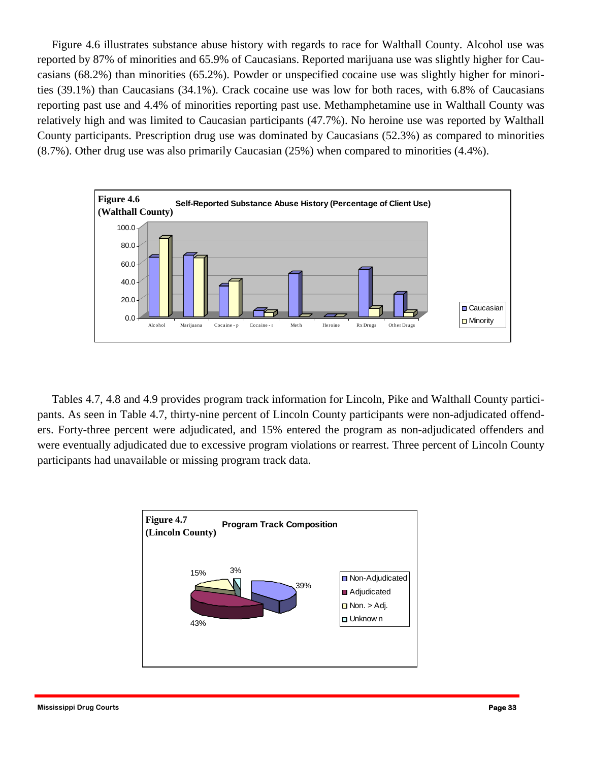Figure 4.6 illustrates substance abuse history with regards to race for Walthall County. Alcohol use was reported by 87% of minorities and 65.9% of Caucasians. Reported marijuana use was slightly higher for Caucasians (68.2%) than minorities (65.2%). Powder or unspecified cocaine use was slightly higher for minorities (39.1%) than Caucasians (34.1%). Crack cocaine use was low for both races, with 6.8% of Caucasians reporting past use and 4.4% of minorities reporting past use. Methamphetamine use in Walthall County was relatively high and was limited to Caucasian participants (47.7%). No heroine use was reported by Walthall County participants. Prescription drug use was dominated by Caucasians (52.3%) as compared to minorities (8.7%). Other drug use was also primarily Caucasian (25%) when compared to minorities (4.4%).

**Figure 4.6 (Walthall County)** Self-Reported Substance Abuse History (Percentage of Client Use)

| | Alcohol | Marijuana | Cocaine - p | Cocaine - r | Meth | Heroine | Rx Drugs | Other Drugs |
|---|---|---|---|---|---|---|---|---|
| Caucasian | 65.9 | 68.2 | 34.1 | 6.8 | 47.7 | 0.0 | 52.3 | 25.0 |
| Minority | 87.0 | 65.2 | 39.1 | 4.4 | 0.0 | 0.0 | 8.7 | 4.4 |

Tables 4.7, 4.8 and 4.9 provides program track information for Lincoln, Pike and Walthall County participants. As seen in Table 4.7, thirty-nine percent of Lincoln County participants were non-adjudicated offenders. Forty-three percent were adjudicated, and 15% entered the program as non-adjudicated offenders and were eventually adjudicated due to excessive program violations or rearrest. Three percent of Lincoln County participants had unavailable or missing program track data.

**Figure 4.7 (Lincoln County)** Program Track Composition

| Program Track | Percentage |
|---|---|
| Non-Adjudicated | 39% |
| Adjudicated | 43% |
| Non. > Adj. | 15% |
| Unknown | 3% |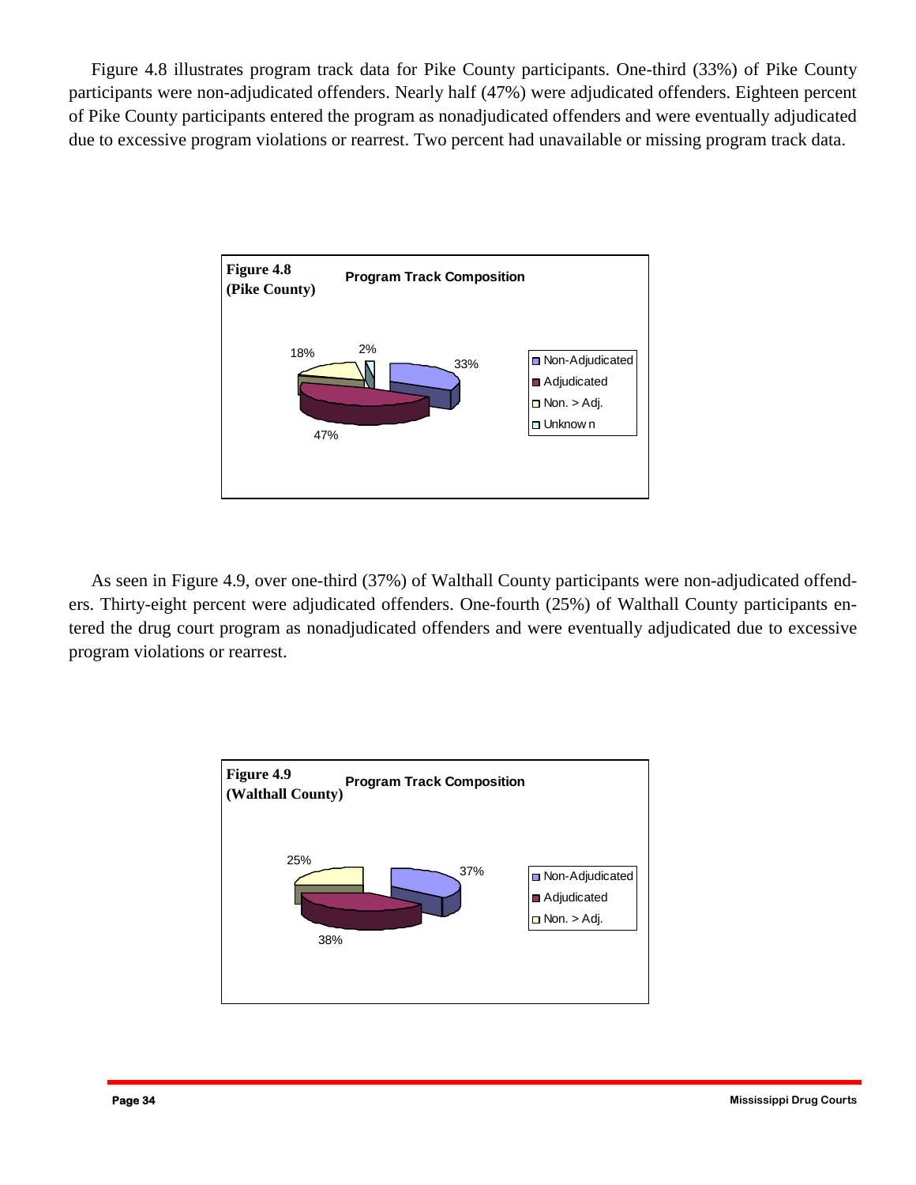Figure 4.8 illustrates program track data for Pike County participants. One-third (33%) of Pike County participants were non-adjudicated offenders. Nearly half (47%) were adjudicated offenders. Eighteen percent of Pike County participants entered the program as nonadjudicated offenders and were eventually adjudicated due to excessive program violations or rearrest. Two percent had unavailable or missing program track data.

**Figure 4.8 (Pike County)** **Program Track Composition**

| Program Track | Percent |
|---|---|
| Non-Adjudicated | 33% |
| Adjudicated | 47% |
| Non. > Adj. | 18% |
| Unknown | 2% |

As seen in Figure 4.9, over one-third (37%) of Walthall County participants were non-adjudicated offenders. Thirty-eight percent were adjudicated offenders. One-fourth (25%) of Walthall County participants entered the drug court program as nonadjudicated offenders and were eventually adjudicated due to excessive program violations or rearrest.

**Figure 4.9 (Walthall County)** **Program Track Composition**

| Program Track | Percent |
|---|---|
| Non-Adjudicated | 37% |
| Adjudicated | 38% |
| Non. > Adj. | 25% |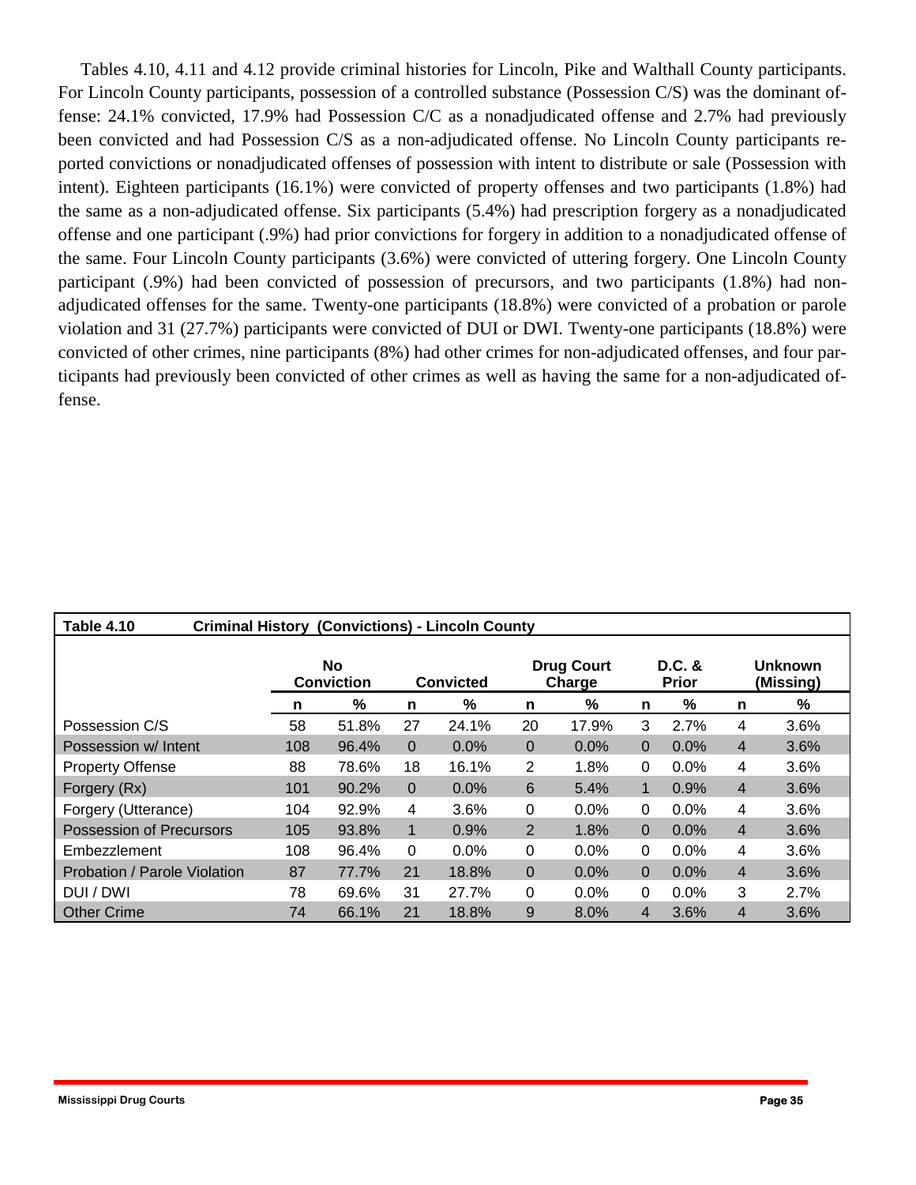Tables 4.10, 4.11 and 4.12 provide criminal histories for Lincoln, Pike and Walthall County participants. For Lincoln County participants, possession of a controlled substance (Possession C/S) was the dominant offense: 24.1% convicted, 17.9% had Possession C/C as a nonadjudicated offense and 2.7% had previously been convicted and had Possession C/S as a non-adjudicated offense. No Lincoln County participants reported convictions or nonadjudicated offenses of possession with intent to distribute or sale (Possession with intent). Eighteen participants (16.1%) were convicted of property offenses and two participants (1.8%) had the same as a non-adjudicated offense. Six participants (5.4%) had prescription forgery as a nonadjudicated offense and one participant (.9%) had prior convictions for forgery in addition to a nonadjudicated offense of the same. Four Lincoln County participants (3.6%) were convicted of uttering forgery. One Lincoln County participant (.9%) had been convicted of possession of precursors, and two participants (1.8%) had non-adjudicated offenses for the same. Twenty-one participants (18.8%) were convicted of a probation or parole violation and 31 (27.7%) participants were convicted of DUI or DWI. Twenty-one participants (18.8%) were convicted of other crimes, nine participants (8%) had other crimes for non-adjudicated offenses, and four participants had previously been convicted of other crimes as well as having the same for a non-adjudicated offense.

**Table 4.10 Criminal History (Convictions) - Lincoln County**

| | No Conviction | | Convicted | | Drug Court Charge | | D.C. & Prior | | Unknown (Missing) | |
|---|---|---|---|---|---|---|---|---|---|---|
| | n | % | n | % | n | % | n | % | n | % |
| Possession C/S | 58 | 51.8% | 27 | 24.1% | 20 | 17.9% | 3 | 2.7% | 4 | 3.6% |
| Possession w/ Intent | 108 | 96.4% | 0 | 0.0% | 0 | 0.0% | 0 | 0.0% | 4 | 3.6% |
| Property Offense | 88 | 78.6% | 18 | 16.1% | 2 | 1.8% | 0 | 0.0% | 4 | 3.6% |
| Forgery (Rx) | 101 | 90.2% | 0 | 0.0% | 6 | 5.4% | 1 | 0.9% | 4 | 3.6% |
| Forgery (Utterance) | 104 | 92.9% | 4 | 3.6% | 0 | 0.0% | 0 | 0.0% | 4 | 3.6% |
| Possession of Precursors | 105 | 93.8% | 1 | 0.9% | 2 | 1.8% | 0 | 0.0% | 4 | 3.6% |
| Embezzlement | 108 | 96.4% | 0 | 0.0% | 0 | 0.0% | 0 | 0.0% | 4 | 3.6% |
| Probation / Parole Violation | 87 | 77.7% | 21 | 18.8% | 0 | 0.0% | 0 | 0.0% | 4 | 3.6% |
| DUI / DWI | 78 | 69.6% | 31 | 27.7% | 0 | 0.0% | 0 | 0.0% | 3 | 2.7% |
| Other Crime | 74 | 66.1% | 21 | 18.8% | 9 | 8.0% | 4 | 3.6% | 4 | 3.6% |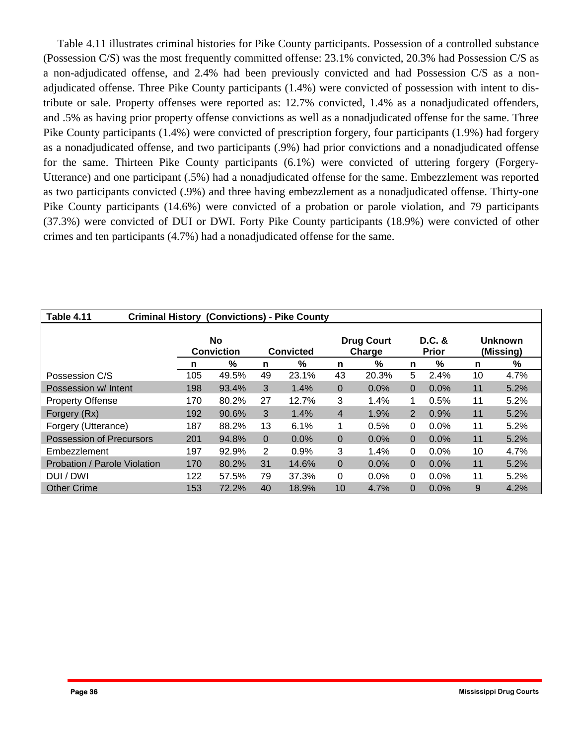Table 4.11 illustrates criminal histories for Pike County participants. Possession of a controlled substance (Possession C/S) was the most frequently committed offense: 23.1% convicted, 20.3% had Possession C/S as a non-adjudicated offense, and 2.4% had been previously convicted and had Possession C/S as a non-adjudicated offense. Three Pike County participants (1.4%) were convicted of possession with intent to distribute or sale. Property offenses were reported as: 12.7% convicted, 1.4% as a nonadjudicated offenders, and .5% as having prior property offense convictions as well as a nonadjudicated offense for the same. Three Pike County participants (1.4%) were convicted of prescription forgery, four participants (1.9%) had forgery as a nonadjudicated offense, and two participants (.9%) had prior convictions and a nonadjudicated offense for the same. Thirteen Pike County participants (6.1%) were convicted of uttering forgery (Forgery-Utterance) and one participant (.5%) had a nonadjudicated offense for the same. Embezzlement was reported as two participants convicted (.9%) and three having embezzlement as a nonadjudicated offense. Thirty-one Pike County participants (14.6%) were convicted of a probation or parole violation, and 79 participants (37.3%) were convicted of DUI or DWI. Forty Pike County participants (18.9%) were convicted of other crimes and ten participants (4.7%) had a nonadjudicated offense for the same.

**Table 4.11 Criminal History (Convictions) - Pike County**

| | No Conviction | | Convicted | | Drug Court Charge | | D.C. & Prior | | Unknown (Missing) | |
|---|---|---|---|---|---|---|---|---|---|---|
| | n | % | n | % | n | % | n | % | n | % |
| Possession C/S | 105 | 49.5% | 49 | 23.1% | 43 | 20.3% | 5 | 2.4% | 10 | 4.7% |
| Possession w/ Intent | 198 | 93.4% | 3 | 1.4% | 0 | 0.0% | 0 | 0.0% | 11 | 5.2% |
| Property Offense | 170 | 80.2% | 27 | 12.7% | 3 | 1.4% | 1 | 0.5% | 11 | 5.2% |
| Forgery (Rx) | 192 | 90.6% | 3 | 1.4% | 4 | 1.9% | 2 | 0.9% | 11 | 5.2% |
| Forgery (Utterance) | 187 | 88.2% | 13 | 6.1% | 1 | 0.5% | 0 | 0.0% | 11 | 5.2% |
| Possession of Precursors | 201 | 94.8% | 0 | 0.0% | 0 | 0.0% | 0 | 0.0% | 11 | 5.2% |
| Embezzlement | 197 | 92.9% | 2 | 0.9% | 3 | 1.4% | 0 | 0.0% | 10 | 4.7% |
| Probation / Parole Violation | 170 | 80.2% | 31 | 14.6% | 0 | 0.0% | 0 | 0.0% | 11 | 5.2% |
| DUI / DWI | 122 | 57.5% | 79 | 37.3% | 0 | 0.0% | 0 | 0.0% | 11 | 5.2% |
| Other Crime | 153 | 72.2% | 40 | 18.9% | 10 | 4.7% | 0 | 0.0% | 9 | 4.2% |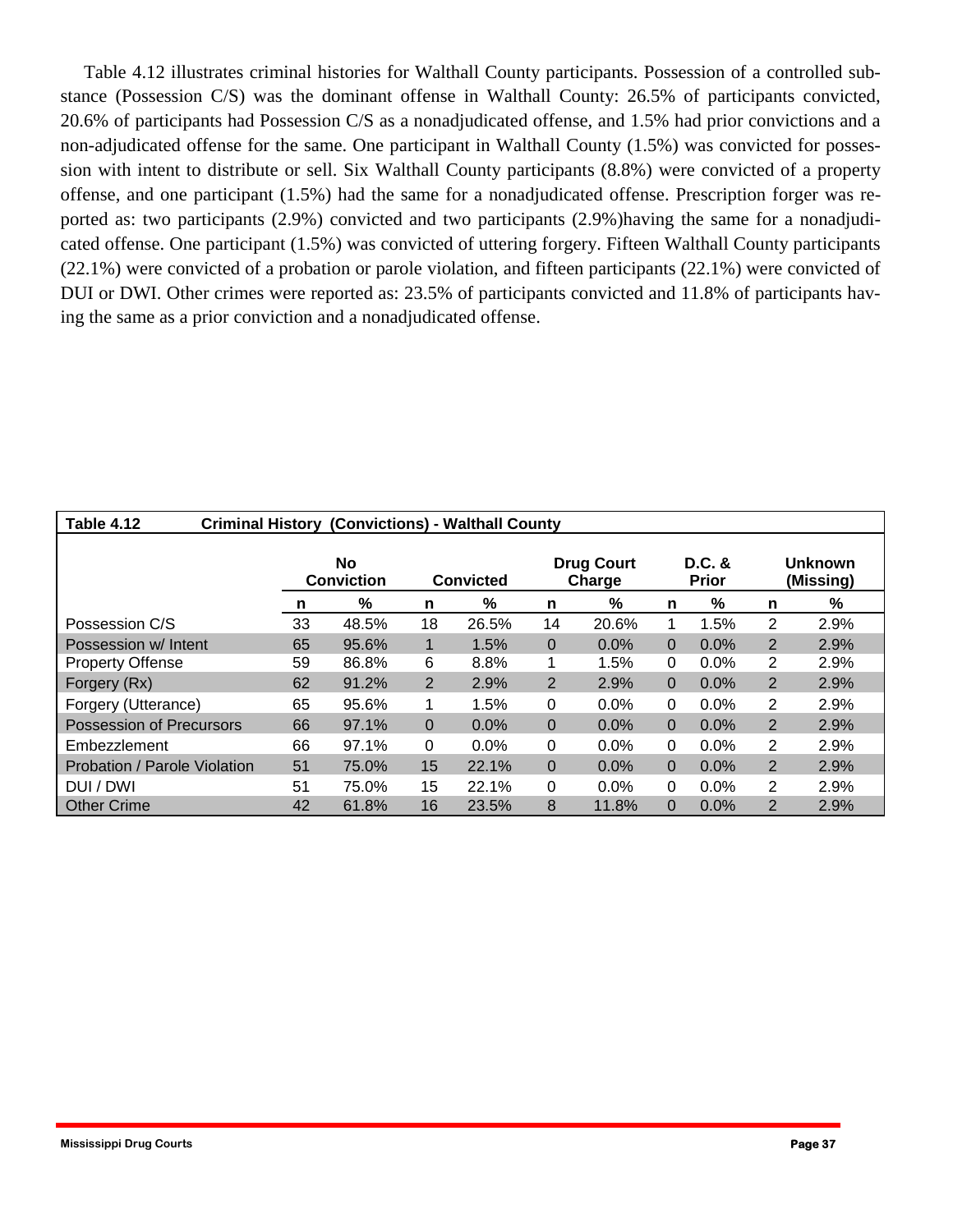Table 4.12 illustrates criminal histories for Walthall County participants. Possession of a controlled substance (Possession C/S) was the dominant offense in Walthall County: 26.5% of participants convicted, 20.6% of participants had Possession C/S as a nonadjudicated offense, and 1.5% had prior convictions and a non-adjudicated offense for the same. One participant in Walthall County (1.5%) was convicted for possession with intent to distribute or sell. Six Walthall County participants (8.8%) were convicted of a property offense, and one participant (1.5%) had the same for a nonadjudicated offense. Prescription forger was reported as: two participants (2.9%) convicted and two participants (2.9%)having the same for a nonadjudicated offense. One participant (1.5%) was convicted of uttering forgery. Fifteen Walthall County participants (22.1%) were convicted of a probation or parole violation, and fifteen participants (22.1%) were convicted of DUI or DWI. Other crimes were reported as: 23.5% of participants convicted and 11.8% of participants having the same as a prior conviction and a nonadjudicated offense.

**Table 4.12 Criminal History (Convictions) - Walthall County**

| | No Conviction | | Convicted | | Drug Court Charge | | D.C. & Prior | | Unknown (Missing) | |
|---|---|---|---|---|---|---|---|---|---|---|
| | n | % | n | % | n | % | n | % | n | % |
| Possession C/S | 33 | 48.5% | 18 | 26.5% | 14 | 20.6% | 1 | 1.5% | 2 | 2.9% |
| Possession w/ Intent | 65 | 95.6% | 1 | 1.5% | 0 | 0.0% | 0 | 0.0% | 2 | 2.9% |
| Property Offense | 59 | 86.8% | 6 | 8.8% | 1 | 1.5% | 0 | 0.0% | 2 | 2.9% |
| Forgery (Rx) | 62 | 91.2% | 2 | 2.9% | 2 | 2.9% | 0 | 0.0% | 2 | 2.9% |
| Forgery (Utterance) | 65 | 95.6% | 1 | 1.5% | 0 | 0.0% | 0 | 0.0% | 2 | 2.9% |
| Possession of Precursors | 66 | 97.1% | 0 | 0.0% | 0 | 0.0% | 0 | 0.0% | 2 | 2.9% |
| Embezzlement | 66 | 97.1% | 0 | 0.0% | 0 | 0.0% | 0 | 0.0% | 2 | 2.9% |
| Probation / Parole Violation | 51 | 75.0% | 15 | 22.1% | 0 | 0.0% | 0 | 0.0% | 2 | 2.9% |
| DUI / DWI | 51 | 75.0% | 15 | 22.1% | 0 | 0.0% | 0 | 0.0% | 2 | 2.9% |
| Other Crime | 42 | 61.8% | 16 | 23.5% | 8 | 11.8% | 0 | 0.0% | 2 | 2.9% |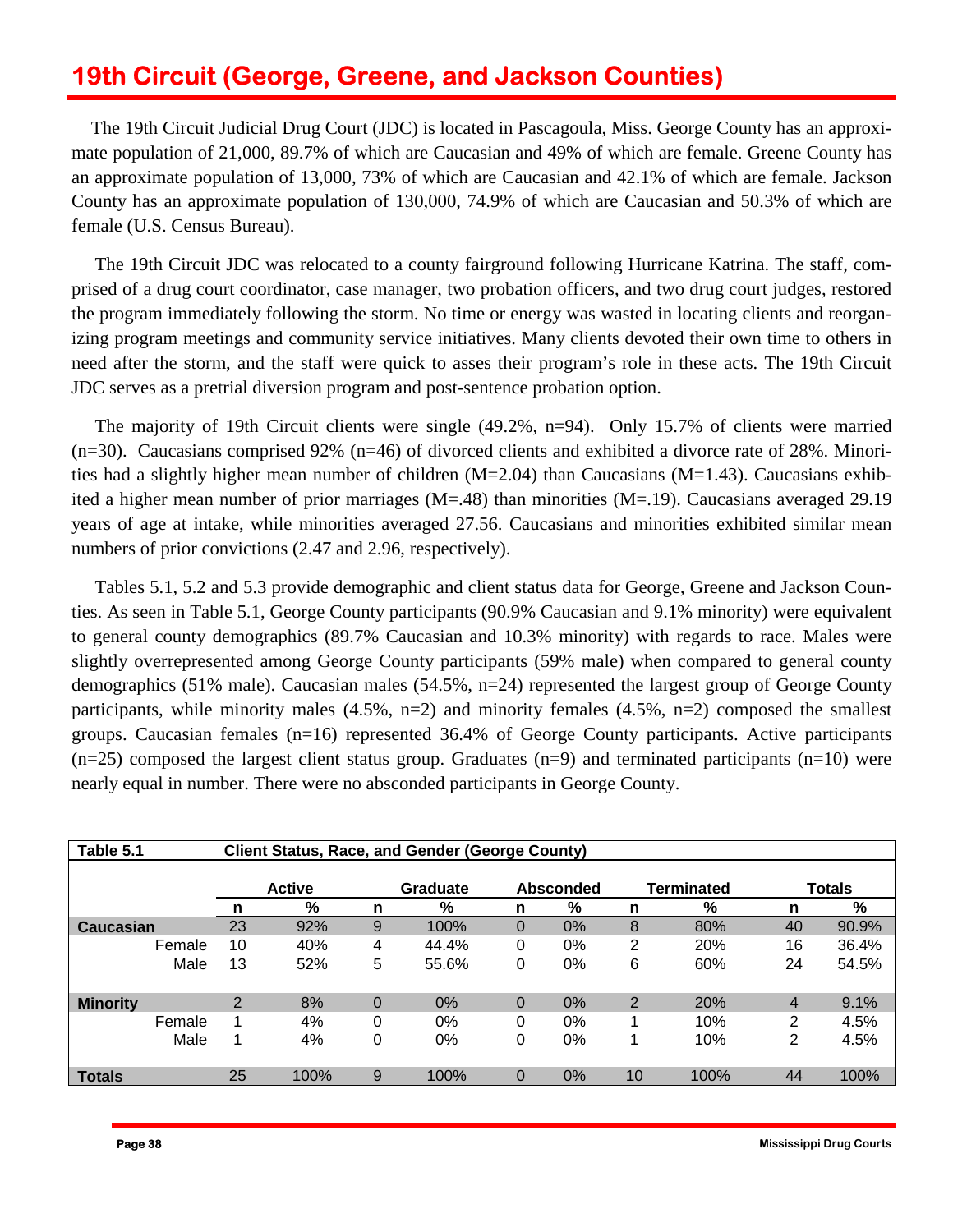## 19th Circuit (George, Greene, and Jackson Counties)

The 19th Circuit Judicial Drug Court (JDC) is located in Pascagoula, Miss. George County has an approximate population of 21,000, 89.7% of which are Caucasian and 49% of which are female. Greene County has an approximate population of 13,000, 73% of which are Caucasian and 42.1% of which are female. Jackson County has an approximate population of 130,000, 74.9% of which are Caucasian and 50.3% of which are female (U.S. Census Bureau).

The 19th Circuit JDC was relocated to a county fairground following Hurricane Katrina. The staff, comprised of a drug court coordinator, case manager, two probation officers, and two drug court judges, restored the program immediately following the storm. No time or energy was wasted in locating clients and reorganizing program meetings and community service initiatives. Many clients devoted their own time to others in need after the storm, and the staff were quick to asses their program's role in these acts. The 19th Circuit JDC serves as a pretrial diversion program and post-sentence probation option.

The majority of 19th Circuit clients were single (49.2%, n=94). Only 15.7% of clients were married (n=30). Caucasians comprised 92% (n=46) of divorced clients and exhibited a divorce rate of 28%. Minorities had a slightly higher mean number of children (M=2.04) than Caucasians (M=1.43). Caucasians exhibited a higher mean number of prior marriages (M=.48) than minorities (M=.19). Caucasians averaged 29.19 years of age at intake, while minorities averaged 27.56. Caucasians and minorities exhibited similar mean numbers of prior convictions (2.47 and 2.96, respectively).

Tables 5.1, 5.2 and 5.3 provide demographic and client status data for George, Greene and Jackson Counties. As seen in Table 5.1, George County participants (90.9% Caucasian and 9.1% minority) were equivalent to general county demographics (89.7% Caucasian and 10.3% minority) with regards to race. Males were slightly overrepresented among George County participants (59% male) when compared to general county demographics (51% male). Caucasian males (54.5%, n=24) represented the largest group of George County participants, while minority males (4.5%, n=2) and minority females (4.5%, n=2) composed the smallest groups. Caucasian females (n=16) represented 36.4% of George County participants. Active participants (n=25) composed the largest client status group. Graduates (n=9) and terminated participants (n=10) were nearly equal in number. There were no absconded participants in George County.

**Table 5.1 Client Status, Race, and Gender (George County)**

| | Active | | Graduate | | Absconded | | Terminated | | Totals | |
|---|---|---|---|---|---|---|---|---|---|---|
| | n | % | n | % | n | % | n | % | n | % |
| **Caucasian** | 23 | 92% | 9 | 100% | 0 | 0% | 8 | 80% | 40 | 90.9% |
| Female | 10 | 40% | 4 | 44.4% | 0 | 0% | 2 | 20% | 16 | 36.4% |
| Male | 13 | 52% | 5 | 55.6% | 0 | 0% | 6 | 60% | 24 | 54.5% |
| **Minority** | 2 | 8% | 0 | 0% | 0 | 0% | 2 | 20% | 4 | 9.1% |
| Female | 1 | 4% | 0 | 0% | 0 | 0% | 1 | 10% | 2 | 4.5% |
| Male | 1 | 4% | 0 | 0% | 0 | 0% | 1 | 10% | 2 | 4.5% |
| **Totals** | 25 | 100% | 9 | 100% | 0 | 0% | 10 | 100% | 44 | 100% |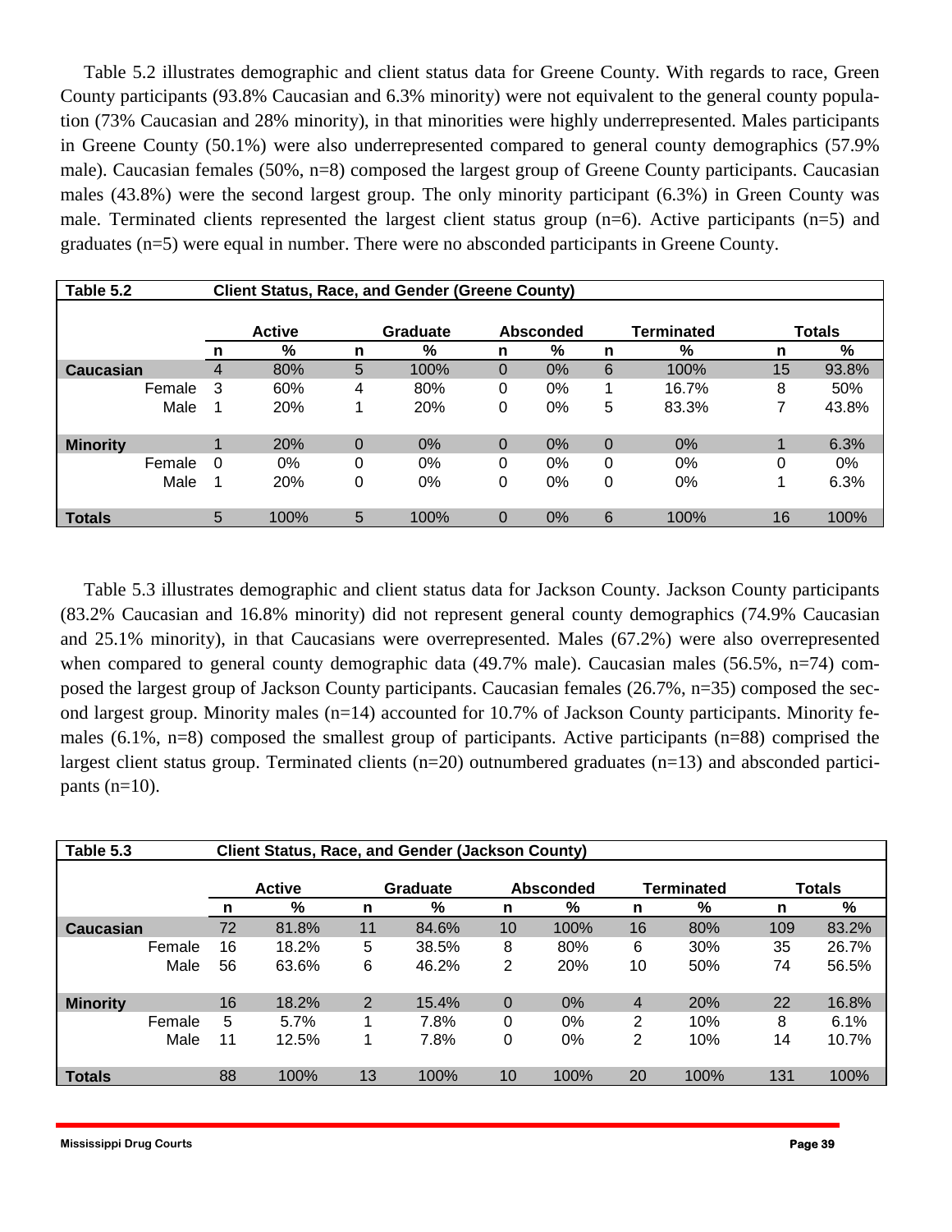Table 5.2 illustrates demographic and client status data for Greene County. With regards to race, Green County participants (93.8% Caucasian and 6.3% minority) were not equivalent to the general county population (73% Caucasian and 28% minority), in that minorities were highly underrepresented. Males participants in Greene County (50.1%) were also underrepresented compared to general county demographics (57.9% male). Caucasian females (50%, n=8) composed the largest group of Greene County participants. Caucasian males (43.8%) were the second largest group. The only minority participant (6.3%) in Green County was male. Terminated clients represented the largest client status group (n=6). Active participants (n=5) and graduates (n=5) were equal in number. There were no absconded participants in Greene County.

| Table 5.2 | Client Status, Race, and Gender (Greene County) | | | | | | | | | |
|---|---|---|---|---|---|---|---|---|---|---|
| | Active | | Graduate | | Absconded | | Terminated | | Totals | |
| | n | % | n | % | n | % | n | % | n | % |
| **Caucasian** | 4 | 80% | 5 | 100% | 0 | 0% | 6 | 100% | 15 | 93.8% |
| Female | 3 | 60% | 4 | 80% | 0 | 0% | 1 | 16.7% | 8 | 50% |
| Male | 1 | 20% | 1 | 20% | 0 | 0% | 5 | 83.3% | 7 | 43.8% |
| **Minority** | 1 | 20% | 0 | 0% | 0 | 0% | 0 | 0% | 1 | 6.3% |
| Female | 0 | 0% | 0 | 0% | 0 | 0% | 0 | 0% | 0 | 0% |
| Male | 1 | 20% | 0 | 0% | 0 | 0% | 0 | 0% | 1 | 6.3% |
| **Totals** | 5 | 100% | 5 | 100% | 0 | 0% | 6 | 100% | 16 | 100% |

Table 5.3 illustrates demographic and client status data for Jackson County. Jackson County participants (83.2% Caucasian and 16.8% minority) did not represent general county demographics (74.9% Caucasian and 25.1% minority), in that Caucasians were overrepresented. Males (67.2%) were also overrepresented when compared to general county demographic data (49.7% male). Caucasian males (56.5%, n=74) composed the largest group of Jackson County participants. Caucasian females (26.7%, n=35) composed the second largest group. Minority males (n=14) accounted for 10.7% of Jackson County participants. Minority females (6.1%, n=8) composed the smallest group of participants. Active participants (n=88) comprised the largest client status group. Terminated clients (n=20) outnumbered graduates (n=13) and absconded participants (n=10).

| Table 5.3 | Client Status, Race, and Gender (Jackson County) | | | | | | | | | |
|---|---|---|---|---|---|---|---|---|---|---|
| | Active | | Graduate | | Absconded | | Terminated | | Totals | |
| | n | % | n | % | n | % | n | % | n | % |
| **Caucasian** | 72 | 81.8% | 11 | 84.6% | 10 | 100% | 16 | 80% | 109 | 83.2% |
| Female | 16 | 18.2% | 5 | 38.5% | 8 | 80% | 6 | 30% | 35 | 26.7% |
| Male | 56 | 63.6% | 6 | 46.2% | 2 | 20% | 10 | 50% | 74 | 56.5% |
| **Minority** | 16 | 18.2% | 2 | 15.4% | 0 | 0% | 4 | 20% | 22 | 16.8% |
| Female | 5 | 5.7% | 1 | 7.8% | 0 | 0% | 2 | 10% | 8 | 6.1% |
| Male | 11 | 12.5% | 1 | 7.8% | 0 | 0% | 2 | 10% | 14 | 10.7% |
| **Totals** | 88 | 100% | 13 | 100% | 10 | 100% | 20 | 100% | 131 | 100% |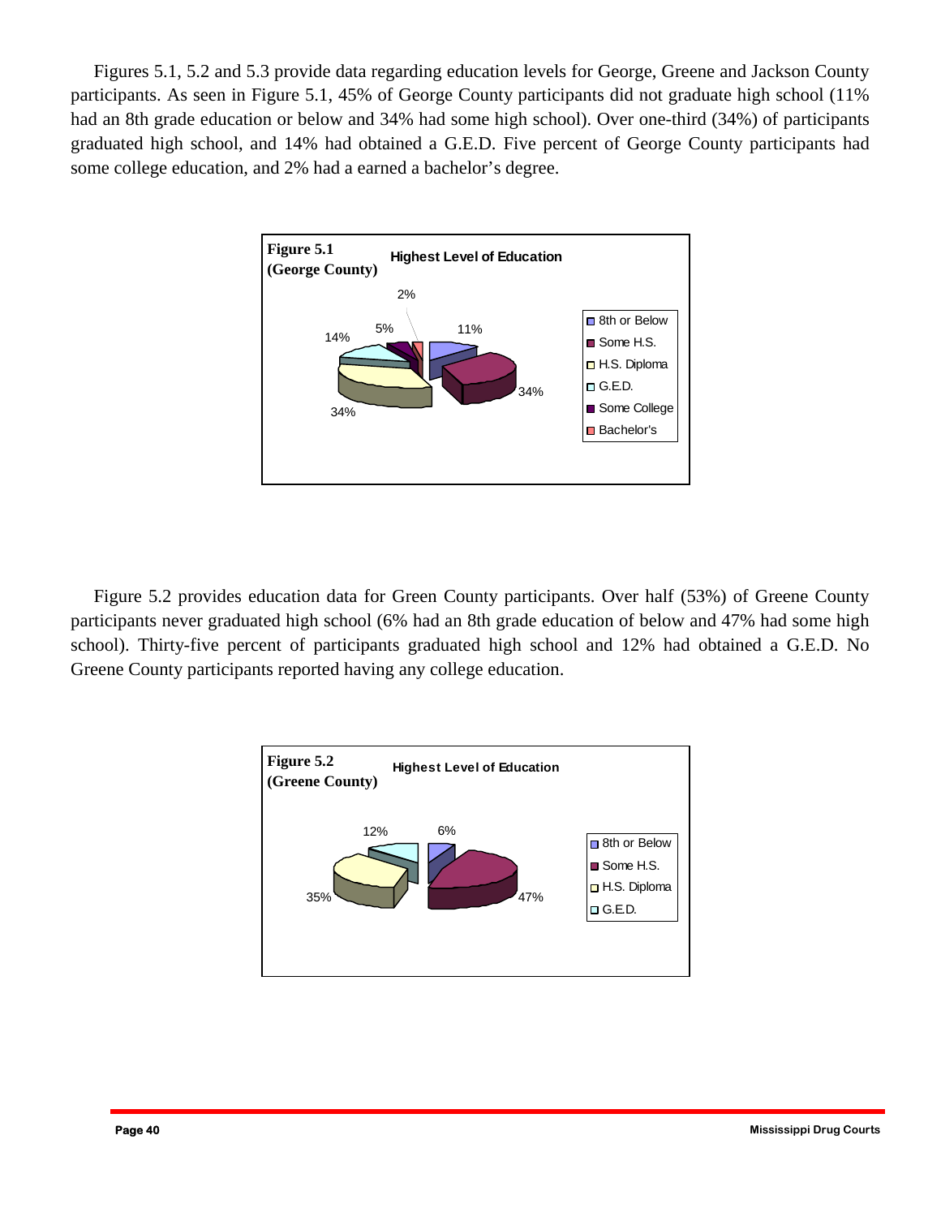Figures 5.1, 5.2 and 5.3 provide data regarding education levels for George, Greene and Jackson County participants. As seen in Figure 5.1, 45% of George County participants did not graduate high school (11% had an 8th grade education or below and 34% had some high school). Over one-third (34%) of participants graduated high school, and 14% had obtained a G.E.D. Five percent of George County participants had some college education, and 2% had a earned a bachelor's degree.

**Figure 5.1 (George County)** Highest Level of Education

| Education Level | Percent |
| --- | --- |
| 8th or Below | 11% |
| Some H.S. | 34% |
| H.S. Diploma | 34% |
| G.E.D. | 14% |
| Some College | 5% |
| Bachelor's | 2% |

Figure 5.2 provides education data for Green County participants. Over half (53%) of Greene County participants never graduated high school (6% had an 8th grade education of below and 47% had some high school). Thirty-five percent of participants graduated high school and 12% had obtained a G.E.D. No Greene County participants reported having any college education.

**Figure 5.2 (Greene County)** Highest Level of Education

| Education Level | Percent |
| --- | --- |
| 8th or Below | 6% |
| Some H.S. | 47% |
| H.S. Diploma | 35% |
| G.E.D. | 12% |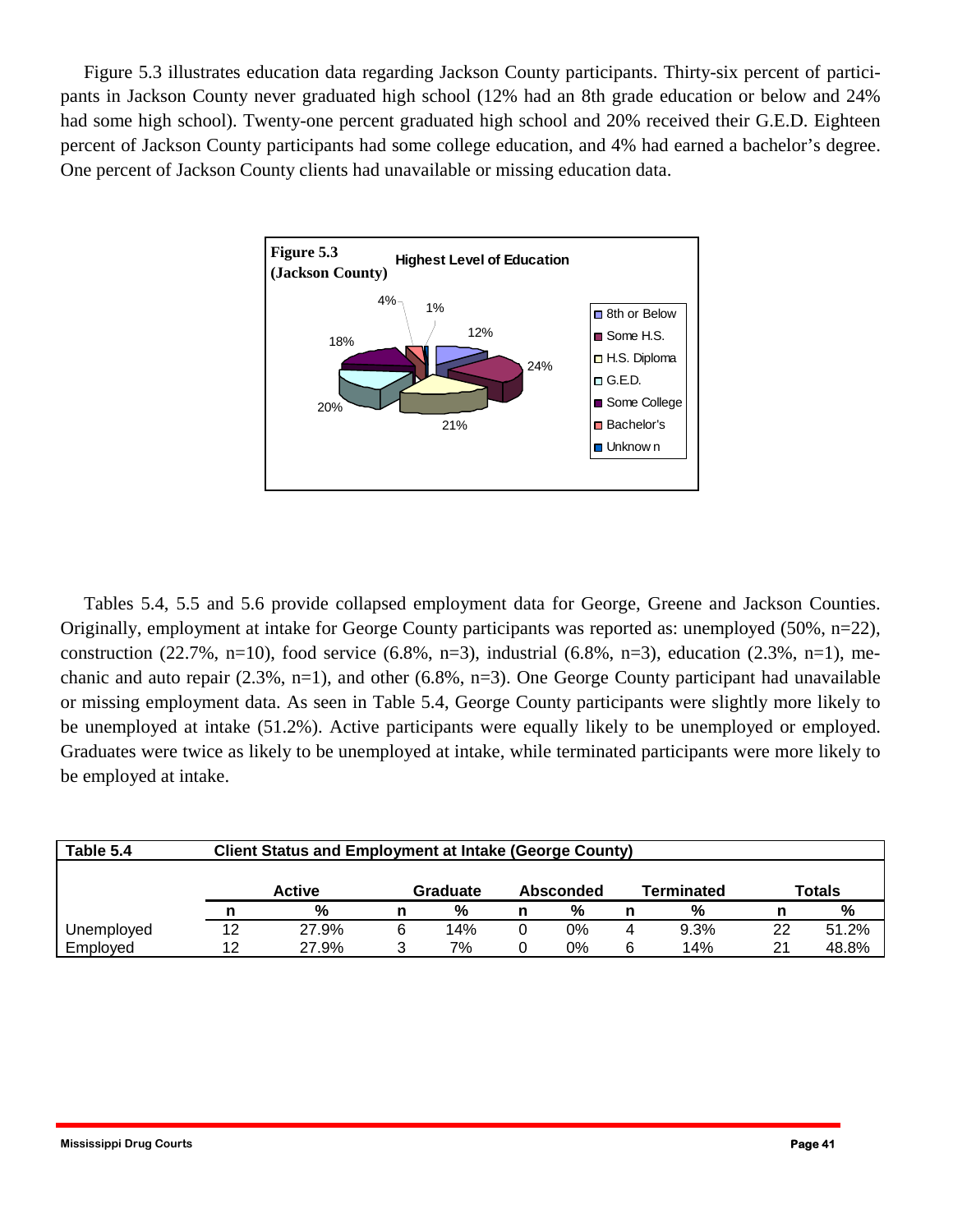Figure 5.3 illustrates education data regarding Jackson County participants. Thirty-six percent of participants in Jackson County never graduated high school (12% had an 8th grade education or below and 24% had some high school). Twenty-one percent graduated high school and 20% received their G.E.D. Eighteen percent of Jackson County participants had some college education, and 4% had earned a bachelor's degree. One percent of Jackson County clients had unavailable or missing education data.

**Figure 5.3 (Jackson County)** Highest Level of Education

| Level | % |
|---|---|
| 8th or Below | 12% |
| Some H.S. | 24% |
| H.S. Diploma | 21% |
| G.E.D. | 20% |
| Some College | 18% |
| Bachelor's | 4% |
| Unknown | 1% |

Tables 5.4, 5.5 and 5.6 provide collapsed employment data for George, Greene and Jackson Counties. Originally, employment at intake for George County participants was reported as: unemployed (50%, n=22), construction (22.7%, n=10), food service (6.8%, n=3), industrial (6.8%, n=3), education (2.3%, n=1), mechanic and auto repair (2.3%, n=1), and other (6.8%, n=3). One George County participant had unavailable or missing employment data. As seen in Table 5.4, George County participants were slightly more likely to be unemployed at intake (51.2%). Active participants were equally likely to be unemployed or employed. Graduates were twice as likely to be unemployed at intake, while terminated participants were more likely to be employed at intake.

**Table 5.4 Client Status and Employment at Intake (George County)**

| | Active | | Graduate | | Absconded | | Terminated | | Totals | |
|---|---|---|---|---|---|---|---|---|---|---|
| | n | % | n | % | n | % | n | % | n | % |
| Unemployed | 12 | 27.9% | 6 | 14% | 0 | 0% | 4 | 9.3% | 22 | 51.2% |
| Employed | 12 | 27.9% | 3 | 7% | 0 | 0% | 6 | 14% | 21 | 48.8% |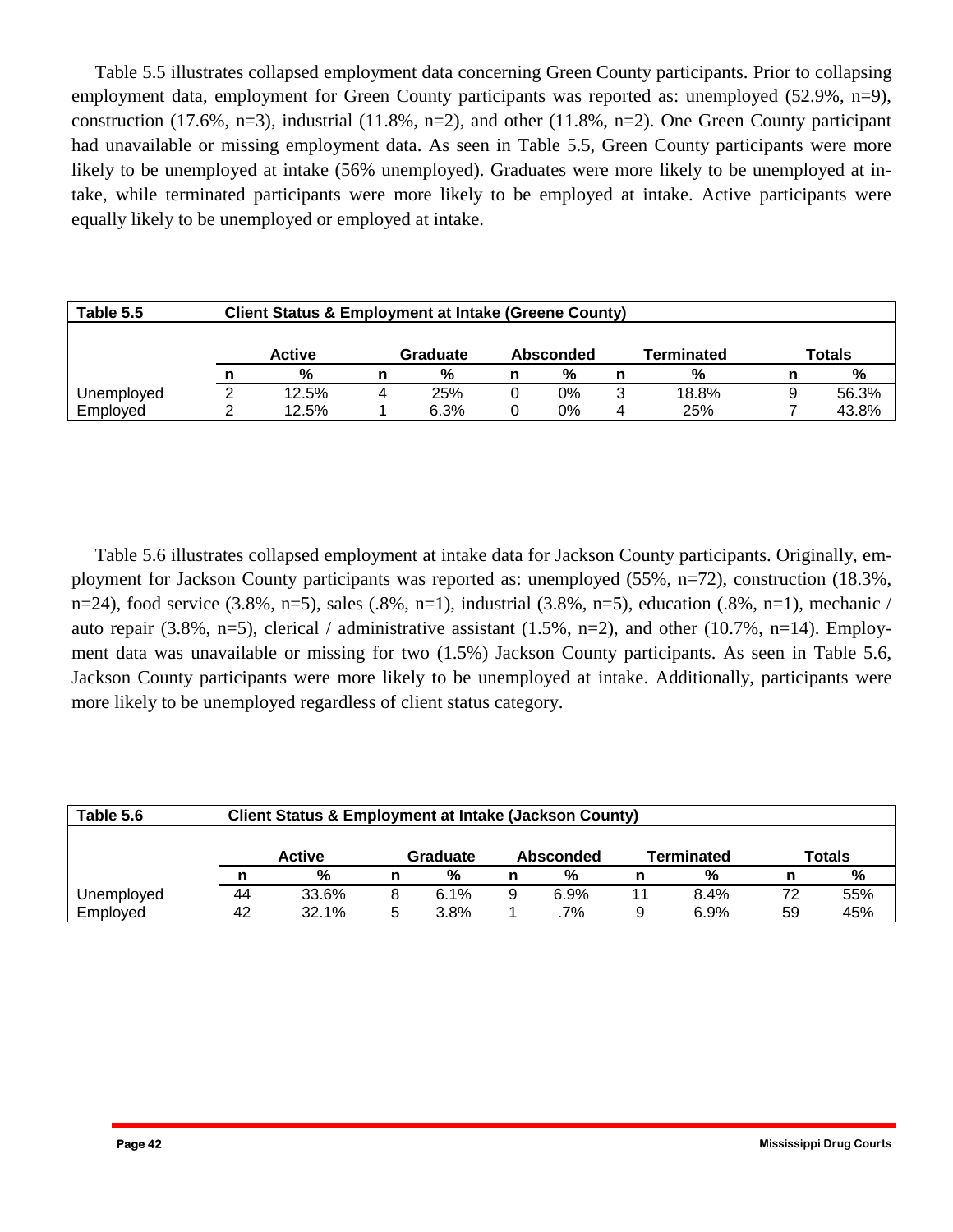Table 5.5 illustrates collapsed employment data concerning Green County participants. Prior to collapsing employment data, employment for Green County participants was reported as: unemployed (52.9%, n=9), construction (17.6%, n=3), industrial (11.8%, n=2), and other (11.8%, n=2). One Green County participant had unavailable or missing employment data. As seen in Table 5.5, Green County participants were more likely to be unemployed at intake (56% unemployed). Graduates were more likely to be unemployed at intake, while terminated participants were more likely to be employed at intake. Active participants were equally likely to be unemployed or employed at intake.

**Table 5.5 Client Status & Employment at Intake (Greene County)**

| | Active | | Graduate | | Absconded | | Terminated | | Totals | |
|---|---|---|---|---|---|---|---|---|---|---|
| | n | % | n | % | n | % | n | % | n | % |
| Unemployed | 2 | 12.5% | 4 | 25% | 0 | 0% | 3 | 18.8% | 9 | 56.3% |
| Employed | 2 | 12.5% | 1 | 6.3% | 0 | 0% | 4 | 25% | 7 | 43.8% |

Table 5.6 illustrates collapsed employment at intake data for Jackson County participants. Originally, employment for Jackson County participants was reported as: unemployed (55%, n=72), construction (18.3%, n=24), food service (3.8%, n=5), sales (.8%, n=1), industrial (3.8%, n=5), education (.8%, n=1), mechanic / auto repair (3.8%, n=5), clerical / administrative assistant (1.5%, n=2), and other (10.7%, n=14). Employment data was unavailable or missing for two (1.5%) Jackson County participants. As seen in Table 5.6, Jackson County participants were more likely to be unemployed at intake. Additionally, participants were more likely to be unemployed regardless of client status category.

**Table 5.6 Client Status & Employment at Intake (Jackson County)**

| | Active | | Graduate | | Absconded | | Terminated | | Totals | |
|---|---|---|---|---|---|---|---|---|---|---|
| | n | % | n | % | n | % | n | % | n | % |
| Unemployed | 44 | 33.6% | 8 | 6.1% | 9 | 6.9% | 11 | 8.4% | 72 | 55% |
| Employed | 42 | 32.1% | 5 | 3.8% | 1 | .7% | 9 | 6.9% | 59 | 45% |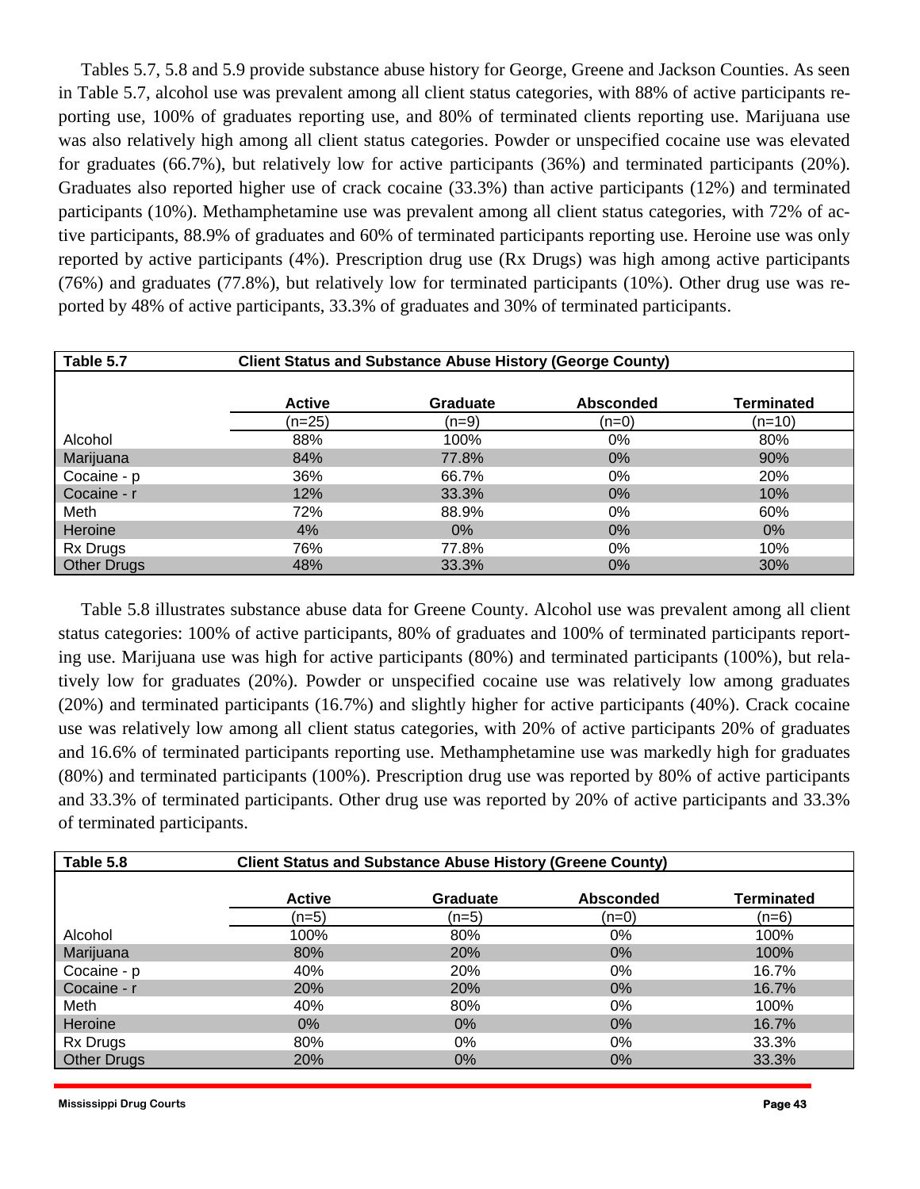Tables 5.7, 5.8 and 5.9 provide substance abuse history for George, Greene and Jackson Counties. As seen in Table 5.7, alcohol use was prevalent among all client status categories, with 88% of active participants reporting use, 100% of graduates reporting use, and 80% of terminated clients reporting use. Marijuana use was also relatively high among all client status categories. Powder or unspecified cocaine use was elevated for graduates (66.7%), but relatively low for active participants (36%) and terminated participants (20%). Graduates also reported higher use of crack cocaine (33.3%) than active participants (12%) and terminated participants (10%). Methamphetamine use was prevalent among all client status categories, with 72% of active participants, 88.9% of graduates and 60% of terminated participants reporting use. Heroine use was only reported by active participants (4%). Prescription drug use (Rx Drugs) was high among active participants (76%) and graduates (77.8%), but relatively low for terminated participants (10%). Other drug use was reported by 48% of active participants, 33.3% of graduates and 30% of terminated participants.

**Table 5.7 Client Status and Substance Abuse History (George County)**

| | Active (n=25) | Graduate (n=9) | Absconded (n=0) | Terminated (n=10) |
|---|---|---|---|---|
| Alcohol | 88% | 100% | 0% | 80% |
| Marijuana | 84% | 77.8% | 0% | 90% |
| Cocaine - p | 36% | 66.7% | 0% | 20% |
| Cocaine - r | 12% | 33.3% | 0% | 10% |
| Meth | 72% | 88.9% | 0% | 60% |
| Heroine | 4% | 0% | 0% | 0% |
| Rx Drugs | 76% | 77.8% | 0% | 10% |
| Other Drugs | 48% | 33.3% | 0% | 30% |

Table 5.8 illustrates substance abuse data for Greene County. Alcohol use was prevalent among all client status categories: 100% of active participants, 80% of graduates and 100% of terminated participants reporting use. Marijuana use was high for active participants (80%) and terminated participants (100%), but relatively low for graduates (20%). Powder or unspecified cocaine use was relatively low among graduates (20%) and terminated participants (16.7%) and slightly higher for active participants (40%). Crack cocaine use was relatively low among all client status categories, with 20% of active participants 20% of graduates and 16.6% of terminated participants reporting use. Methamphetamine use was markedly high for graduates (80%) and terminated participants (100%). Prescription drug use was reported by 80% of active participants and 33.3% of terminated participants. Other drug use was reported by 20% of active participants and 33.3% of terminated participants.

**Table 5.8 Client Status and Substance Abuse History (Greene County)**

| | Active (n=5) | Graduate (n=5) | Absconded (n=0) | Terminated (n=6) |
|---|---|---|---|---|
| Alcohol | 100% | 80% | 0% | 100% |
| Marijuana | 80% | 20% | 0% | 100% |
| Cocaine - p | 40% | 20% | 0% | 16.7% |
| Cocaine - r | 20% | 20% | 0% | 16.7% |
| Meth | 40% | 80% | 0% | 100% |
| Heroine | 0% | 0% | 0% | 16.7% |
| Rx Drugs | 80% | 0% | 0% | 33.3% |
| Other Drugs | 20% | 0% | 0% | 33.3% |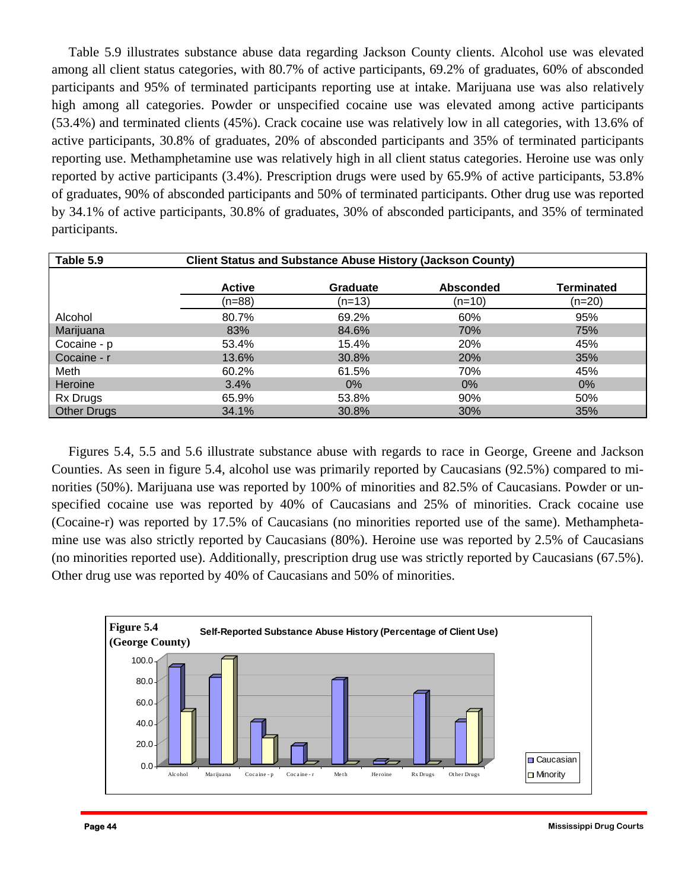Table 5.9 illustrates substance abuse data regarding Jackson County clients. Alcohol use was elevated among all client status categories, with 80.7% of active participants, 69.2% of graduates, 60% of absconded participants and 95% of terminated participants reporting use at intake. Marijuana use was also relatively high among all categories. Powder or unspecified cocaine use was elevated among active participants (53.4%) and terminated clients (45%). Crack cocaine use was relatively low in all categories, with 13.6% of active participants, 30.8% of graduates, 20% of absconded participants and 35% of terminated participants reporting use. Methamphetamine use was relatively high in all client status categories. Heroine use was only reported by active participants (3.4%). Prescription drugs were used by 65.9% of active participants, 53.8% of graduates, 90% of absconded participants and 50% of terminated participants. Other drug use was reported by 34.1% of active participants, 30.8% of graduates, 30% of absconded participants, and 35% of terminated participants.

**Table 5.9 Client Status and Substance Abuse History (Jackson County)**

| | Active (n=88) | Graduate (n=13) | Absconded (n=10) | Terminated (n=20) |
|---|---|---|---|---|
| Alcohol | 80.7% | 69.2% | 60% | 95% |
| Marijuana | 83% | 84.6% | 70% | 75% |
| Cocaine - p | 53.4% | 15.4% | 20% | 45% |
| Cocaine - r | 13.6% | 30.8% | 20% | 35% |
| Meth | 60.2% | 61.5% | 70% | 45% |
| Heroine | 3.4% | 0% | 0% | 0% |
| Rx Drugs | 65.9% | 53.8% | 90% | 50% |
| Other Drugs | 34.1% | 30.8% | 30% | 35% |

Figures 5.4, 5.5 and 5.6 illustrate substance abuse with regards to race in George, Greene and Jackson Counties. As seen in figure 5.4, alcohol use was primarily reported by Caucasians (92.5%) compared to minorities (50%). Marijuana use was reported by 100% of minorities and 82.5% of Caucasians. Powder or unspecified cocaine use was reported by 40% of Caucasians and 25% of minorities. Crack cocaine use (Cocaine-r) was reported by 17.5% of Caucasians (no minorities reported use of the same). Methamphetamine use was also strictly reported by Caucasians (80%). Heroine use was reported by 2.5% of Caucasians (no minorities reported use). Additionally, prescription drug use was strictly reported by Caucasians (67.5%). Other drug use was reported by 40% of Caucasians and 50% of minorities.

**Figure 5.4 (George County)** Self-Reported Substance Abuse History (Percentage of Client Use)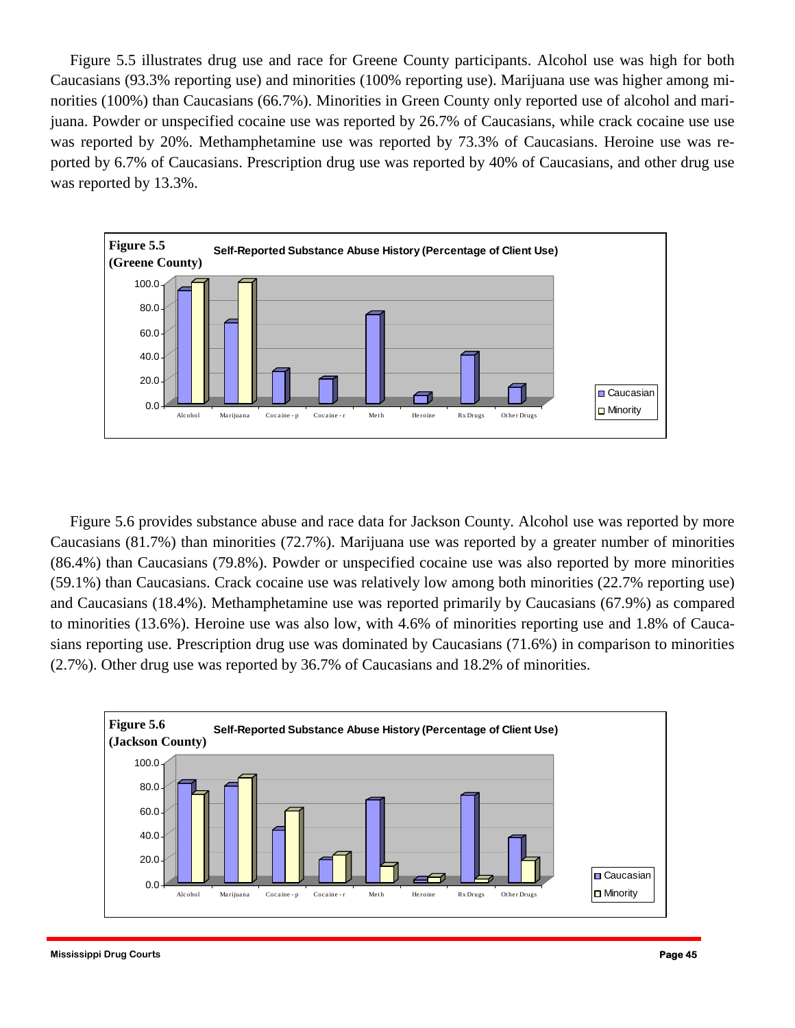Figure 5.5 illustrates drug use and race for Greene County participants. Alcohol use was high for both Caucasians (93.3% reporting use) and minorities (100% reporting use). Marijuana use was higher among minorities (100%) than Caucasians (66.7%). Minorities in Green County only reported use of alcohol and marijuana. Powder or unspecified cocaine use was reported by 26.7% of Caucasians, while crack cocaine use use was reported by 20%. Methamphetamine use was reported by 73.3% of Caucasians. Heroine use was reported by 6.7% of Caucasians. Prescription drug use was reported by 40% of Caucasians, and other drug use was reported by 13.3%.

**Figure 5.5 (Greene County)** Self-Reported Substance Abuse History (Percentage of Client Use)

Figure 5.6 provides substance abuse and race data for Jackson County. Alcohol use was reported by more Caucasians (81.7%) than minorities (72.7%). Marijuana use was reported by a greater number of minorities (86.4%) than Caucasians (79.8%). Powder or unspecified cocaine use was also reported by more minorities (59.1%) than Caucasians. Crack cocaine use was relatively low among both minorities (22.7% reporting use) and Caucasians (18.4%). Methamphetamine use was reported primarily by Caucasians (67.9%) as compared to minorities (13.6%). Heroine use was also low, with 4.6% of minorities reporting use and 1.8% of Caucasians reporting use. Prescription drug use was dominated by Caucasians (71.6%) in comparison to minorities (2.7%). Other drug use was reported by 36.7% of Caucasians and 18.2% of minorities.

**Figure 5.6 (Jackson County)** Self-Reported Substance Abuse History (Percentage of Client Use)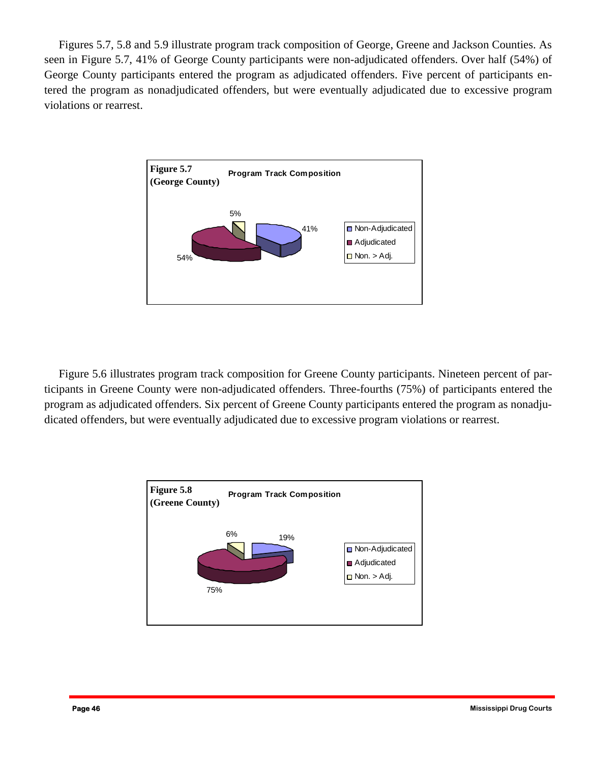Figures 5.7, 5.8 and 5.9 illustrate program track composition of George, Greene and Jackson Counties. As seen in Figure 5.7, 41% of George County participants were non-adjudicated offenders. Over half (54%) of George County participants entered the program as adjudicated offenders. Five percent of participants entered the program as nonadjudicated offenders, but were eventually adjudicated due to excessive program violations or rearrest.

**Figure 5.7 (George County)**

**Program Track Composition**

| Track | Percent |
|---|---|
| Non-Adjudicated | 41% |
| Adjudicated | 54% |
| Non. > Adj. | 5% |

Figure 5.6 illustrates program track composition for Greene County participants. Nineteen percent of participants in Greene County were non-adjudicated offenders. Three-fourths (75%) of participants entered the program as adjudicated offenders. Six percent of Greene County participants entered the program as nonadjudicated offenders, but were eventually adjudicated due to excessive program violations or rearrest.

**Figure 5.8 (Greene County)**

**Program Track Composition**

| Track | Percent |
|---|---|
| Non-Adjudicated | 19% |
| Adjudicated | 75% |
| Non. > Adj. | 6% |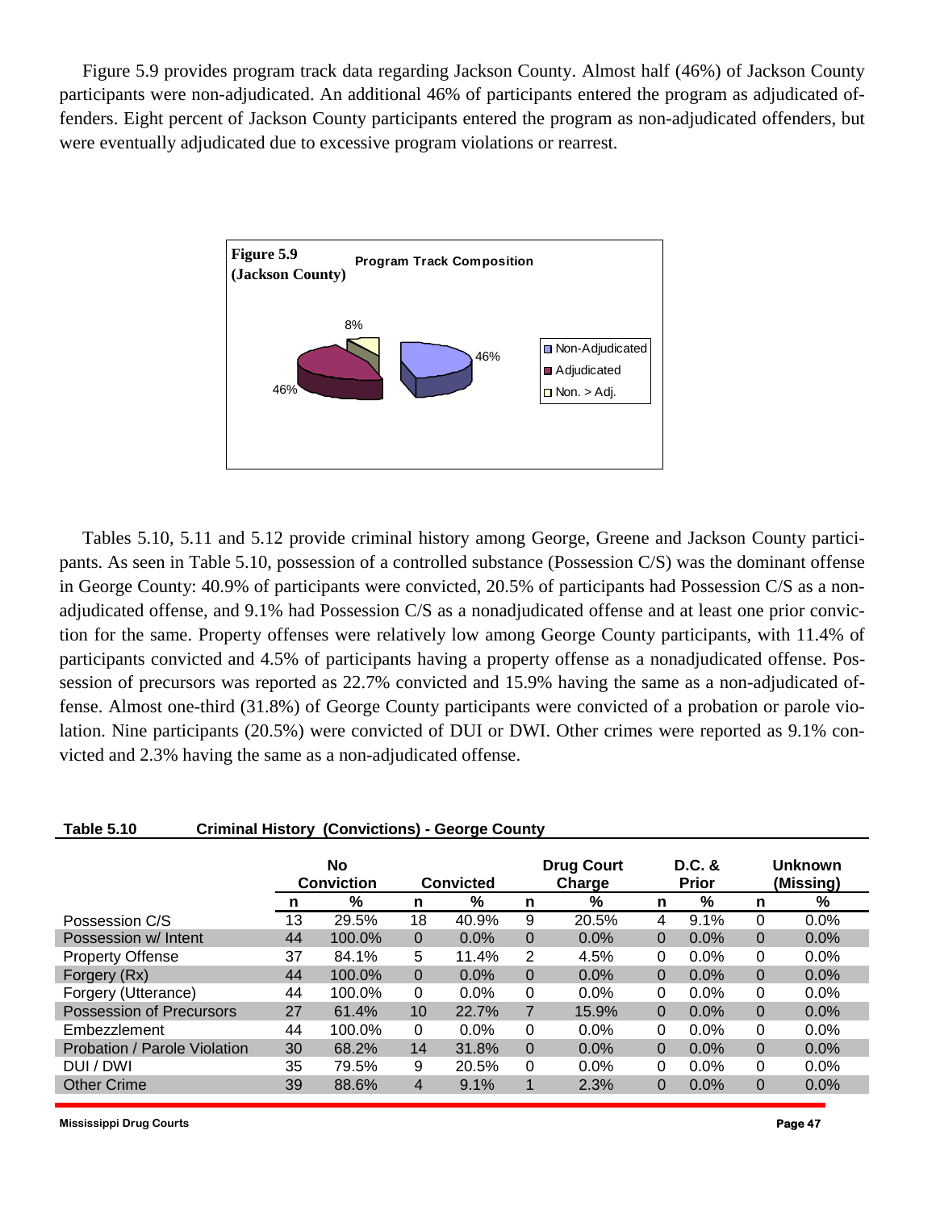Figure 5.9 provides program track data regarding Jackson County. Almost half (46%) of Jackson County participants were non-adjudicated. An additional 46% of participants entered the program as adjudicated offenders. Eight percent of Jackson County participants entered the program as non-adjudicated offenders, but were eventually adjudicated due to excessive program violations or rearrest.

**Figure 5.9 (Jackson County)** Program Track Composition

- Non-Adjudicated: 46%
- Adjudicated: 46%
- Non. > Adj.: 8%

Tables 5.10, 5.11 and 5.12 provide criminal history among George, Greene and Jackson County participants. As seen in Table 5.10, possession of a controlled substance (Possession C/S) was the dominant offense in George County: 40.9% of participants were convicted, 20.5% of participants had Possession C/S as a non-adjudicated offense, and 9.1% had Possession C/S as a nonadjudicated offense and at least one prior conviction for the same. Property offenses were relatively low among George County participants, with 11.4% of participants convicted and 4.5% of participants having a property offense as a nonadjudicated offense. Possession of precursors was reported as 22.7% convicted and 15.9% having the same as a non-adjudicated offense. Almost one-third (31.8%) of George County participants were convicted of a probation or parole violation. Nine participants (20.5%) were convicted of DUI or DWI. Other crimes were reported as 9.1% convicted and 2.3% having the same as a non-adjudicated offense.

**Table 5.10 Criminal History (Convictions) - George County**

| | No Conviction | | Convicted | | Drug Court Charge | | D.C. & Prior | | Unknown (Missing) | |
|---|---|---|---|---|---|---|---|---|---|---|
| | n | % | n | % | n | % | n | % | n | % |
| Possession C/S | 13 | 29.5% | 18 | 40.9% | 9 | 20.5% | 4 | 9.1% | 0 | 0.0% |
| Possession w/ Intent | 44 | 100.0% | 0 | 0.0% | 0 | 0.0% | 0 | 0.0% | 0 | 0.0% |
| Property Offense | 37 | 84.1% | 5 | 11.4% | 2 | 4.5% | 0 | 0.0% | 0 | 0.0% |
| Forgery (Rx) | 44 | 100.0% | 0 | 0.0% | 0 | 0.0% | 0 | 0.0% | 0 | 0.0% |
| Forgery (Utterance) | 44 | 100.0% | 0 | 0.0% | 0 | 0.0% | 0 | 0.0% | 0 | 0.0% |
| Possession of Precursors | 27 | 61.4% | 10 | 22.7% | 7 | 15.9% | 0 | 0.0% | 0 | 0.0% |
| Embezzlement | 44 | 100.0% | 0 | 0.0% | 0 | 0.0% | 0 | 0.0% | 0 | 0.0% |
| Probation / Parole Violation | 30 | 68.2% | 14 | 31.8% | 0 | 0.0% | 0 | 0.0% | 0 | 0.0% |
| DUI / DWI | 35 | 79.5% | 9 | 20.5% | 0 | 0.0% | 0 | 0.0% | 0 | 0.0% |
| Other Crime | 39 | 88.6% | 4 | 9.1% | 1 | 2.3% | 0 | 0.0% | 0 | 0.0% |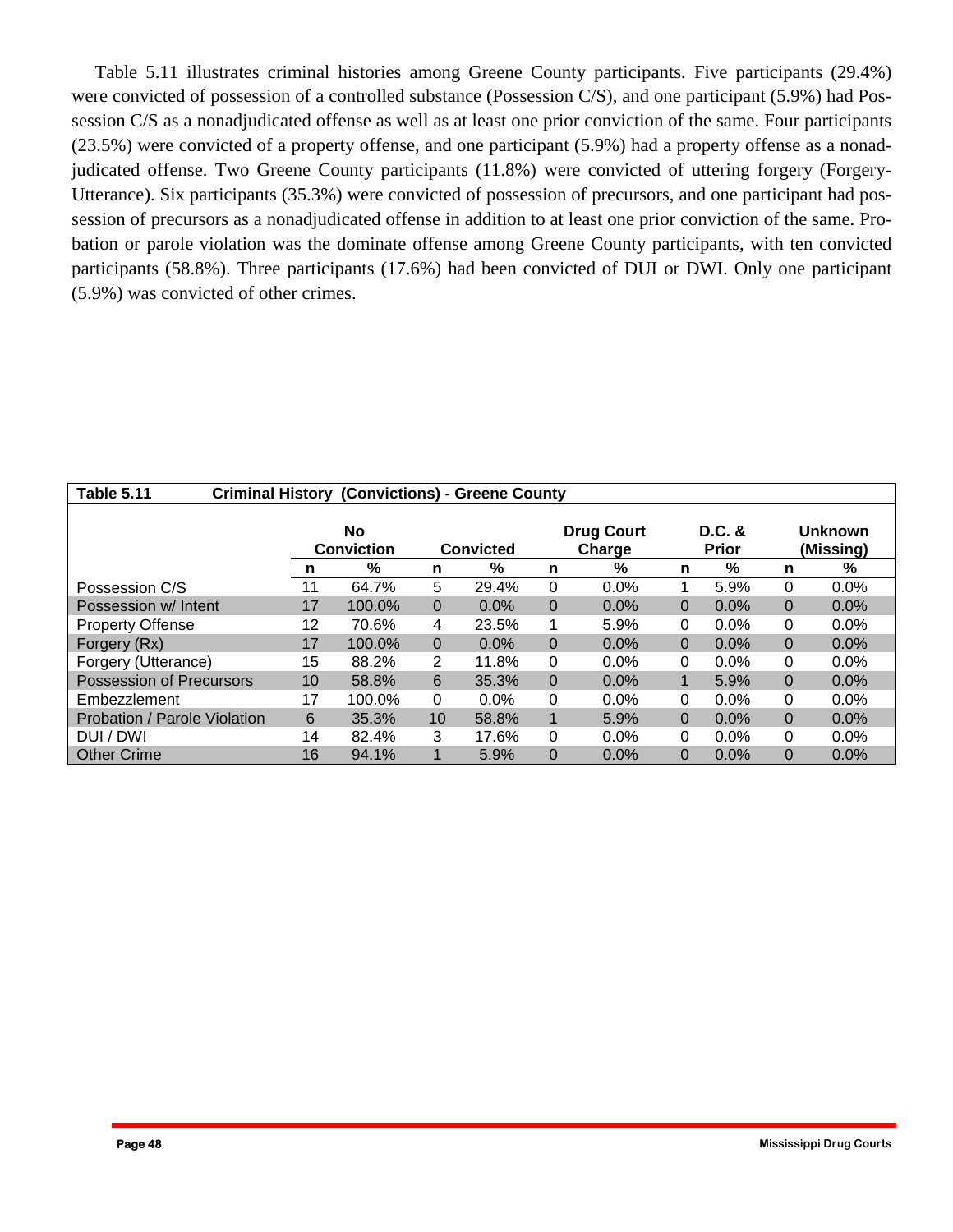Table 5.11 illustrates criminal histories among Greene County participants. Five participants (29.4%) were convicted of possession of a controlled substance (Possession C/S), and one participant (5.9%) had Possession C/S as a nonadjudicated offense as well as at least one prior conviction of the same. Four participants (23.5%) were convicted of a property offense, and one participant (5.9%) had a property offense as a nonadjudicated offense. Two Greene County participants (11.8%) were convicted of uttering forgery (Forgery-Utterance). Six participants (35.3%) were convicted of possession of precursors, and one participant had possession of precursors as a nonadjudicated offense in addition to at least one prior conviction of the same. Probation or parole violation was the dominate offense among Greene County participants, with ten convicted participants (58.8%). Three participants (17.6%) had been convicted of DUI or DWI. Only one participant (5.9%) was convicted of other crimes.

**Table 5.11 Criminal History (Convictions) - Greene County**

| | No Conviction | | Convicted | | Drug Court Charge | | D.C. & Prior | | Unknown (Missing) | |
|---|---|---|---|---|---|---|---|---|---|---|
| | n | % | n | % | n | % | n | % | n | % |
| Possession C/S | 11 | 64.7% | 5 | 29.4% | 0 | 0.0% | 1 | 5.9% | 0 | 0.0% |
| Possession w/ Intent | 17 | 100.0% | 0 | 0.0% | 0 | 0.0% | 0 | 0.0% | 0 | 0.0% |
| Property Offense | 12 | 70.6% | 4 | 23.5% | 1 | 5.9% | 0 | 0.0% | 0 | 0.0% |
| Forgery (Rx) | 17 | 100.0% | 0 | 0.0% | 0 | 0.0% | 0 | 0.0% | 0 | 0.0% |
| Forgery (Utterance) | 15 | 88.2% | 2 | 11.8% | 0 | 0.0% | 0 | 0.0% | 0 | 0.0% |
| Possession of Precursors | 10 | 58.8% | 6 | 35.3% | 0 | 0.0% | 1 | 5.9% | 0 | 0.0% |
| Embezzlement | 17 | 100.0% | 0 | 0.0% | 0 | 0.0% | 0 | 0.0% | 0 | 0.0% |
| Probation / Parole Violation | 6 | 35.3% | 10 | 58.8% | 1 | 5.9% | 0 | 0.0% | 0 | 0.0% |
| DUI / DWI | 14 | 82.4% | 3 | 17.6% | 0 | 0.0% | 0 | 0.0% | 0 | 0.0% |
| Other Crime | 16 | 94.1% | 1 | 5.9% | 0 | 0.0% | 0 | 0.0% | 0 | 0.0% |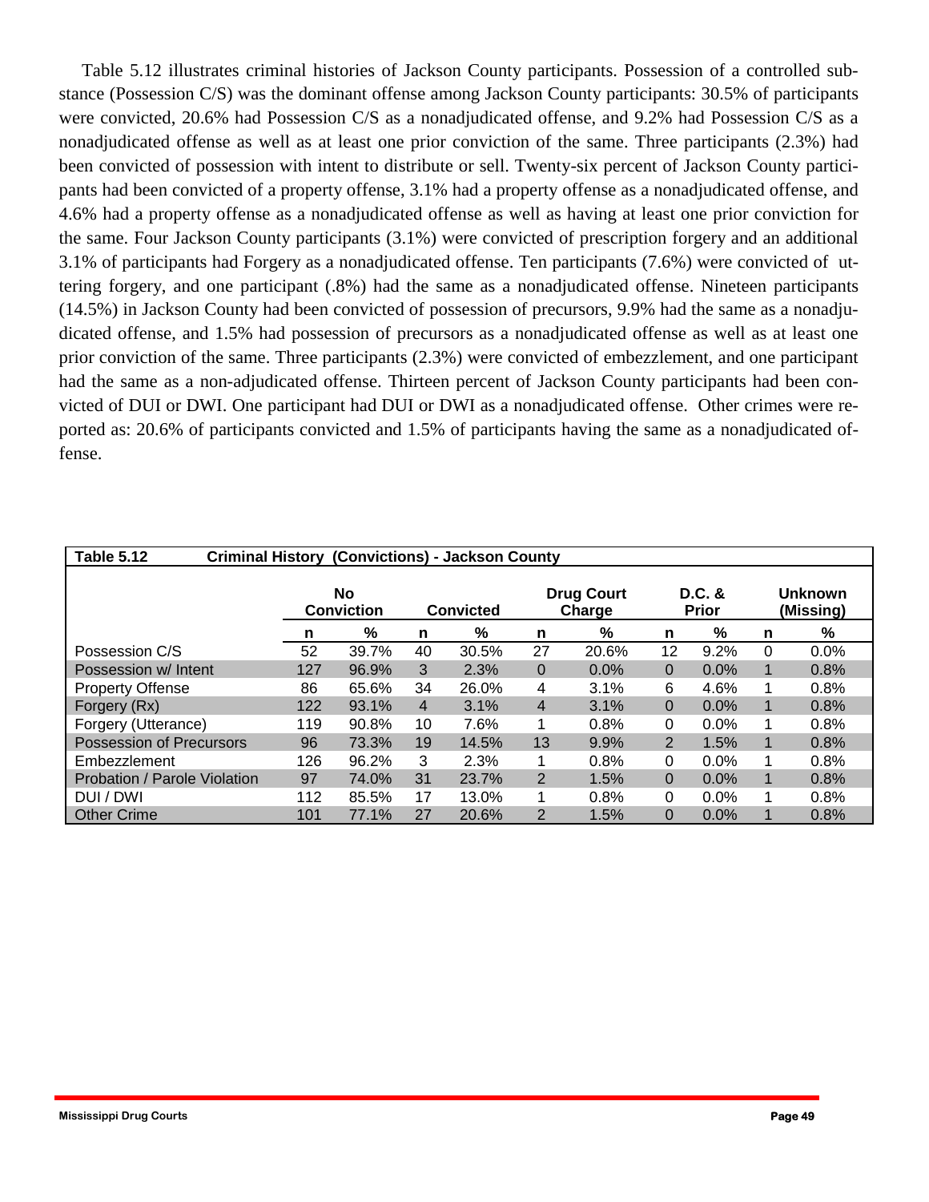Table 5.12 illustrates criminal histories of Jackson County participants. Possession of a controlled substance (Possession C/S) was the dominant offense among Jackson County participants: 30.5% of participants were convicted, 20.6% had Possession C/S as a nonadjudicated offense, and 9.2% had Possession C/S as a nonadjudicated offense as well as at least one prior conviction of the same. Three participants (2.3%) had been convicted of possession with intent to distribute or sell. Twenty-six percent of Jackson County participants had been convicted of a property offense, 3.1% had a property offense as a nonadjudicated offense, and 4.6% had a property offense as a nonadjudicated offense as well as having at least one prior conviction for the same. Four Jackson County participants (3.1%) were convicted of prescription forgery and an additional 3.1% of participants had Forgery as a nonadjudicated offense. Ten participants (7.6%) were convicted of uttering forgery, and one participant (.8%) had the same as a nonadjudicated offense. Nineteen participants (14.5%) in Jackson County had been convicted of possession of precursors, 9.9% had the same as a nonadjudicated offense, and 1.5% had possession of precursors as a nonadjudicated offense as well as at least one prior conviction of the same. Three participants (2.3%) were convicted of embezzlement, and one participant had the same as a non-adjudicated offense. Thirteen percent of Jackson County participants had been convicted of DUI or DWI. One participant had DUI or DWI as a nonadjudicated offense. Other crimes were reported as: 20.6% of participants convicted and 1.5% of participants having the same as a nonadjudicated offense.

**Table 5.12 Criminal History (Convictions) - Jackson County**

| | No Conviction | | Convicted | | Drug Court Charge | | D.C. & Prior | | Unknown (Missing) | |
|---|---|---|---|---|---|---|---|---|---|---|
| | n | % | n | % | n | % | n | % | n | % |
| Possession C/S | 52 | 39.7% | 40 | 30.5% | 27 | 20.6% | 12 | 9.2% | 0 | 0.0% |
| Possession w/ Intent | 127 | 96.9% | 3 | 2.3% | 0 | 0.0% | 0 | 0.0% | 1 | 0.8% |
| Property Offense | 86 | 65.6% | 34 | 26.0% | 4 | 3.1% | 6 | 4.6% | 1 | 0.8% |
| Forgery (Rx) | 122 | 93.1% | 4 | 3.1% | 4 | 3.1% | 0 | 0.0% | 1 | 0.8% |
| Forgery (Utterance) | 119 | 90.8% | 10 | 7.6% | 1 | 0.8% | 0 | 0.0% | 1 | 0.8% |
| Possession of Precursors | 96 | 73.3% | 19 | 14.5% | 13 | 9.9% | 2 | 1.5% | 1 | 0.8% |
| Embezzlement | 126 | 96.2% | 3 | 2.3% | 1 | 0.8% | 0 | 0.0% | 1 | 0.8% |
| Probation / Parole Violation | 97 | 74.0% | 31 | 23.7% | 2 | 1.5% | 0 | 0.0% | 1 | 0.8% |
| DUI / DWI | 112 | 85.5% | 17 | 13.0% | 1 | 0.8% | 0 | 0.0% | 1 | 0.8% |
| Other Crime | 101 | 77.1% | 27 | 20.6% | 2 | 1.5% | 0 | 0.0% | 1 | 0.8% |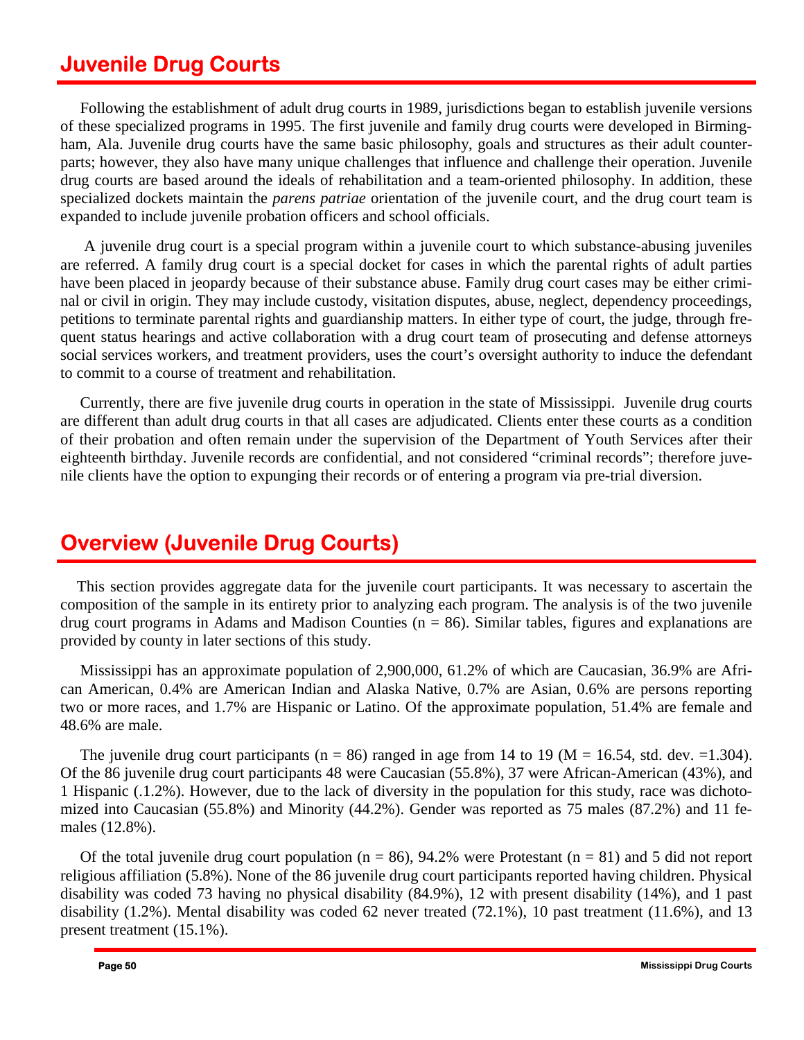## Juvenile Drug Courts

Following the establishment of adult drug courts in 1989, jurisdictions began to establish juvenile versions of these specialized programs in 1995. The first juvenile and family drug courts were developed in Birmingham, Ala. Juvenile drug courts have the same basic philosophy, goals and structures as their adult counterparts; however, they also have many unique challenges that influence and challenge their operation. Juvenile drug courts are based around the ideals of rehabilitation and a team-oriented philosophy. In addition, these specialized dockets maintain the *parens patriae* orientation of the juvenile court, and the drug court team is expanded to include juvenile probation officers and school officials.

A juvenile drug court is a special program within a juvenile court to which substance-abusing juveniles are referred. A family drug court is a special docket for cases in which the parental rights of adult parties have been placed in jeopardy because of their substance abuse. Family drug court cases may be either criminal or civil in origin. They may include custody, visitation disputes, abuse, neglect, dependency proceedings, petitions to terminate parental rights and guardianship matters. In either type of court, the judge, through frequent status hearings and active collaboration with a drug court team of prosecuting and defense attorneys social services workers, and treatment providers, uses the court's oversight authority to induce the defendant to commit to a course of treatment and rehabilitation.

Currently, there are five juvenile drug courts in operation in the state of Mississippi. Juvenile drug courts are different than adult drug courts in that all cases are adjudicated. Clients enter these courts as a condition of their probation and often remain under the supervision of the Department of Youth Services after their eighteenth birthday. Juvenile records are confidential, and not considered "criminal records"; therefore juvenile clients have the option to expunging their records or of entering a program via pre-trial diversion.

## Overview (Juvenile Drug Courts)

This section provides aggregate data for the juvenile court participants. It was necessary to ascertain the composition of the sample in its entirety prior to analyzing each program. The analysis is of the two juvenile drug court programs in Adams and Madison Counties (n = 86). Similar tables, figures and explanations are provided by county in later sections of this study.

Mississippi has an approximate population of 2,900,000, 61.2% of which are Caucasian, 36.9% are African American, 0.4% are American Indian and Alaska Native, 0.7% are Asian, 0.6% are persons reporting two or more races, and 1.7% are Hispanic or Latino. Of the approximate population, 51.4% are female and 48.6% are male.

The juvenile drug court participants (n = 86) ranged in age from 14 to 19 (M = 16.54, std. dev. =1.304). Of the 86 juvenile drug court participants 48 were Caucasian (55.8%), 37 were African-American (43%), and 1 Hispanic (.1.2%). However, due to the lack of diversity in the population for this study, race was dichotomized into Caucasian (55.8%) and Minority (44.2%). Gender was reported as 75 males (87.2%) and 11 females (12.8%).

Of the total juvenile drug court population (n = 86), 94.2% were Protestant (n = 81) and 5 did not report religious affiliation (5.8%). None of the 86 juvenile drug court participants reported having children. Physical disability was coded 73 having no physical disability (84.9%), 12 with present disability (14%), and 1 past disability (1.2%). Mental disability was coded 62 never treated (72.1%), 10 past treatment (11.6%), and 13 present treatment (15.1%).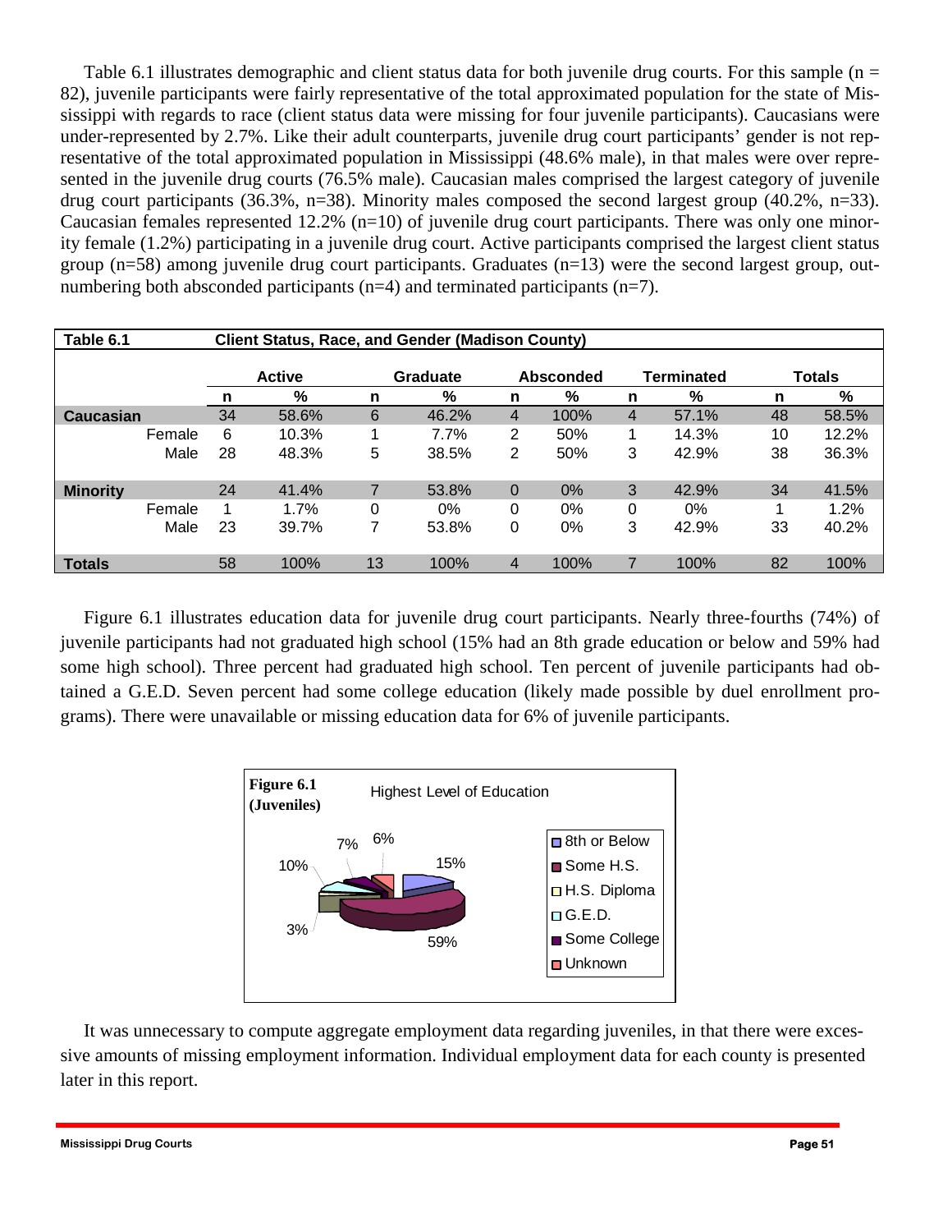Table 6.1 illustrates demographic and client status data for both juvenile drug courts. For this sample (n = 82), juvenile participants were fairly representative of the total approximated population for the state of Mississippi with regards to race (client status data were missing for four juvenile participants). Caucasians were under-represented by 2.7%. Like their adult counterparts, juvenile drug court participants' gender is not representative of the total approximated population in Mississippi (48.6% male), in that males were over represented in the juvenile drug courts (76.5% male). Caucasian males comprised the largest category of juvenile drug court participants (36.3%, n=38). Minority males composed the second largest group (40.2%, n=33). Caucasian females represented 12.2% (n=10) of juvenile drug court participants. There was only one minority female (1.2%) participating in a juvenile drug court. Active participants comprised the largest client status group (n=58) among juvenile drug court participants. Graduates (n=13) were the second largest group, outnumbering both absconded participants (n=4) and terminated participants (n=7).

**Table 6.1 Client Status, Race, and Gender (Madison County)**

| | Active | | Graduate | | Absconded | | Terminated | | Totals | |
|---|---|---|---|---|---|---|---|---|---|---|
| | n | % | n | % | n | % | n | % | n | % |
| **Caucasian** | 34 | 58.6% | 6 | 46.2% | 4 | 100% | 4 | 57.1% | 48 | 58.5% |
| Female | 6 | 10.3% | 1 | 7.7% | 2 | 50% | 1 | 14.3% | 10 | 12.2% |
| Male | 28 | 48.3% | 5 | 38.5% | 2 | 50% | 3 | 42.9% | 38 | 36.3% |
| **Minority** | 24 | 41.4% | 7 | 53.8% | 0 | 0% | 3 | 42.9% | 34 | 41.5% |
| Female | 1 | 1.7% | 0 | 0% | 0 | 0% | 0 | 0% | 1 | 1.2% |
| Male | 23 | 39.7% | 7 | 53.8% | 0 | 0% | 3 | 42.9% | 33 | 40.2% |
| **Totals** | 58 | 100% | 13 | 100% | 4 | 100% | 7 | 100% | 82 | 100% |

Figure 6.1 illustrates education data for juvenile drug court participants. Nearly three-fourths (74%) of juvenile participants had not graduated high school (15% had an 8th grade education or below and 59% had some high school). Three percent had graduated high school. Ten percent of juvenile participants had obtained a G.E.D. Seven percent had some college education (likely made possible by duel enrollment programs). There were unavailable or missing education data for 6% of juvenile participants.

**Figure 6.1 (Juveniles)** Highest Level of Education

| Highest Level of Education | % |
|---|---|
| 8th or Below | 15% |
| Some H.S. | 59% |
| H.S. Diploma | 3% |
| G.E.D. | 10% |
| Some College | 7% |
| Unknown | 6% |

It was unnecessary to compute aggregate employment data regarding juveniles, in that there were excessive amounts of missing employment information. Individual employment data for each county is presented later in this report.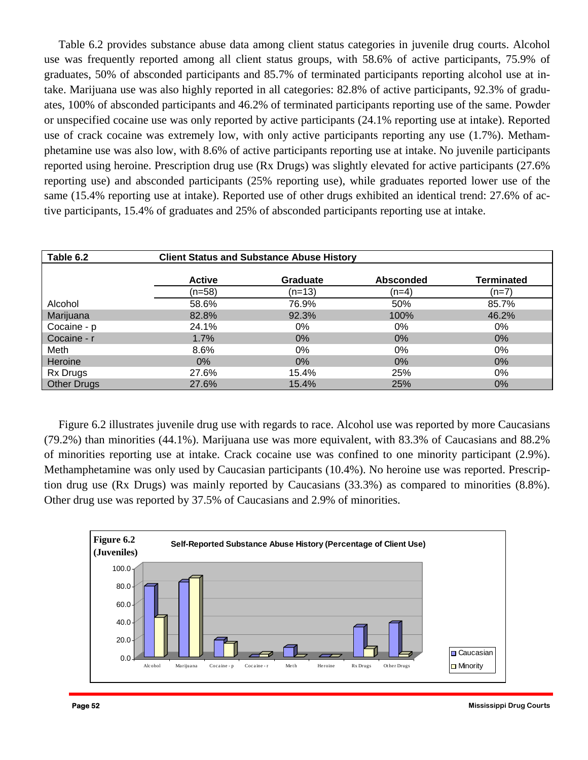Table 6.2 provides substance abuse data among client status categories in juvenile drug courts. Alcohol use was frequently reported among all client status groups, with 58.6% of active participants, 75.9% of graduates, 50% of absconded participants and 85.7% of terminated participants reporting alcohol use at intake. Marijuana use was also highly reported in all categories: 82.8% of active participants, 92.3% of graduates, 100% of absconded participants and 46.2% of terminated participants reporting use of the same. Powder or unspecified cocaine use was only reported by active participants (24.1% reporting use at intake). Reported use of crack cocaine was extremely low, with only active participants reporting any use (1.7%). Methamphetamine use was also low, with 8.6% of active participants reporting use at intake. No juvenile participants reported using heroine. Prescription drug use (Rx Drugs) was slightly elevated for active participants (27.6% reporting use) and absconded participants (25% reporting use), while graduates reported lower use of the same (15.4% reporting use at intake). Reported use of other drugs exhibited an identical trend: 27.6% of active participants, 15.4% of graduates and 25% of absconded participants reporting use at intake.

**Table 6.2 Client Status and Substance Abuse History**

| | Active (n=58) | Graduate (n=13) | Absconded (n=4) | Terminated (n=7) |
|---|---|---|---|---|
| Alcohol | 58.6% | 76.9% | 50% | 85.7% |
| Marijuana | 82.8% | 92.3% | 100% | 46.2% |
| Cocaine - p | 24.1% | 0% | 0% | 0% |
| Cocaine - r | 1.7% | 0% | 0% | 0% |
| Meth | 8.6% | 0% | 0% | 0% |
| Heroine | 0% | 0% | 0% | 0% |
| Rx Drugs | 27.6% | 15.4% | 25% | 0% |
| Other Drugs | 27.6% | 15.4% | 25% | 0% |

Figure 6.2 illustrates juvenile drug use with regards to race. Alcohol use was reported by more Caucasians (79.2%) than minorities (44.1%). Marijuana use was more equivalent, with 83.3% of Caucasians and 88.2% of minorities reporting use at intake. Crack cocaine use was confined to one minority participant (2.9%). Methamphetamine was only used by Caucasian participants (10.4%). No heroine use was reported. Prescription drug use (Rx Drugs) was mainly reported by Caucasians (33.3%) as compared to minorities (8.8%). Other drug use was reported by 37.5% of Caucasians and 2.9% of minorities.

**Figure 6.2 (Juveniles)** Self-Reported Substance Abuse History (Percentage of Client Use)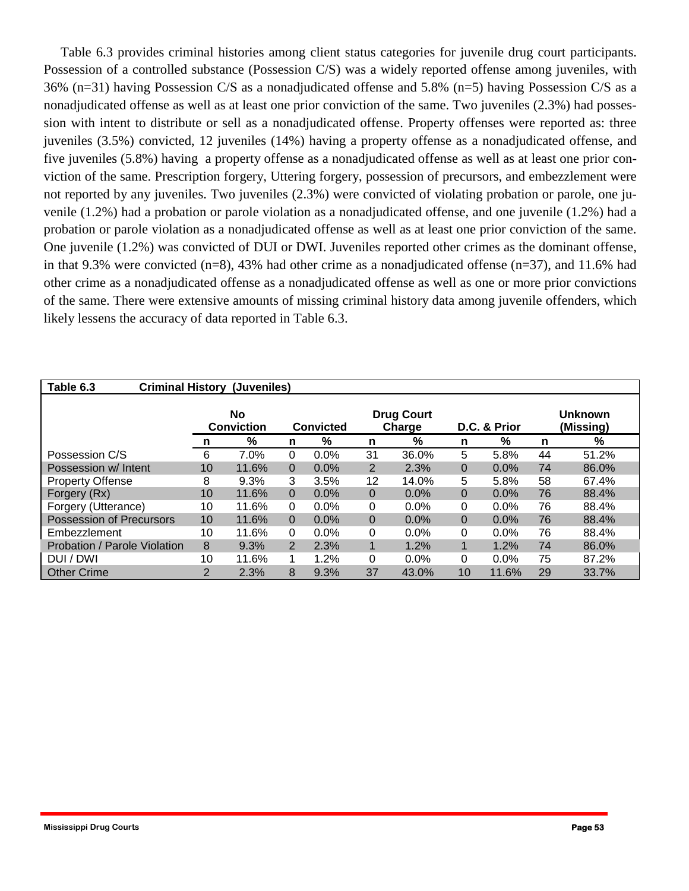Table 6.3 provides criminal histories among client status categories for juvenile drug court participants. Possession of a controlled substance (Possession C/S) was a widely reported offense among juveniles, with 36% (n=31) having Possession C/S as a nonadjudicated offense and 5.8% (n=5) having Possession C/S as a nonadjudicated offense as well as at least one prior conviction of the same. Two juveniles (2.3%) had possession with intent to distribute or sell as a nonadjudicated offense. Property offenses were reported as: three juveniles (3.5%) convicted, 12 juveniles (14%) having a property offense as a nonadjudicated offense, and five juveniles (5.8%) having a property offense as a nonadjudicated offense as well as at least one prior conviction of the same. Prescription forgery, Uttering forgery, possession of precursors, and embezzlement were not reported by any juveniles. Two juveniles (2.3%) were convicted of violating probation or parole, one juvenile (1.2%) had a probation or parole violation as a nonadjudicated offense, and one juvenile (1.2%) had a probation or parole violation as a nonadjudicated offense as well as at least one prior conviction of the same. One juvenile (1.2%) was convicted of DUI or DWI. Juveniles reported other crimes as the dominant offense, in that 9.3% were convicted (n=8), 43% had other crime as a nonadjudicated offense (n=37), and 11.6% had other crime as a nonadjudicated offense as a nonadjudicated offense as well as one or more prior convictions of the same. There were extensive amounts of missing criminal history data among juvenile offenders, which likely lessens the accuracy of data reported in Table 6.3.

**Table 6.3 Criminal History (Juveniles)**

| | No Conviction | | Convicted | | Drug Court Charge | | D.C. & Prior | | Unknown (Missing) | |
|---|---|---|---|---|---|---|---|---|---|---|
| | n | % | n | % | n | % | n | % | n | % |
| Possession C/S | 6 | 7.0% | 0 | 0.0% | 31 | 36.0% | 5 | 5.8% | 44 | 51.2% |
| Possession w/ Intent | 10 | 11.6% | 0 | 0.0% | 2 | 2.3% | 0 | 0.0% | 74 | 86.0% |
| Property Offense | 8 | 9.3% | 3 | 3.5% | 12 | 14.0% | 5 | 5.8% | 58 | 67.4% |
| Forgery (Rx) | 10 | 11.6% | 0 | 0.0% | 0 | 0.0% | 0 | 0.0% | 76 | 88.4% |
| Forgery (Utterance) | 10 | 11.6% | 0 | 0.0% | 0 | 0.0% | 0 | 0.0% | 76 | 88.4% |
| Possession of Precursors | 10 | 11.6% | 0 | 0.0% | 0 | 0.0% | 0 | 0.0% | 76 | 88.4% |
| Embezzlement | 10 | 11.6% | 0 | 0.0% | 0 | 0.0% | 0 | 0.0% | 76 | 88.4% |
| Probation / Parole Violation | 8 | 9.3% | 2 | 2.3% | 1 | 1.2% | 1 | 1.2% | 74 | 86.0% |
| DUI / DWI | 10 | 11.6% | 1 | 1.2% | 0 | 0.0% | 0 | 0.0% | 75 | 87.2% |
| Other Crime | 2 | 2.3% | 8 | 9.3% | 37 | 43.0% | 10 | 11.6% | 29 | 33.7% |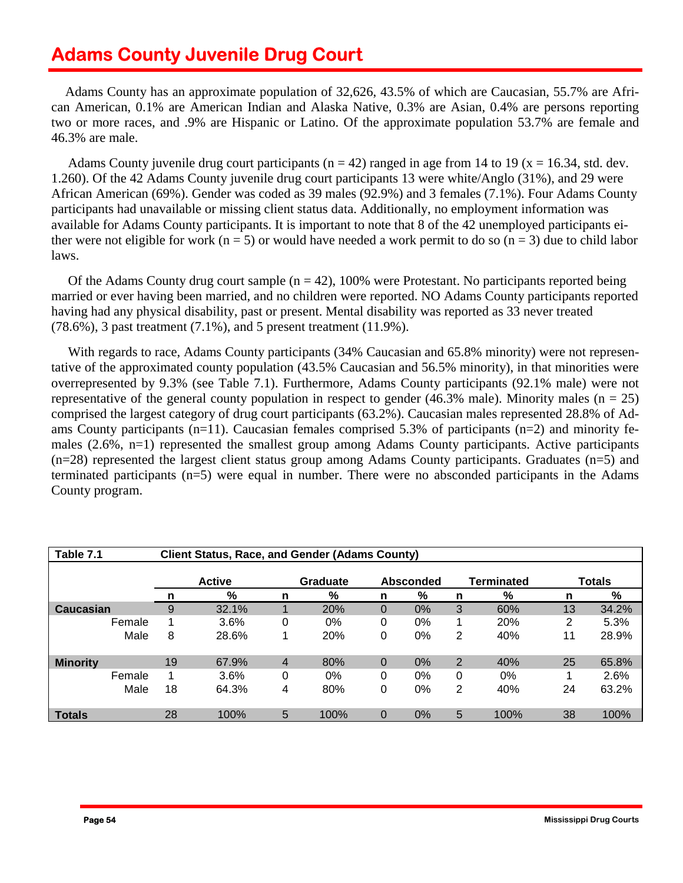# Adams County Juvenile Drug Court

Adams County has an approximate population of 32,626, 43.5% of which are Caucasian, 55.7% are African American, 0.1% are American Indian and Alaska Native, 0.3% are Asian, 0.4% are persons reporting two or more races, and .9% are Hispanic or Latino. Of the approximate population 53.7% are female and 46.3% are male.

Adams County juvenile drug court participants (n = 42) ranged in age from 14 to 19 (x = 16.34, std. dev. 1.260). Of the 42 Adams County juvenile drug court participants 13 were white/Anglo (31%), and 29 were African American (69%). Gender was coded as 39 males (92.9%) and 3 females (7.1%). Four Adams County participants had unavailable or missing client status data. Additionally, no employment information was available for Adams County participants. It is important to note that 8 of the 42 unemployed participants either were not eligible for work (n = 5) or would have needed a work permit to do so (n = 3) due to child labor laws.

Of the Adams County drug court sample (n = 42), 100% were Protestant. No participants reported being married or ever having been married, and no children were reported. NO Adams County participants reported having had any physical disability, past or present. Mental disability was reported as 33 never treated (78.6%), 3 past treatment (7.1%), and 5 present treatment (11.9%).

With regards to race, Adams County participants (34% Caucasian and 65.8% minority) were not representative of the approximated county population (43.5% Caucasian and 56.5% minority), in that minorities were overrepresented by 9.3% (see Table 7.1). Furthermore, Adams County participants (92.1% male) were not representative of the general county population in respect to gender (46.3% male). Minority males (n = 25) comprised the largest category of drug court participants (63.2%). Caucasian males represented 28.8% of Adams County participants (n=11). Caucasian females comprised 5.3% of participants (n=2) and minority females (2.6%, n=1) represented the smallest group among Adams County participants. Active participants (n=28) represented the largest client status group among Adams County participants. Graduates (n=5) and terminated participants (n=5) were equal in number. There were no absconded participants in the Adams County program.

**Table 7.1 Client Status, Race, and Gender (Adams County)**

| | | Active | | Graduate | | Absconded | | Terminated | | Totals | |
|---|---|---|---|---|---|---|---|---|---|---|---|
| | | n | % | n | % | n | % | n | % | n | % |
| **Caucasian** | | 9 | 32.1% | 1 | 20% | 0 | 0% | 3 | 60% | 13 | 34.2% |
| | Female | 1 | 3.6% | 0 | 0% | 0 | 0% | 1 | 20% | 2 | 5.3% |
| | Male | 8 | 28.6% | 1 | 20% | 0 | 0% | 2 | 40% | 11 | 28.9% |
| **Minority** | | 19 | 67.9% | 4 | 80% | 0 | 0% | 2 | 40% | 25 | 65.8% |
| | Female | 1 | 3.6% | 0 | 0% | 0 | 0% | 0 | 0% | 1 | 2.6% |
| | Male | 18 | 64.3% | 4 | 80% | 0 | 0% | 2 | 40% | 24 | 63.2% |
| **Totals** | | 28 | 100% | 5 | 100% | 0 | 0% | 5 | 100% | 38 | 100% |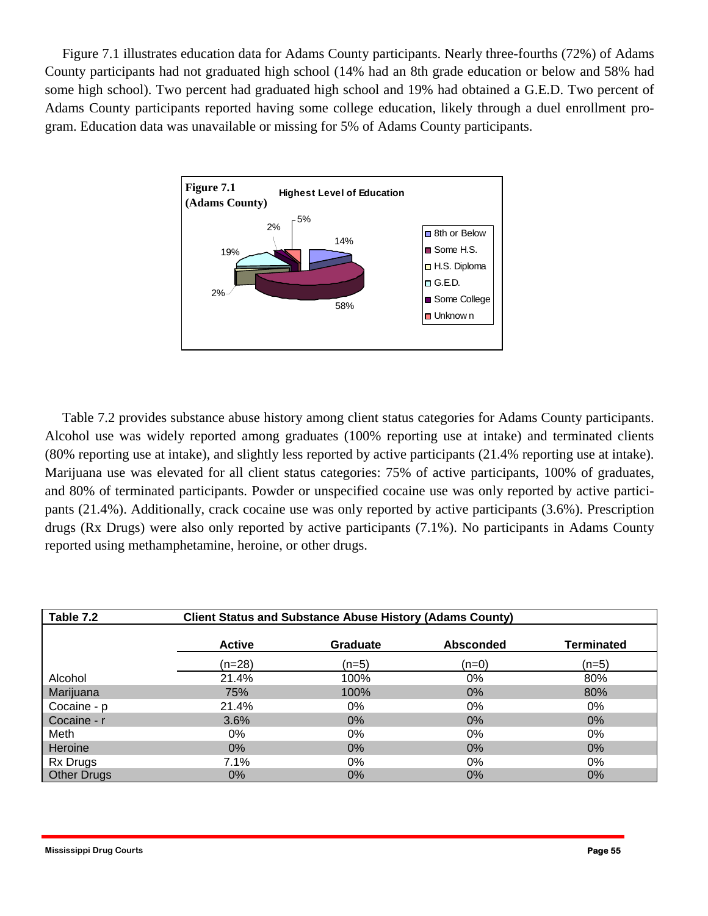Figure 7.1 illustrates education data for Adams County participants. Nearly three-fourths (72%) of Adams County participants had not graduated high school (14% had an 8th grade education or below and 58% had some high school). Two percent had graduated high school and 19% had obtained a G.E.D. Two percent of Adams County participants reported having some college education, likely through a duel enrollment program. Education data was unavailable or missing for 5% of Adams County participants.

**Figure 7.1 (Adams County)** Highest Level of Education

| Category | Percent |
|---|---|
| 8th or Below | 14% |
| Some H.S. | 58% |
| H.S. Diploma | 2% |
| G.E.D. | 19% |
| Some College | 2% |
| Unknown | 5% |

Table 7.2 provides substance abuse history among client status categories for Adams County participants. Alcohol use was widely reported among graduates (100% reporting use at intake) and terminated clients (80% reporting use at intake), and slightly less reported by active participants (21.4% reporting use at intake). Marijuana use was elevated for all client status categories: 75% of active participants, 100% of graduates, and 80% of terminated participants. Powder or unspecified cocaine use was only reported by active participants (21.4%). Additionally, crack cocaine use was only reported by active participants (3.6%). Prescription drugs (Rx Drugs) were also only reported by active participants (7.1%). No participants in Adams County reported using methamphetamine, heroine, or other drugs.

**Table 7.2 Client Status and Substance Abuse History (Adams County)**

| | Active | Graduate | Absconded | Terminated |
|---|---|---|---|---|
| | (n=28) | (n=5) | (n=0) | (n=5) |
| Alcohol | 21.4% | 100% | 0% | 80% |
| Marijuana | 75% | 100% | 0% | 80% |
| Cocaine - p | 21.4% | 0% | 0% | 0% |
| Cocaine - r | 3.6% | 0% | 0% | 0% |
| Meth | 0% | 0% | 0% | 0% |
| Heroine | 0% | 0% | 0% | 0% |
| Rx Drugs | 7.1% | 0% | 0% | 0% |
| Other Drugs | 0% | 0% | 0% | 0% |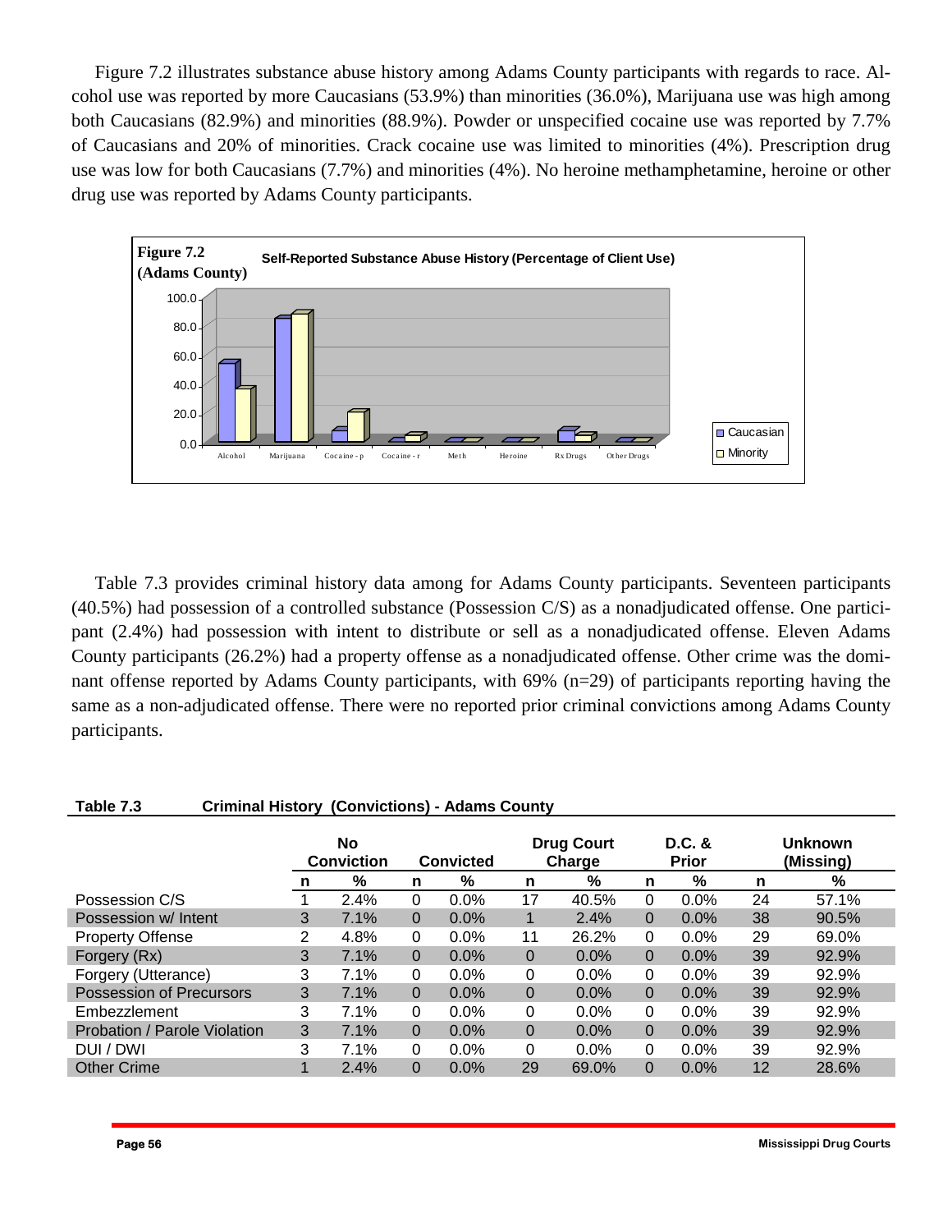Figure 7.2 illustrates substance abuse history among Adams County participants with regards to race. Alcohol use was reported by more Caucasians (53.9%) than minorities (36.0%), Marijuana use was high among both Caucasians (82.9%) and minorities (88.9%). Powder or unspecified cocaine use was reported by 7.7% of Caucasians and 20% of minorities. Crack cocaine use was limited to minorities (4%). Prescription drug use was low for both Caucasians (7.7%) and minorities (4%). No heroine methamphetamine, heroine or other drug use was reported by Adams County participants.

**Figure 7.2 (Adams County)** Self-Reported Substance Abuse History (Percentage of Client Use)

Table 7.3 provides criminal history data among for Adams County participants. Seventeen participants (40.5%) had possession of a controlled substance (Possession C/S) as a nonadjudicated offense. One participant (2.4%) had possession with intent to distribute or sell as a nonadjudicated offense. Eleven Adams County participants (26.2%) had a property offense as a nonadjudicated offense. Other crime was the dominant offense reported by Adams County participants, with 69% (n=29) of participants reporting having the same as a non-adjudicated offense. There were no reported prior criminal convictions among Adams County participants.

**Table 7.3 Criminal History (Convictions) - Adams County**

| | No Conviction | | Convicted | | Drug Court Charge | | D.C. & Prior | | Unknown (Missing) | |
|---|---|---|---|---|---|---|---|---|---|---|
| | n | % | n | % | n | % | n | % | n | % |
| Possession C/S | 1 | 2.4% | 0 | 0.0% | 17 | 40.5% | 0 | 0.0% | 24 | 57.1% |
| Possession w/ Intent | 3 | 7.1% | 0 | 0.0% | 1 | 2.4% | 0 | 0.0% | 38 | 90.5% |
| Property Offense | 2 | 4.8% | 0 | 0.0% | 11 | 26.2% | 0 | 0.0% | 29 | 69.0% |
| Forgery (Rx) | 3 | 7.1% | 0 | 0.0% | 0 | 0.0% | 0 | 0.0% | 39 | 92.9% |
| Forgery (Utterance) | 3 | 7.1% | 0 | 0.0% | 0 | 0.0% | 0 | 0.0% | 39 | 92.9% |
| Possession of Precursors | 3 | 7.1% | 0 | 0.0% | 0 | 0.0% | 0 | 0.0% | 39 | 92.9% |
| Embezzlement | 3 | 7.1% | 0 | 0.0% | 0 | 0.0% | 0 | 0.0% | 39 | 92.9% |
| Probation / Parole Violation | 3 | 7.1% | 0 | 0.0% | 0 | 0.0% | 0 | 0.0% | 39 | 92.9% |
| DUI / DWI | 3 | 7.1% | 0 | 0.0% | 0 | 0.0% | 0 | 0.0% | 39 | 92.9% |
| Other Crime | 1 | 2.4% | 0 | 0.0% | 29 | 69.0% | 0 | 0.0% | 12 | 28.6% |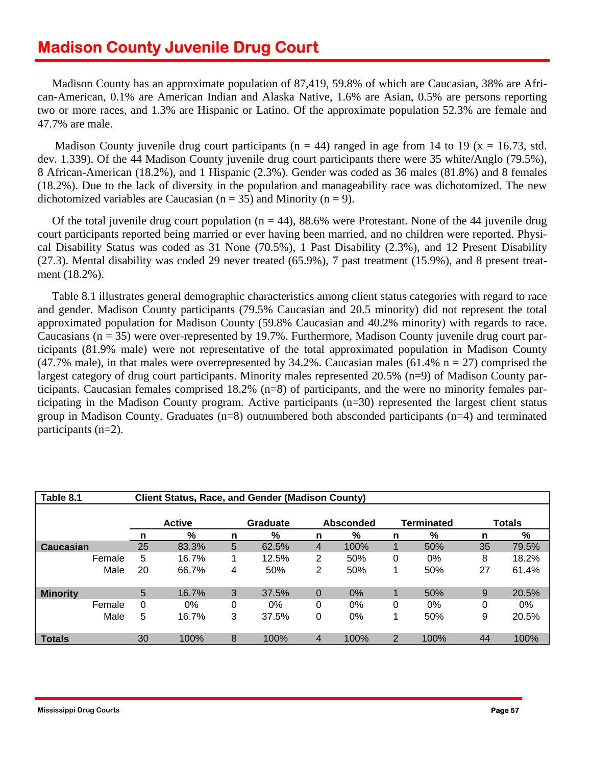# Madison County Juvenile Drug Court

Madison County has an approximate population of 87,419, 59.8% of which are Caucasian, 38% are African-American, 0.1% are American Indian and Alaska Native, 1.6% are Asian, 0.5% are persons reporting two or more races, and 1.3% are Hispanic or Latino. Of the approximate population 52.3% are female and 47.7% are male.

Madison County juvenile drug court participants (n = 44) ranged in age from 14 to 19 (x = 16.73, std. dev. 1.339). Of the 44 Madison County juvenile drug court participants there were 35 white/Anglo (79.5%), 8 African-American (18.2%), and 1 Hispanic (2.3%). Gender was coded as 36 males (81.8%) and 8 females (18.2%). Due to the lack of diversity in the population and manageability race was dichotomized. The new dichotomized variables are Caucasian (n = 35) and Minority (n = 9).

Of the total juvenile drug court population (n = 44), 88.6% were Protestant. None of the 44 juvenile drug court participants reported being married or ever having been married, and no children were reported. Physical Disability Status was coded as 31 None (70.5%), 1 Past Disability (2.3%), and 12 Present Disability (27.3). Mental disability was coded 29 never treated (65.9%), 7 past treatment (15.9%), and 8 present treatment (18.2%).

Table 8.1 illustrates general demographic characteristics among client status categories with regard to race and gender. Madison County participants (79.5% Caucasian and 20.5 minority) did not represent the total approximated population for Madison County (59.8% Caucasian and 40.2% minority) with regards to race. Caucasians (n = 35) were over-represented by 19.7%. Furthermore, Madison County juvenile drug court participants (81.9% male) were not representative of the total approximated population in Madison County (47.7% male), in that males were overrepresented by 34.2%. Caucasian males (61.4% n = 27) comprised the largest category of drug court participants. Minority males represented 20.5% (n=9) of Madison County participants. Caucasian females comprised 18.2% (n=8) of participants, and the were no minority females participating in the Madison County program. Active participants (n=30) represented the largest client status group in Madison County. Graduates (n=8) outnumbered both absconded participants (n=4) and terminated participants (n=2).

**Table 8.1 Client Status, Race, and Gender (Madison County)**

| | | Active | | Graduate | | Absconded | | Terminated | | Totals | |
|---|---|---|---|---|---|---|---|---|---|---|---|
| | | n | % | n | % | n | % | n | % | n | % |
| **Caucasian** | | 25 | 83.3% | 5 | 62.5% | 4 | 100% | 1 | 50% | 35 | 79.5% |
| | Female | 5 | 16.7% | 1 | 12.5% | 2 | 50% | 0 | 0% | 8 | 18.2% |
| | Male | 20 | 66.7% | 4 | 50% | 2 | 50% | 1 | 50% | 27 | 61.4% |
| **Minority** | | 5 | 16.7% | 3 | 37.5% | 0 | 0% | 1 | 50% | 9 | 20.5% |
| | Female | 0 | 0% | 0 | 0% | 0 | 0% | 0 | 0% | 0 | 0% |
| | Male | 5 | 16.7% | 3 | 37.5% | 0 | 0% | 1 | 50% | 9 | 20.5% |
| **Totals** | | 30 | 100% | 8 | 100% | 4 | 100% | 2 | 100% | 44 | 100% |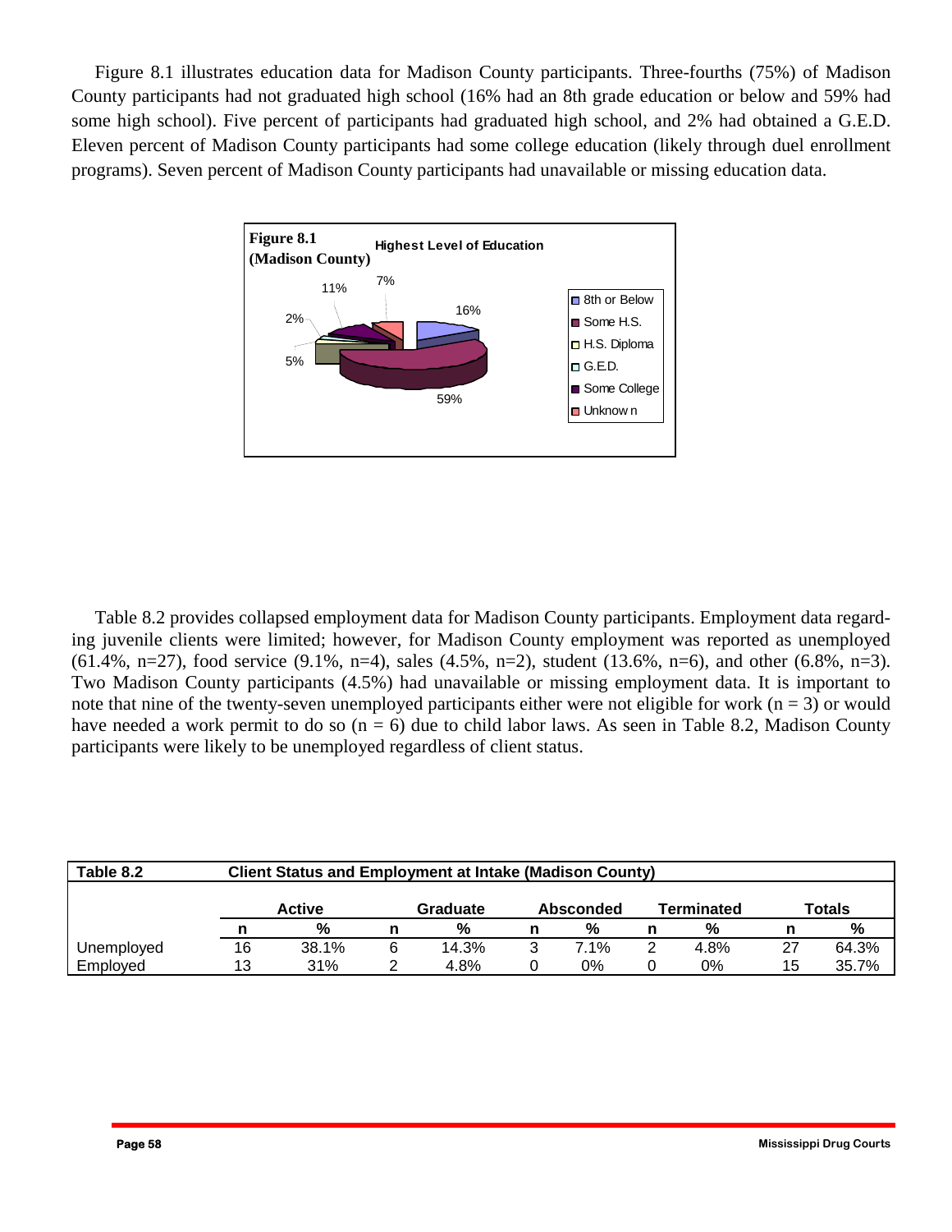Figure 8.1 illustrates education data for Madison County participants. Three-fourths (75%) of Madison County participants had not graduated high school (16% had an 8th grade education or below and 59% had some high school). Five percent of participants had graduated high school, and 2% had obtained a G.E.D. Eleven percent of Madison County participants had some college education (likely through duel enrollment programs). Seven percent of Madison County participants had unavailable or missing education data.

**Figure 8.1 (Madison County)** Highest Level of Education

| Category | % |
|---|---|
| 8th or Below | 16% |
| Some H.S. | 59% |
| H.S. Diploma | 5% |
| G.E.D. | 2% |
| Some College | 11% |
| Unknown | 7% |

Table 8.2 provides collapsed employment data for Madison County participants. Employment data regarding juvenile clients were limited; however, for Madison County employment was reported as unemployed (61.4%, n=27), food service (9.1%, n=4), sales (4.5%, n=2), student (13.6%, n=6), and other (6.8%, n=3). Two Madison County participants (4.5%) had unavailable or missing employment data. It is important to note that nine of the twenty-seven unemployed participants either were not eligible for work (n = 3) or would have needed a work permit to do so (n = 6) due to child labor laws. As seen in Table 8.2, Madison County participants were likely to be unemployed regardless of client status.

**Table 8.2** Client Status and Employment at Intake (Madison County)

| | Active | | Graduate | | Absconded | | Terminated | | Totals | |
|---|---|---|---|---|---|---|---|---|---|---|
| | n | % | n | % | n | % | n | % | n | % |
| Unemployed | 16 | 38.1% | 6 | 14.3% | 3 | 7.1% | 2 | 4.8% | 27 | 64.3% |
| Employed | 13 | 31% | 2 | 4.8% | 0 | 0% | 0 | 0% | 15 | 35.7% |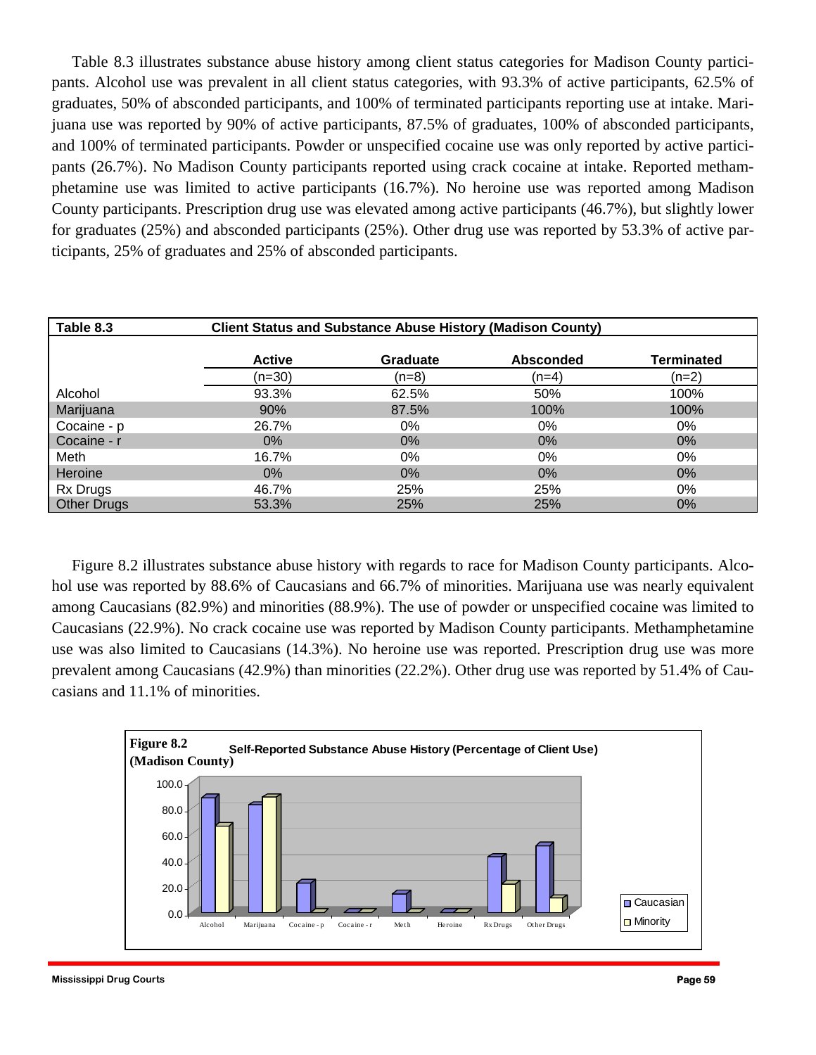Table 8.3 illustrates substance abuse history among client status categories for Madison County participants. Alcohol use was prevalent in all client status categories, with 93.3% of active participants, 62.5% of graduates, 50% of absconded participants, and 100% of terminated participants reporting use at intake. Marijuana use was reported by 90% of active participants, 87.5% of graduates, 100% of absconded participants, and 100% of terminated participants. Powder or unspecified cocaine use was only reported by active participants (26.7%). No Madison County participants reported using crack cocaine at intake. Reported methamphetamine use was limited to active participants (16.7%). No heroine use was reported among Madison County participants. Prescription drug use was elevated among active participants (46.7%), but slightly lower for graduates (25%) and absconded participants (25%). Other drug use was reported by 53.3% of active participants, 25% of graduates and 25% of absconded participants.

**Table 8.3 — Client Status and Substance Abuse History (Madison County)**

| | Active (n=30) | Graduate (n=8) | Absconded (n=4) | Terminated (n=2) |
|---|---|---|---|---|
| Alcohol | 93.3% | 62.5% | 50% | 100% |
| Marijuana | 90% | 87.5% | 100% | 100% |
| Cocaine - p | 26.7% | 0% | 0% | 0% |
| Cocaine - r | 0% | 0% | 0% | 0% |
| Meth | 16.7% | 0% | 0% | 0% |
| Heroine | 0% | 0% | 0% | 0% |
| Rx Drugs | 46.7% | 25% | 25% | 0% |
| Other Drugs | 53.3% | 25% | 25% | 0% |

Figure 8.2 illustrates substance abuse history with regards to race for Madison County participants. Alcohol use was reported by 88.6% of Caucasians and 66.7% of minorities. Marijuana use was nearly equivalent among Caucasians (82.9%) and minorities (88.9%). The use of powder or unspecified cocaine was limited to Caucasians (22.9%). No crack cocaine use was reported by Madison County participants. Methamphetamine use was also limited to Caucasians (14.3%). No heroine use was reported. Prescription drug use was more prevalent among Caucasians (42.9%) than minorities (22.2%). Other drug use was reported by 51.4% of Caucasians and 11.1% of minorities.

**Figure 8.2 (Madison County)** — Self-Reported Substance Abuse History (Percentage of Client Use)

| | Caucasian | Minority |
|---|---|---|
| Alcohol | 88.6 | 66.7 |
| Marijuana | 82.9 | 88.9 |
| Cocaine - p | 22.9 | 0.0 |
| Cocaine - r | 0.0 | 0.0 |
| Meth | 14.3 | 0.0 |
| Heroine | 0.0 | 0.0 |
| Rx Drugs | 42.9 | 22.2 |
| Other Drugs | 51.4 | 11.1 |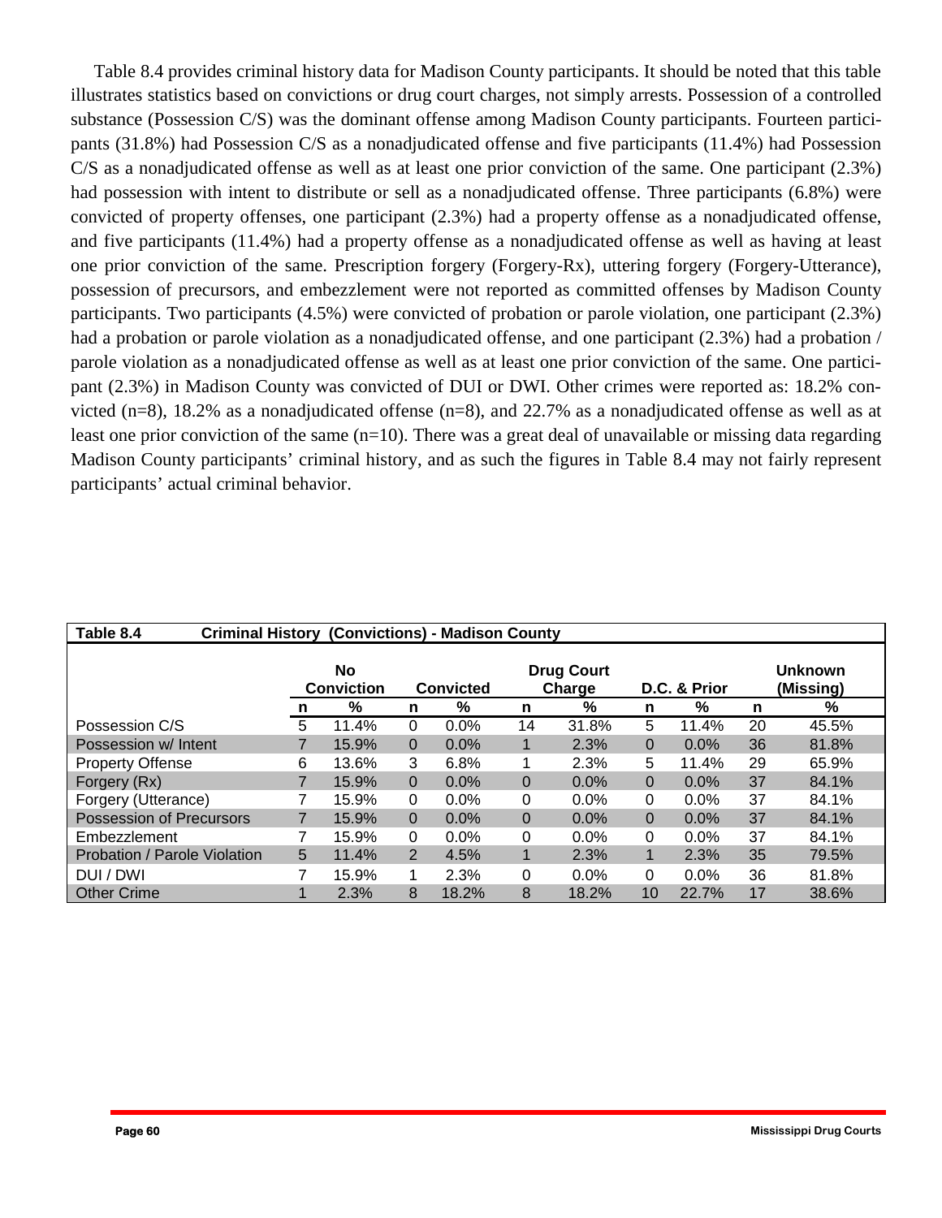Table 8.4 provides criminal history data for Madison County participants. It should be noted that this table illustrates statistics based on convictions or drug court charges, not simply arrests. Possession of a controlled substance (Possession C/S) was the dominant offense among Madison County participants. Fourteen participants (31.8%) had Possession C/S as a nonadjudicated offense and five participants (11.4%) had Possession C/S as a nonadjudicated offense as well as at least one prior conviction of the same. One participant (2.3%) had possession with intent to distribute or sell as a nonadjudicated offense. Three participants (6.8%) were convicted of property offenses, one participant (2.3%) had a property offense as a nonadjudicated offense, and five participants (11.4%) had a property offense as a nonadjudicated offense as well as having at least one prior conviction of the same. Prescription forgery (Forgery-Rx), uttering forgery (Forgery-Utterance), possession of precursors, and embezzlement were not reported as committed offenses by Madison County participants. Two participants (4.5%) were convicted of probation or parole violation, one participant (2.3%) had a probation or parole violation as a nonadjudicated offense, and one participant (2.3%) had a probation / parole violation as a nonadjudicated offense as well as at least one prior conviction of the same. One participant (2.3%) in Madison County was convicted of DUI or DWI. Other crimes were reported as: 18.2% convicted (n=8), 18.2% as a nonadjudicated offense (n=8), and 22.7% as a nonadjudicated offense as well as at least one prior conviction of the same (n=10). There was a great deal of unavailable or missing data regarding Madison County participants' criminal history, and as such the figures in Table 8.4 may not fairly represent participants' actual criminal behavior.

**Table 8.4 Criminal History (Convictions) - Madison County**

| | No Conviction | | Convicted | | Drug Court Charge | | D.C. & Prior | | Unknown (Missing) | |
|---|---|---|---|---|---|---|---|---|---|---|
| | n | % | n | % | n | % | n | % | n | % |
| Possession C/S | 5 | 11.4% | 0 | 0.0% | 14 | 31.8% | 5 | 11.4% | 20 | 45.5% |
| Possession w/ Intent | 7 | 15.9% | 0 | 0.0% | 1 | 2.3% | 0 | 0.0% | 36 | 81.8% |
| Property Offense | 6 | 13.6% | 3 | 6.8% | 1 | 2.3% | 5 | 11.4% | 29 | 65.9% |
| Forgery (Rx) | 7 | 15.9% | 0 | 0.0% | 0 | 0.0% | 0 | 0.0% | 37 | 84.1% |
| Forgery (Utterance) | 7 | 15.9% | 0 | 0.0% | 0 | 0.0% | 0 | 0.0% | 37 | 84.1% |
| Possession of Precursors | 7 | 15.9% | 0 | 0.0% | 0 | 0.0% | 0 | 0.0% | 37 | 84.1% |
| Embezzlement | 7 | 15.9% | 0 | 0.0% | 0 | 0.0% | 0 | 0.0% | 37 | 84.1% |
| Probation / Parole Violation | 5 | 11.4% | 2 | 4.5% | 1 | 2.3% | 1 | 2.3% | 35 | 79.5% |
| DUI / DWI | 7 | 15.9% | 1 | 2.3% | 0 | 0.0% | 0 | 0.0% | 36 | 81.8% |
| Other Crime | 1 | 2.3% | 8 | 18.2% | 8 | 18.2% | 10 | 22.7% | 17 | 38.6% |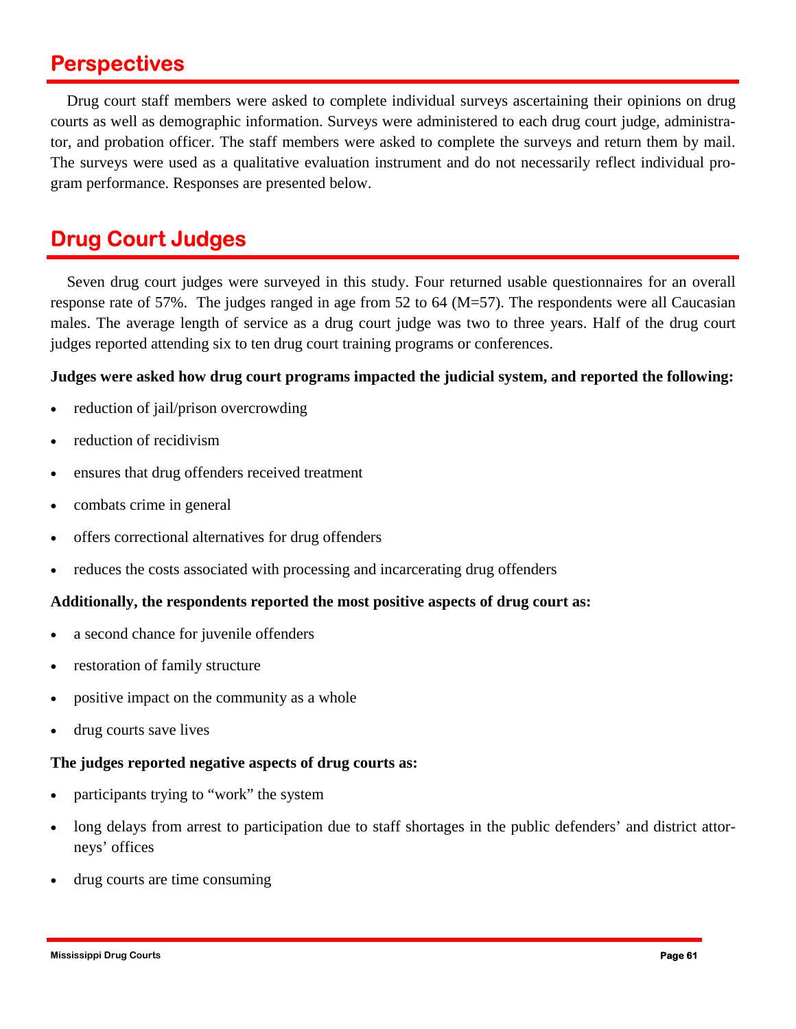## Perspectives

Drug court staff members were asked to complete individual surveys ascertaining their opinions on drug courts as well as demographic information. Surveys were administered to each drug court judge, administrator, and probation officer. The staff members were asked to complete the surveys and return them by mail. The surveys were used as a qualitative evaluation instrument and do not necessarily reflect individual program performance. Responses are presented below.

## Drug Court Judges

Seven drug court judges were surveyed in this study. Four returned usable questionnaires for an overall response rate of 57%. The judges ranged in age from 52 to 64 (M=57). The respondents were all Caucasian males. The average length of service as a drug court judge was two to three years. Half of the drug court judges reported attending six to ten drug court training programs or conferences.

**Judges were asked how drug court programs impacted the judicial system, and reported the following:**

- reduction of jail/prison overcrowding
- reduction of recidivism
- ensures that drug offenders received treatment
- combats crime in general
- offers correctional alternatives for drug offenders
- reduces the costs associated with processing and incarcerating drug offenders

**Additionally, the respondents reported the most positive aspects of drug court as:**

- a second chance for juvenile offenders
- restoration of family structure
- positive impact on the community as a whole
- drug courts save lives

**The judges reported negative aspects of drug courts as:**

- participants trying to "work" the system
- long delays from arrest to participation due to staff shortages in the public defenders' and district attorneys' offices
- drug courts are time consuming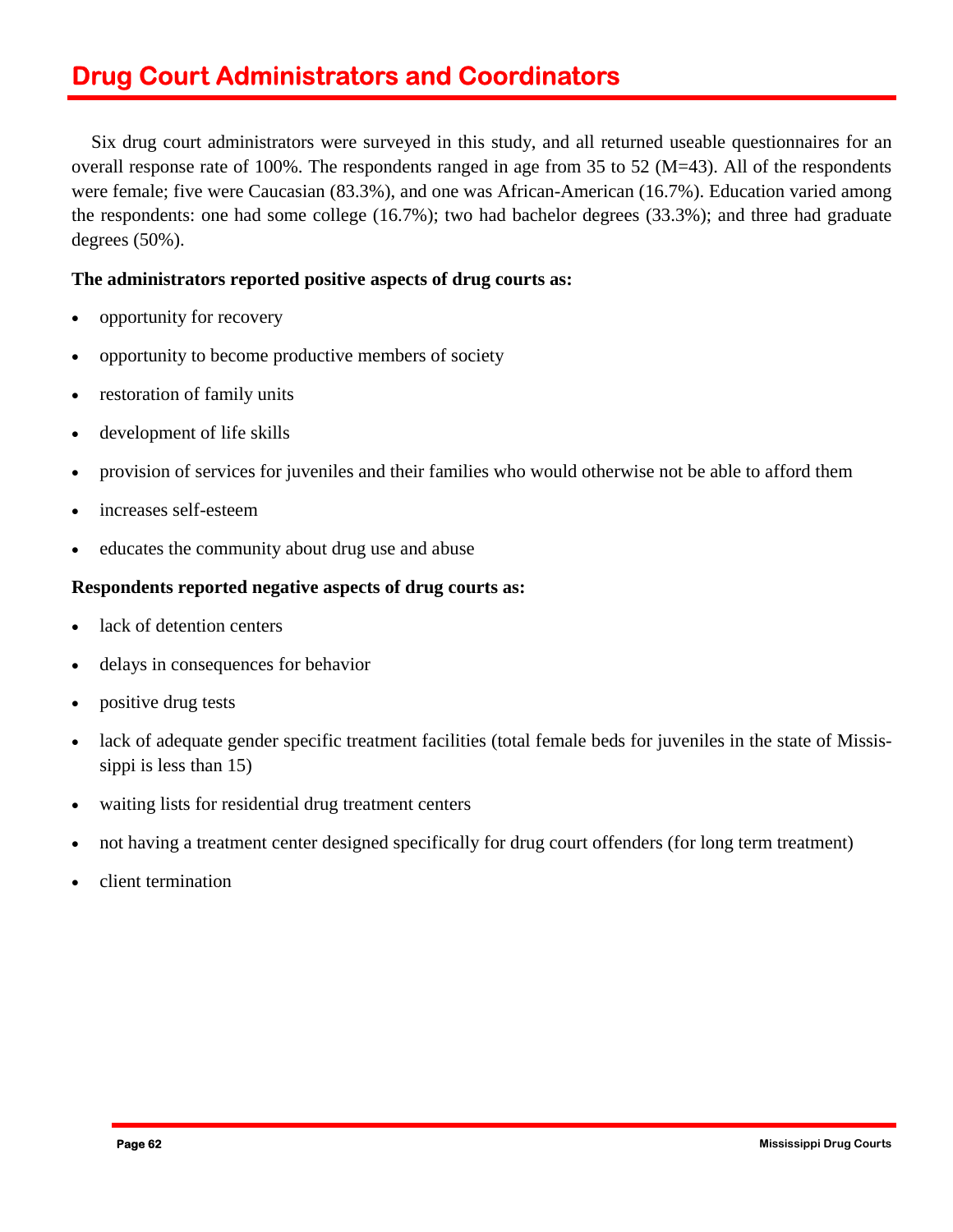# Drug Court Administrators and Coordinators

Six drug court administrators were surveyed in this study, and all returned useable questionnaires for an overall response rate of 100%. The respondents ranged in age from 35 to 52 (M=43). All of the respondents were female; five were Caucasian (83.3%), and one was African-American (16.7%). Education varied among the respondents: one had some college (16.7%); two had bachelor degrees (33.3%); and three had graduate degrees (50%).

**The administrators reported positive aspects of drug courts as:**

- opportunity for recovery
- opportunity to become productive members of society
- restoration of family units
- development of life skills
- provision of services for juveniles and their families who would otherwise not be able to afford them
- increases self-esteem
- educates the community about drug use and abuse

**Respondents reported negative aspects of drug courts as:**

- lack of detention centers
- delays in consequences for behavior
- positive drug tests
- lack of adequate gender specific treatment facilities (total female beds for juveniles in the state of Mississippi is less than 15)
- waiting lists for residential drug treatment centers
- not having a treatment center designed specifically for drug court offenders (for long term treatment)
- client termination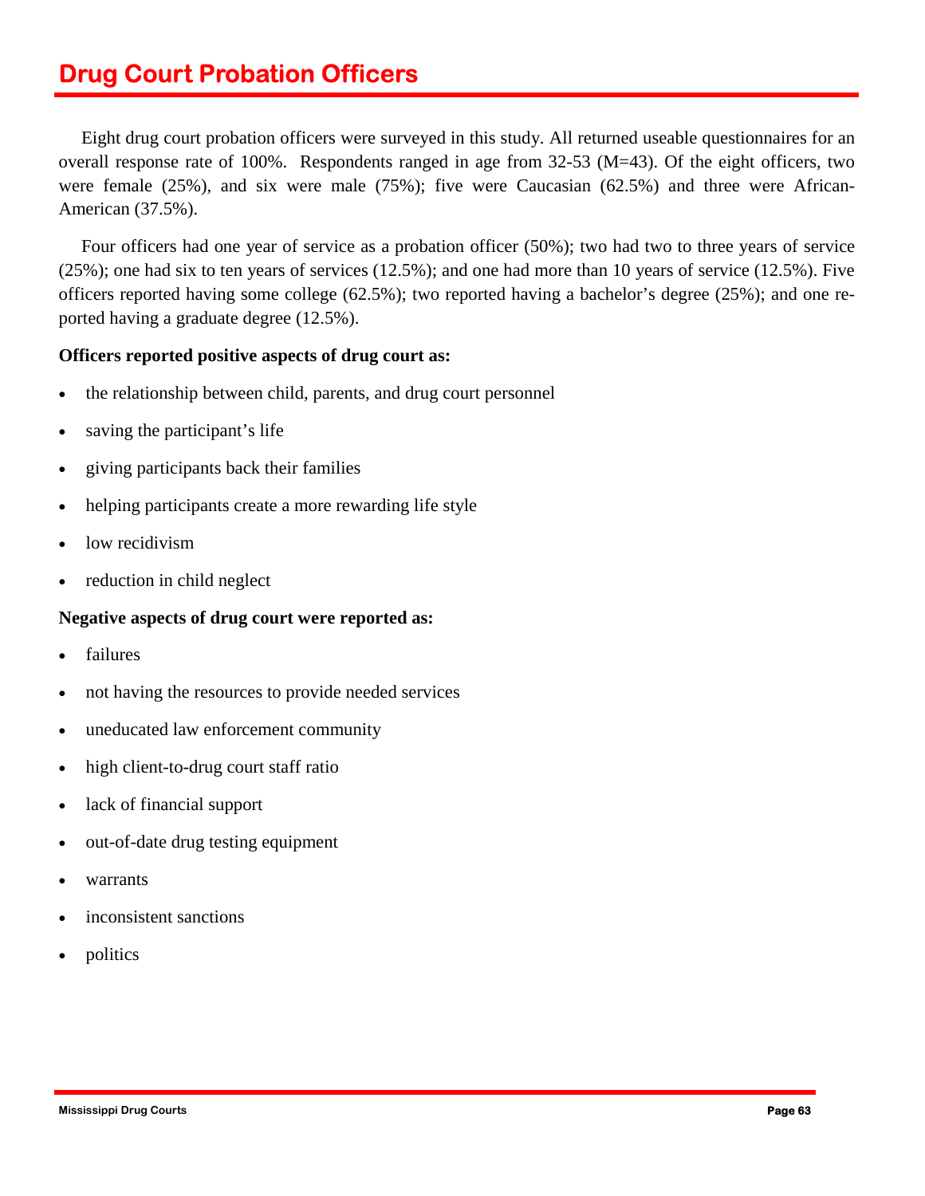## Drug Court Probation Officers

Eight drug court probation officers were surveyed in this study. All returned useable questionnaires for an overall response rate of 100%. Respondents ranged in age from 32-53 (M=43). Of the eight officers, two were female (25%), and six were male (75%); five were Caucasian (62.5%) and three were African-American (37.5%).

Four officers had one year of service as a probation officer (50%); two had two to three years of service (25%); one had six to ten years of services (12.5%); and one had more than 10 years of service (12.5%). Five officers reported having some college (62.5%); two reported having a bachelor's degree (25%); and one reported having a graduate degree (12.5%).

**Officers reported positive aspects of drug court as:**

- the relationship between child, parents, and drug court personnel
- saving the participant's life
- giving participants back their families
- helping participants create a more rewarding life style
- low recidivism
- reduction in child neglect

**Negative aspects of drug court were reported as:**

- failures
- not having the resources to provide needed services
- uneducated law enforcement community
- high client-to-drug court staff ratio
- lack of financial support
- out-of-date drug testing equipment
- warrants
- inconsistent sanctions
- politics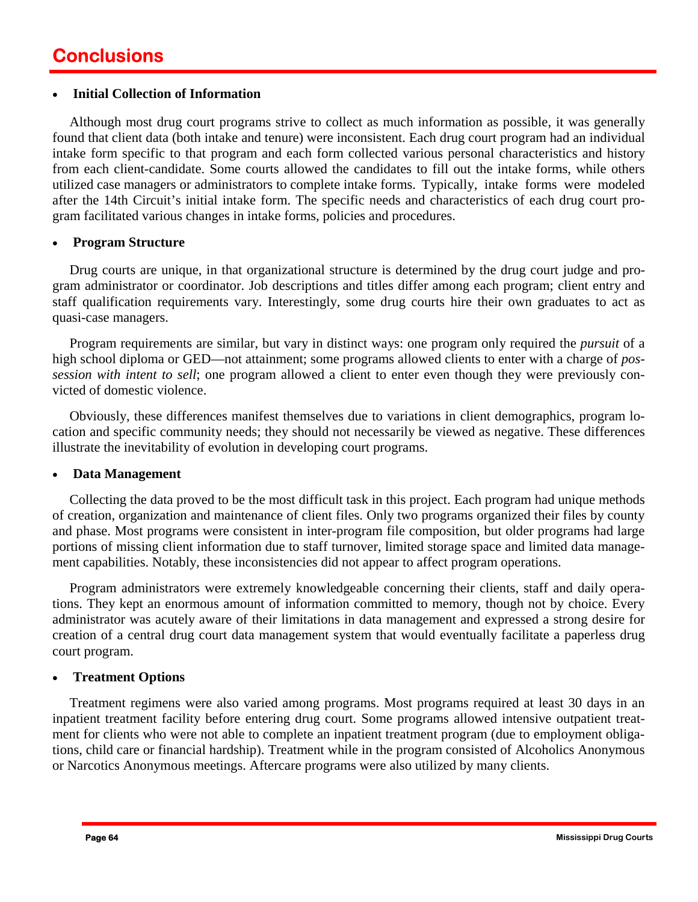# Conclusions

- **Initial Collection of Information**

Although most drug court programs strive to collect as much information as possible, it was generally found that client data (both intake and tenure) were inconsistent. Each drug court program had an individual intake form specific to that program and each form collected various personal characteristics and history from each client-candidate. Some courts allowed the candidates to fill out the intake forms, while others utilized case managers or administrators to complete intake forms. Typically, intake forms were modeled after the 14th Circuit's initial intake form. The specific needs and characteristics of each drug court program facilitated various changes in intake forms, policies and procedures.

- **Program Structure**

Drug courts are unique, in that organizational structure is determined by the drug court judge and program administrator or coordinator. Job descriptions and titles differ among each program; client entry and staff qualification requirements vary. Interestingly, some drug courts hire their own graduates to act as quasi-case managers.

Program requirements are similar, but vary in distinct ways: one program only required the *pursuit* of a high school diploma or GED—not attainment; some programs allowed clients to enter with a charge of *possession with intent to sell*; one program allowed a client to enter even though they were previously convicted of domestic violence.

Obviously, these differences manifest themselves due to variations in client demographics, program location and specific community needs; they should not necessarily be viewed as negative. These differences illustrate the inevitability of evolution in developing court programs.

- **Data Management**

Collecting the data proved to be the most difficult task in this project. Each program had unique methods of creation, organization and maintenance of client files. Only two programs organized their files by county and phase. Most programs were consistent in inter-program file composition, but older programs had large portions of missing client information due to staff turnover, limited storage space and limited data management capabilities. Notably, these inconsistencies did not appear to affect program operations.

Program administrators were extremely knowledgeable concerning their clients, staff and daily operations. They kept an enormous amount of information committed to memory, though not by choice. Every administrator was acutely aware of their limitations in data management and expressed a strong desire for creation of a central drug court data management system that would eventually facilitate a paperless drug court program.

- **Treatment Options**

Treatment regimens were also varied among programs. Most programs required at least 30 days in an inpatient treatment facility before entering drug court. Some programs allowed intensive outpatient treatment for clients who were not able to complete an inpatient treatment program (due to employment obligations, child care or financial hardship). Treatment while in the program consisted of Alcoholics Anonymous or Narcotics Anonymous meetings. Aftercare programs were also utilized by many clients.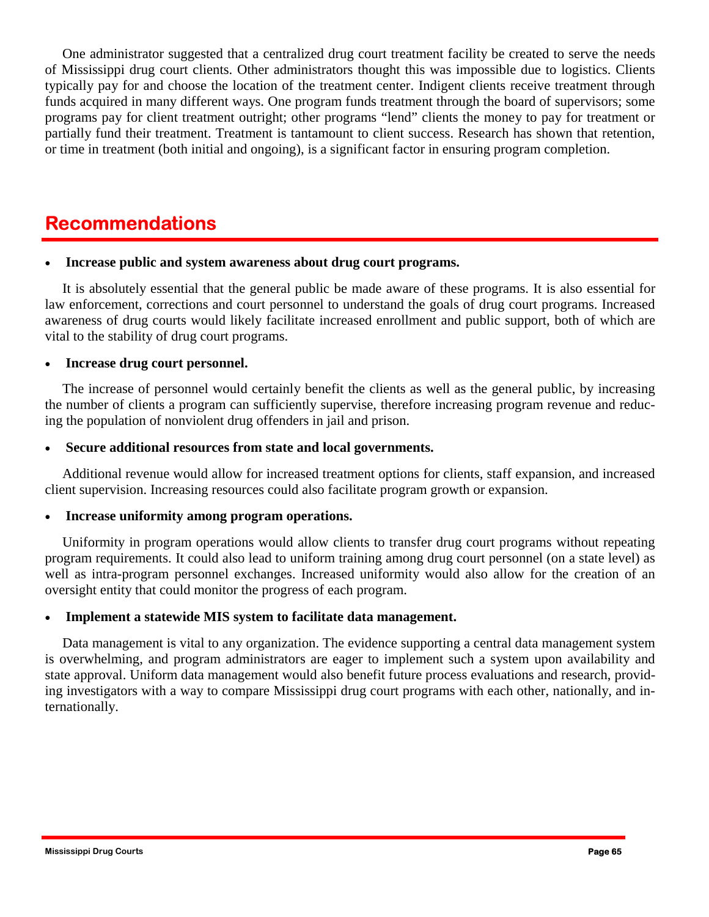One administrator suggested that a centralized drug court treatment facility be created to serve the needs of Mississippi drug court clients. Other administrators thought this was impossible due to logistics. Clients typically pay for and choose the location of the treatment center. Indigent clients receive treatment through funds acquired in many different ways. One program funds treatment through the board of supervisors; some programs pay for client treatment outright; other programs "lend" clients the money to pay for treatment or partially fund their treatment. Treatment is tantamount to client success. Research has shown that retention, or time in treatment (both initial and ongoing), is a significant factor in ensuring program completion.

## Recommendations

- **Increase public and system awareness about drug court programs.**

It is absolutely essential that the general public be made aware of these programs. It is also essential for law enforcement, corrections and court personnel to understand the goals of drug court programs. Increased awareness of drug courts would likely facilitate increased enrollment and public support, both of which are vital to the stability of drug court programs.

- **Increase drug court personnel.**

The increase of personnel would certainly benefit the clients as well as the general public, by increasing the number of clients a program can sufficiently supervise, therefore increasing program revenue and reducing the population of nonviolent drug offenders in jail and prison.

- **Secure additional resources from state and local governments.**

Additional revenue would allow for increased treatment options for clients, staff expansion, and increased client supervision. Increasing resources could also facilitate program growth or expansion.

- **Increase uniformity among program operations.**

Uniformity in program operations would allow clients to transfer drug court programs without repeating program requirements. It could also lead to uniform training among drug court personnel (on a state level) as well as intra-program personnel exchanges. Increased uniformity would also allow for the creation of an oversight entity that could monitor the progress of each program.

- **Implement a statewide MIS system to facilitate data management.**

Data management is vital to any organization. The evidence supporting a central data management system is overwhelming, and program administrators are eager to implement such a system upon availability and state approval. Uniform data management would also benefit future process evaluations and research, providing investigators with a way to compare Mississippi drug court programs with each other, nationally, and internationally.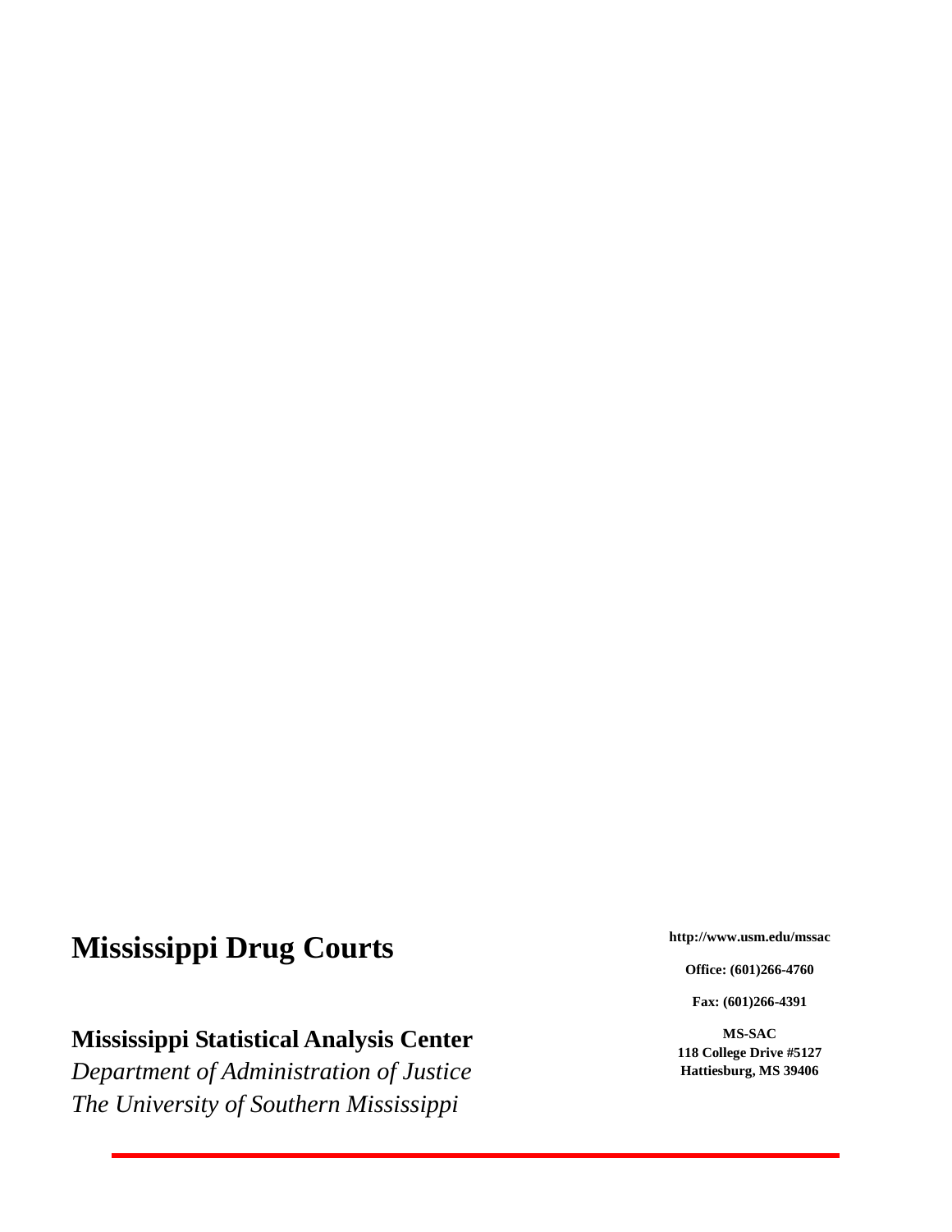# Mississippi Drug Courts

**Mississippi Statistical Analysis Center**

*Department of Administration of Justice*

*The University of Southern Mississippi*

**http://www.usm.edu/mssac**

**Office: (601)266-4760**

**Fax: (601)266-4391**

**MS-SAC**
**118 College Drive #5127**
**Hattiesburg, MS 39406**